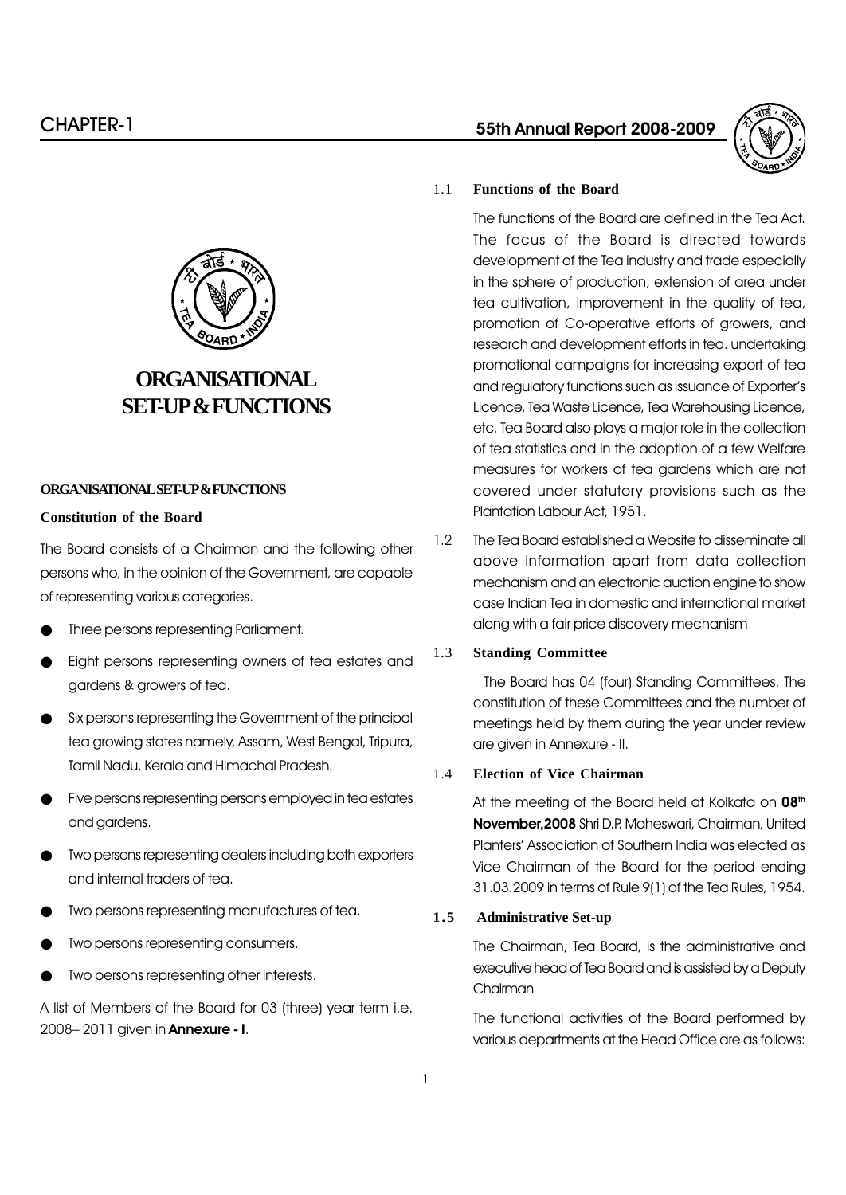# CHAPTER-1

# ORGANISATIONAL SET-UP & FUNCTIONS

## ORGANISATIONAL SET-UP & FUNCTIONS

### Constitution of the Board

The Board consists of a Chairman and the following other persons who, in the opinion of the Government, are capable of representing various categories.

- Three persons representing Parliament.
- Eight persons representing owners of tea estates and gardens & growers of tea.
- Six persons representing the Government of the principal tea growing states namely, Assam, West Bengal, Tripura, Tamil Nadu, Kerala and Himachal Pradesh.
- Five persons representing persons employed in tea estates and gardens.
- Two persons representing dealers including both exporters and internal traders of tea.
- Two persons representing manufactures of tea.
- Two persons representing consumers.
- Two persons representing other interests.

A list of Members of the Board for 03 (three) year term i.e. 2008– 2011 given in **Annexure - I**.

### 1.1 Functions of the Board

The functions of the Board are defined in the Tea Act. The focus of the Board is directed towards development of the Tea industry and trade especially in the sphere of production, extension of area under tea cultivation, improvement in the quality of tea, promotion of Co-operative efforts of growers, and research and development efforts in tea. undertaking promotional campaigns for increasing export of tea and regulatory functions such as issuance of Exporter's Licence, Tea Waste Licence, Tea Warehousing Licence, etc. Tea Board also plays a major role in the collection of tea statistics and in the adoption of a few Welfare measures for workers of tea gardens which are not covered under statutory provisions such as the Plantation Labour Act, 1951.

1.2 The Tea Board established a Website to disseminate all above information apart from data collection mechanism and an electronic auction engine to show case Indian Tea in domestic and international market along with a fair price discovery mechanism

### 1.3 Standing Committee

The Board has 04 (four) Standing Committees. The constitution of these Committees and the number of meetings held by them during the year under review are given in Annexure - II.

### 1.4 Election of Vice Chairman

At the meeting of the Board held at Kolkata on **08th November,2008** Shri D.P. Maheswari, Chairman, United Planters' Association of Southern India was elected as Vice Chairman of the Board for the period ending 31.03.2009 in terms of Rule 9(1) of the Tea Rules, 1954.

### 1.5 Administrative Set-up

The Chairman, Tea Board, is the administrative and executive head of Tea Board and is assisted by a Deputy Chairman

The functional activities of the Board performed by various departments at the Head Office are as follows: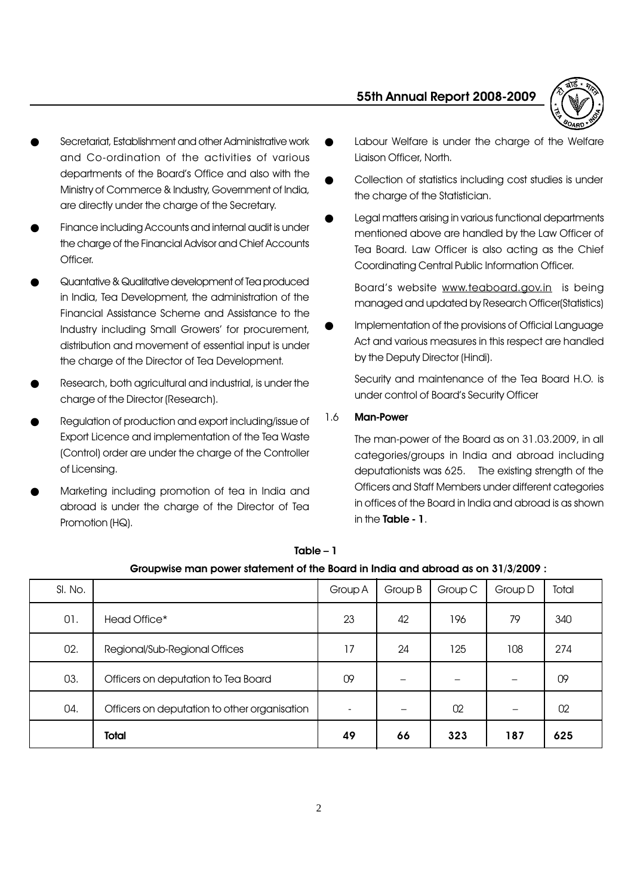- Secretariat, Establishment and other Administrative work and Co-ordination of the activities of various departments of the Board's Office and also with the Ministry of Commerce & Industry, Government of India, are directly under the charge of the Secretary.
- Finance including Accounts and internal audit is under the charge of the Financial Advisor and Chief Accounts Officer.
- Quantative & Qualitative development of Tea produced in India, Tea Development, the administration of the Financial Assistance Scheme and Assistance to the Industry including Small Growers' for procurement, distribution and movement of essential input is under the charge of the Director of Tea Development.
- Research, both agricultural and industrial, is under the charge of the Director (Research).
- Regulation of production and export including/issue of Export Licence and implementation of the Tea Waste (Control) order are under the charge of the Controller of Licensing.
- Marketing including promotion of tea in India and abroad is under the charge of the Director of Tea Promotion (HQ).
- Labour Welfare is under the charge of the Welfare Liaison Officer, North.
- Collection of statistics including cost studies is under the charge of the Statistician.
- Legal matters arising in various functional departments mentioned above are handled by the Law Officer of Tea Board. Law Officer is also acting as the Chief Coordinating Central Public Information Officer.

  Board's website www.teaboard.gov.in is being managed and updated by Research Officer(Statistics)
- Implementation of the provisions of Official Language Act and various measures in this respect are handled by the Deputy Director (Hindi).

  Security and maintenance of the Tea Board H.O. is under control of Board's Security Officer

### 1.6 Man-Power

The man-power of the Board as on 31.03.2009, in all categories/groups in India and abroad including deputationists was 625. The existing strength of the Officers and Staff Members under different categories in offices of the Board in India and abroad is as shown in the **Table - 1**.

**Table – 1**

**Groupwise man power statement of the Board in India and abroad as on 31/3/2009 :**

| Sl. No. | | Group A | Group B | Group C | Group D | Total |
|---|---|---|---|---|---|---|
| 01. | Head Office* | 23 | 42 | 196 | 79 | 340 |
| 02. | Regional/Sub-Regional Offices | 17 | 24 | 125 | 108 | 274 |
| 03. | Officers on deputation to Tea Board | 09 | – | – | – | 09 |
| 04. | Officers on deputation to other organisation | - | – | 02 | – | 02 |
| | **Total** | **49** | **66** | **323** | **187** | **625** |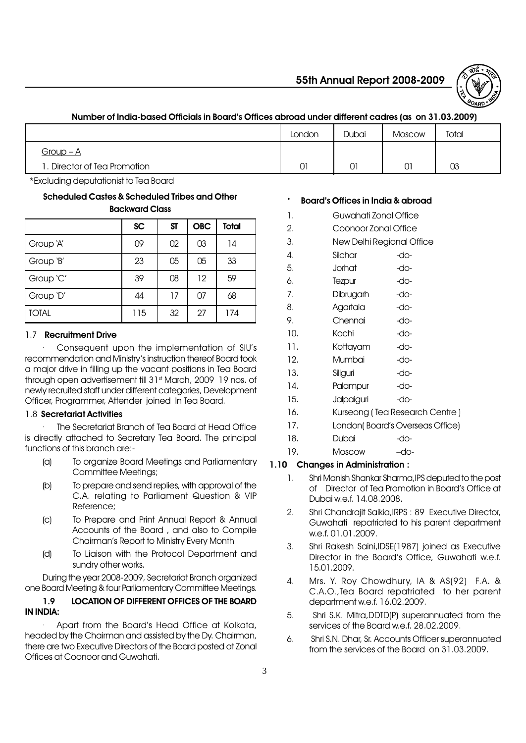**Number of India-based Officials in Board's Offices abroad under different cadres (as on 31.03.2009)**

| | London | Dubai | Moscow | Total |
|---|---|---|---|---|
| Group – A | | | | |
| 1. Director of Tea Promotion | 01 | 01 | 01 | 03 |

*Excluding deputationist to Tea Board

**Scheduled Castes & Scheduled Tribes and Other Backward Class**

| | SC | ST | OBC | Total |
|---|---|---|---|---|
| Group 'A' | 09 | 02 | 03 | 14 |
| Group 'B' | 23 | 05 | 05 | 33 |
| Group 'C' | 39 | 08 | 12 | 59 |
| Group 'D' | 44 | 17 | 07 | 68 |
| TOTAL | 115 | 32 | 27 | 174 |

### 1.7 Recruitment Drive

· Consequent upon the implementation of SIU's recommendation and Ministry's instruction thereof Board took a major drive in filling up the vacant positions in Tea Board through open advertisement till 31st March, 2009 19 nos. of newly recruited staff under different categories, Development Officer, Programmer, Attender joined In Tea Board.

### 1.8 Secretariat Activities

· The Secretariat Branch of Tea Board at Head Office is directly attached to Secretary Tea Board. The principal functions of this branch are:-

(a) To organize Board Meetings and Parliamentary Committee Meetings;

(b) To prepare and send replies, with approval of the C.A. relating to Parliament Question & VIP Reference;

(c) To Prepare and Print Annual Report & Annual Accounts of the Board , and also to Compile Chairman's Report to Ministry Every Month

(d) To Liaison with the Protocol Department and sundry other works.

During the year 2008-2009, Secretariat Branch organized one Board Meeting & four Parliamentary Committee Meetings.

### 1.9 LOCATION OF DIFFERENT OFFICES OF THE BOARD IN INDIA:

· Apart from the Board's Head Office at Kolkata, headed by the Chairman and assisted by the Dy. Chairman, there are two Executive Directors of the Board posted at Zonal Offices at Coonoor and Guwahati.

- **Board's Offices in India & abroad**

1. Guwahati Zonal Office
2. Coonoor Zonal Office
3. New Delhi Regional Office
4. Silchar -do-
5. Jorhat -do-
6. Tezpur -do-
7. Dibrugarh -do-
8. Agartala -do-
9. Chennai -do-
10. Kochi -do-
11. Kottayam -do-
12. Mumbai -do-
13. Siliguri -do-
14. Palampur -do-
15. Jalpaiguri -do-
16. Kurseong ( Tea Research Centre )
17. London( Board's Overseas Office)
18. Dubai -do-
19. Moscow –do-

### 1.10 Changes in Administration :

1. Shri Manish Shankar Sharma,IPS deputed to the post of Director of Tea Promotion in Board's Office at Dubai w.e.f. 14.08.2008.
2. Shri Chandrajit Saikia,IRPS : 89 Executive Director, Guwahati repatriated to his parent department w.e.f. 01.01.2009.
3. Shri Rakesh Saini,IDSE(1987) joined as Executive Director in the Board's Office, Guwahati w.e.f. 15.01.2009.
4. Mrs. Y. Roy Chowdhury, IA & AS(92) F.A. & C.A.O.,Tea Board repatriated to her parent department w.e.f. 16.02.2009.
5. Shri S.K. Mitra,DDTD(P) superannuated from the services of the Board w.e.f. 28.02.2009.
6. Shri S.N. Dhar, Sr. Accounts Officer superannuated from the services of the Board on 31.03.2009.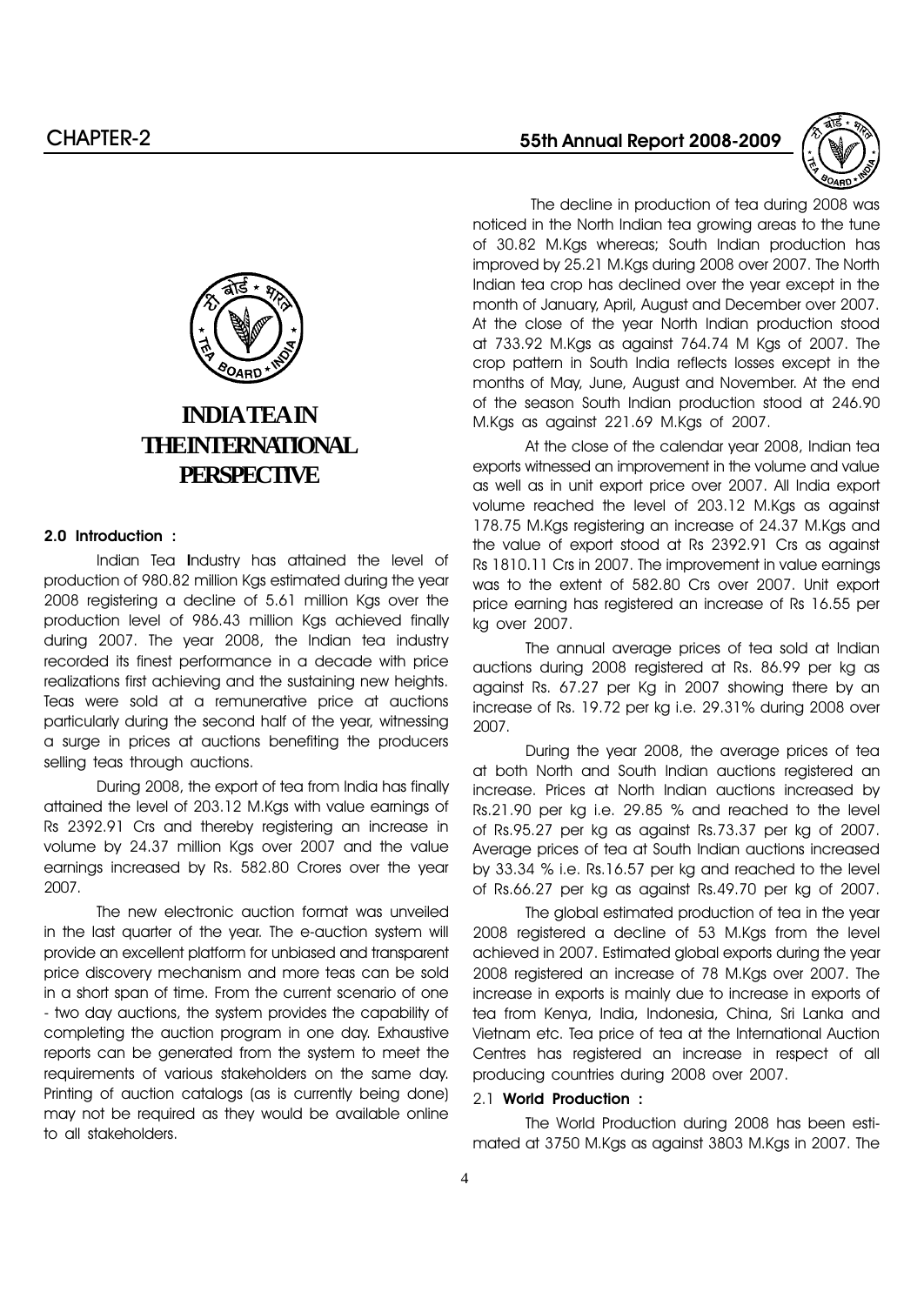# INDIA TEA IN THE INTERNATIONAL PERSPECTIVE

## 2.0 Introduction :

Indian Tea Industry has attained the level of production of 980.82 million Kgs estimated during the year 2008 registering a decline of 5.61 million Kgs over the production level of 986.43 million Kgs achieved finally during 2007. The year 2008, the Indian tea industry recorded its finest performance in a decade with price realizations first achieving and the sustaining new heights. Teas were sold at a remunerative price at auctions particularly during the second half of the year, witnessing a surge in prices at auctions benefiting the producers selling teas through auctions.

During 2008, the export of tea from India has finally attained the level of 203.12 M.Kgs with value earnings of Rs 2392.91 Crs and thereby registering an increase in volume by 24.37 million Kgs over 2007 and the value earnings increased by Rs. 582.80 Crores over the year 2007.

The new electronic auction format was unveiled in the last quarter of the year. The e-auction system will provide an excellent platform for unbiased and transparent price discovery mechanism and more teas can be sold in a short span of time. From the current scenario of one - two day auctions, the system provides the capability of completing the auction program in one day. Exhaustive reports can be generated from the system to meet the requirements of various stakeholders on the same day. Printing of auction catalogs (as is currently being done) may not be required as they would be available online to all stakeholders.

The decline in production of tea during 2008 was noticed in the North Indian tea growing areas to the tune of 30.82 M.Kgs whereas; South Indian production has improved by 25.21 M.Kgs during 2008 over 2007. The North Indian tea crop has declined over the year except in the month of January, April, August and December over 2007. At the close of the year North Indian production stood at 733.92 M.Kgs as against 764.74 M Kgs of 2007. The crop pattern in South India reflects losses except in the months of May, June, August and November. At the end of the season South Indian production stood at 246.90 M.Kgs as against 221.69 M.Kgs of 2007.

At the close of the calendar year 2008, Indian tea exports witnessed an improvement in the volume and value as well as in unit export price over 2007. All India export volume reached the level of 203.12 M.Kgs as against 178.75 M.Kgs registering an increase of 24.37 M.Kgs and the value of export stood at Rs 2392.91 Crs as against Rs 1810.11 Crs in 2007. The improvement in value earnings was to the extent of 582.80 Crs over 2007. Unit export price earning has registered an increase of Rs 16.55 per kg over 2007.

The annual average prices of tea sold at Indian auctions during 2008 registered at Rs. 86.99 per kg as against Rs. 67.27 per Kg in 2007 showing there by an increase of Rs. 19.72 per kg i.e. 29.31% during 2008 over 2007.

During the year 2008, the average prices of tea at both North and South Indian auctions registered an increase. Prices at North Indian auctions increased by Rs.21.90 per kg i.e. 29.85 % and reached to the level of Rs.95.27 per kg as against Rs.73.37 per kg of 2007. Average prices of tea at South Indian auctions increased by 33.34 % i.e. Rs.16.57 per kg and reached to the level of Rs.66.27 per kg as against Rs.49.70 per kg of 2007.

The global estimated production of tea in the year 2008 registered a decline of 53 M.Kgs from the level achieved in 2007. Estimated global exports during the year 2008 registered an increase of 78 M.Kgs over 2007. The increase in exports is mainly due to increase in exports of tea from Kenya, India, Indonesia, China, Sri Lanka and Vietnam etc. Tea price of tea at the International Auction Centres has registered an increase in respect of all producing countries during 2008 over 2007.

### 2.1 **World Production :**

The World Production during 2008 has been estimated at 3750 M.Kgs as against 3803 M.Kgs in 2007. The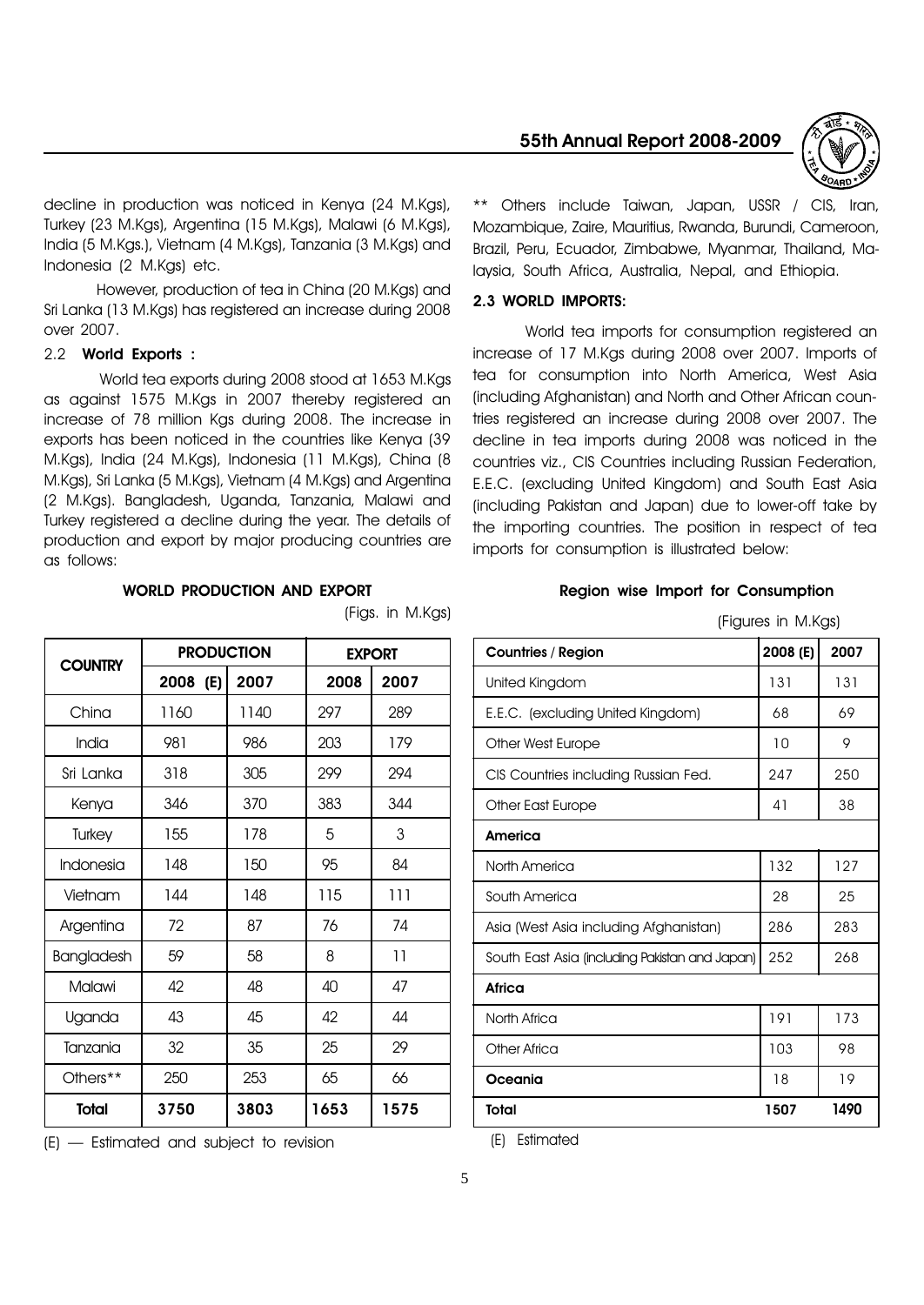decline in production was noticed in Kenya (24 M.Kgs), Turkey (23 M.Kgs), Argentina (15 M.Kgs), Malawi (6 M.Kgs), India (5 M.Kgs.), Vietnam (4 M.Kgs), Tanzania (3 M.Kgs) and Indonesia (2 M.Kgs) etc.

However, production of tea in China (20 M.Kgs) and Sri Lanka (13 M.Kgs) has registered an increase during 2008 over 2007.

### 2.2 World Exports :

World tea exports during 2008 stood at 1653 M.Kgs as against 1575 M.Kgs in 2007 thereby registered an increase of 78 million Kgs during 2008. The increase in exports has been noticed in the countries like Kenya (39 M.Kgs), India (24 M.Kgs), Indonesia (11 M.Kgs), China (8 M.Kgs), Sri Lanka (5 M.Kgs), Vietnam (4 M.Kgs) and Argentina (2 M.Kgs). Bangladesh, Uganda, Tanzania, Malawi and Turkey registered a decline during the year. The details of production and export by major producing countries are as follows:

**WORLD PRODUCTION AND EXPORT**

(Figs. in M.Kgs)

| COUNTRY | PRODUCTION | | EXPORT | |
|---|---|---|---|---|
| | 2008 (E) | 2007 | 2008 | 2007 |
| China | 1160 | 1140 | 297 | 289 |
| India | 981 | 986 | 203 | 179 |
| Sri Lanka | 318 | 305 | 299 | 294 |
| Kenya | 346 | 370 | 383 | 344 |
| Turkey | 155 | 178 | 5 | 3 |
| Indonesia | 148 | 150 | 95 | 84 |
| Vietnam | 144 | 148 | 115 | 111 |
| Argentina | 72 | 87 | 76 | 74 |
| Bangladesh | 59 | 58 | 8 | 11 |
| Malawi | 42 | 48 | 40 | 47 |
| Uganda | 43 | 45 | 42 | 44 |
| Tanzania | 32 | 35 | 25 | 29 |
| Others** | 250 | 253 | 65 | 66 |
| **Total** | **3750** | **3803** | **1653** | **1575** |

(E) — Estimated and subject to revision

** Others include Taiwan, Japan, USSR / CIS, Iran, Mozambique, Zaire, Mauritius, Rwanda, Burundi, Cameroon, Brazil, Peru, Ecuador, Zimbabwe, Myanmar, Thailand, Malaysia, South Africa, Australia, Nepal, and Ethiopia.

### 2.3 WORLD IMPORTS:

World tea imports for consumption registered an increase of 17 M.Kgs during 2008 over 2007. Imports of tea for consumption into North America, West Asia (including Afghanistan) and North and Other African countries registered an increase during 2008 over 2007. The decline in tea imports during 2008 was noticed in the countries viz., CIS Countries including Russian Federation, E.E.C. (excluding United Kingdom) and South East Asia (including Pakistan and Japan) due to lower-off take by the importing countries. The position in respect of tea imports for consumption is illustrated below:

**Region wise Import for Consumption**

(Figures in M.Kgs)

| Countries / Region | 2008 (E) | 2007 |
|---|---|---|
| United Kingdom | 131 | 131 |
| E.E.C. (excluding United Kingdom) | 68 | 69 |
| Other West Europe | 10 | 9 |
| CIS Countries including Russian Fed. | 247 | 250 |
| Other East Europe | 41 | 38 |
| **America** | | |
| North America | 132 | 127 |
| South America | 28 | 25 |
| Asia (West Asia including Afghanistan) | 286 | 283 |
| South East Asia (including Pakistan and Japan) | 252 | 268 |
| **Africa** | | |
| North Africa | 191 | 173 |
| Other Africa | 103 | 98 |
| **Oceania** | 18 | 19 |
| **Total** | **1507** | **1490** |

(E) Estimated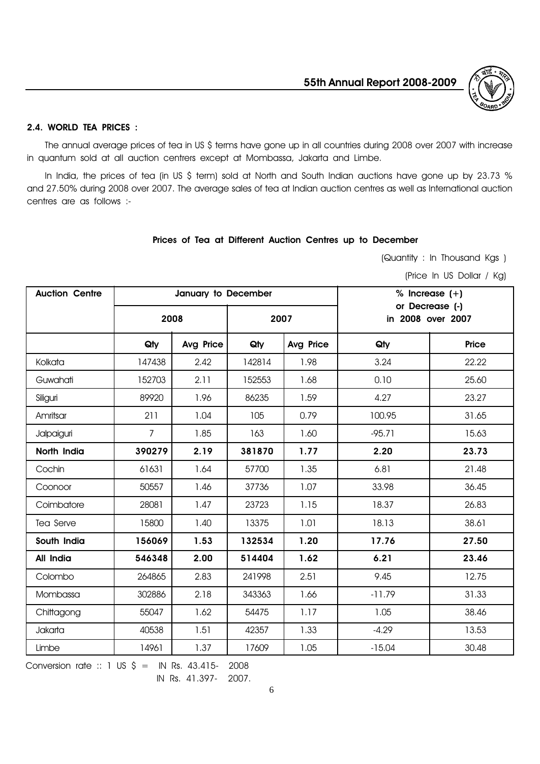## 2.4. WORLD TEA PRICES :

The annual average prices of tea in US $ terms have gone up in all countries during 2008 over 2007 with increase in quantum sold at all auction centrers except at Mombassa, Jakarta and Limbe.

In India, the prices of tea (in US $ term) sold at North and South Indian auctions have gone up by 23.73 % and 27.50% during 2008 over 2007. The average sales of tea at Indian auction centres as well as International auction centres are as follows :-

**Prices of Tea at Different Auction Centres up to December**

(Quantity : In Thousand Kgs )

(Price In US Dollar / Kg)

| Auction Centre | January to December | | | | % Increase (+) or Decrease (-) in 2008 over 2007 | |
|---|---|---|---|---|---|---|
| | 2008 | | 2007 | | | |
| | Qty | Avg Price | Qty | Avg Price | Qty | Price |
| Kolkata | 147438 | 2.42 | 142814 | 1.98 | 3.24 | 22.22 |
| Guwahati | 152703 | 2.11 | 152553 | 1.68 | 0.10 | 25.60 |
| Siliguri | 89920 | 1.96 | 86235 | 1.59 | 4.27 | 23.27 |
| Amritsar | 211 | 1.04 | 105 | 0.79 | 100.95 | 31.65 |
| Jalpaiguri | 7 | 1.85 | 163 | 1.60 | -95.71 | 15.63 |
| **North India** | **390279** | **2.19** | **381870** | **1.77** | **2.20** | **23.73** |
| Cochin | 61631 | 1.64 | 57700 | 1.35 | 6.81 | 21.48 |
| Coonoor | 50557 | 1.46 | 37736 | 1.07 | 33.98 | 36.45 |
| Coimbatore | 28081 | 1.47 | 23723 | 1.15 | 18.37 | 26.83 |
| Tea Serve | 15800 | 1.40 | 13375 | 1.01 | 18.13 | 38.61 |
| **South India** | **156069** | **1.53** | **132534** | **1.20** | **17.76** | **27.50** |
| **All India** | **546348** | **2.00** | **514404** | **1.62** | **6.21** | **23.46** |
| Colombo | 264865 | 2.83 | 241998 | 2.51 | 9.45 | 12.75 |
| Mombassa | 302886 | 2.18 | 343363 | 1.66 | -11.79 | 31.33 |
| Chittagong | 55047 | 1.62 | 54475 | 1.17 | 1.05 | 38.46 |
| Jakarta | 40538 | 1.51 | 42357 | 1.33 | -4.29 | 13.53 |
| Limbe | 14961 | 1.37 | 17609 | 1.05 | -15.04 | 30.48 |

Conversion rate :: 1 US $ = IN Rs. 43.415- 2008
IN Rs. 41.397- 2007.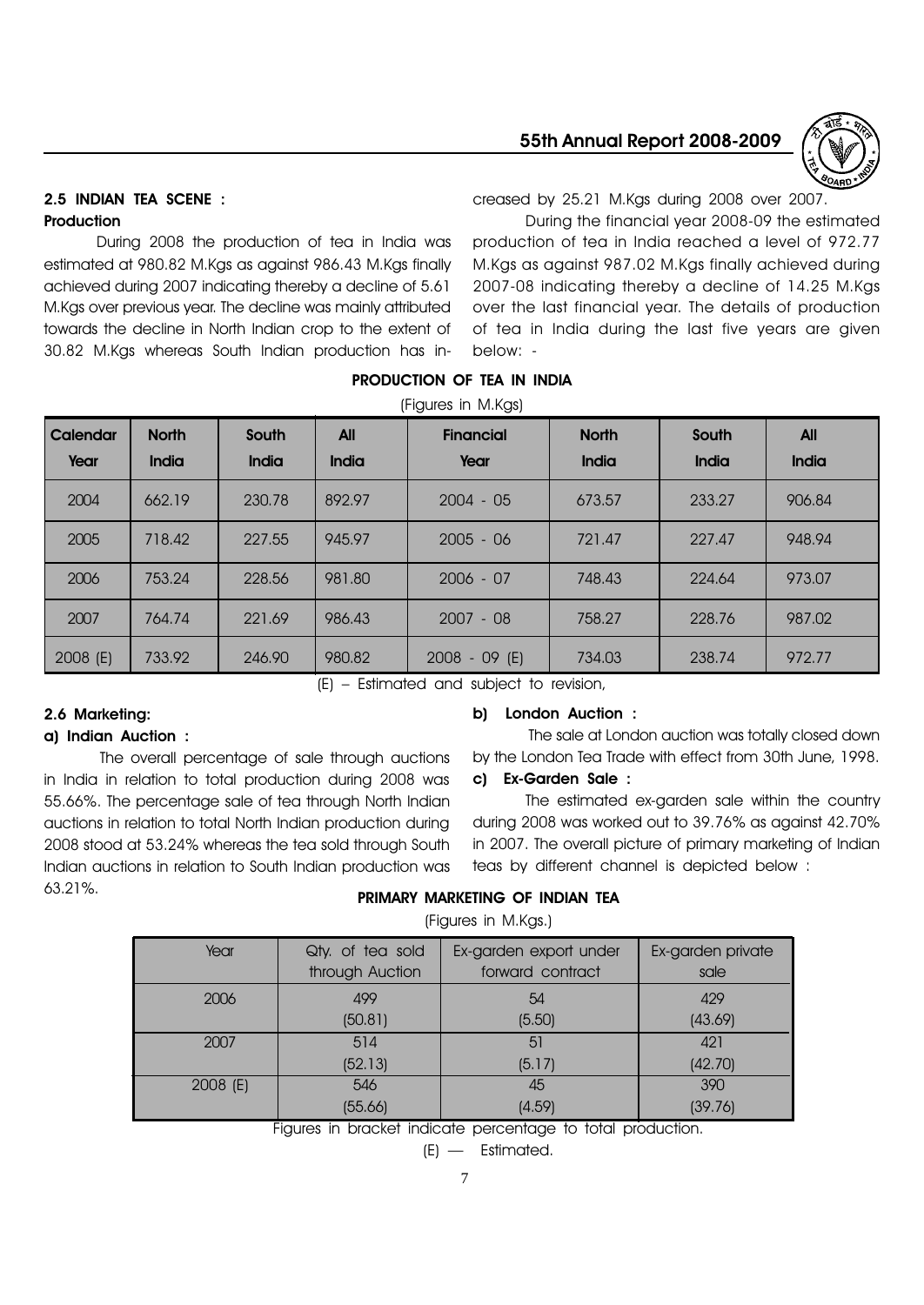## 2.5 INDIAN TEA SCENE :

### Production

During 2008 the production of tea in India was estimated at 980.82 M.Kgs as against 986.43 M.Kgs finally achieved during 2007 indicating thereby a decline of 5.61 M.Kgs over previous year. The decline was mainly attributed towards the decline in North Indian crop to the extent of 30.82 M.Kgs whereas South Indian production has increased by 25.21 M.Kgs during 2008 over 2007.

During the financial year 2008-09 the estimated production of tea in India reached a level of 972.77 M.Kgs as against 987.02 M.Kgs finally achieved during 2007-08 indicating thereby a decline of 14.25 M.Kgs over the last financial year. The details of production of tea in India during the last five years are given below: -

**PRODUCTION OF TEA IN INDIA**

(Figures in M.Kgs)

| Calendar Year | North India | South India | All India | Financial Year | North India | South India | All India |
|---|---|---|---|---|---|---|---|
| 2004 | 662.19 | 230.78 | 892.97 | 2004 - 05 | 673.57 | 233.27 | 906.84 |
| 2005 | 718.42 | 227.55 | 945.97 | 2005 - 06 | 721.47 | 227.47 | 948.94 |
| 2006 | 753.24 | 228.56 | 981.80 | 2006 - 07 | 748.43 | 224.64 | 973.07 |
| 2007 | 764.74 | 221.69 | 986.43 | 2007 - 08 | 758.27 | 228.76 | 987.02 |
| 2008 (E) | 733.92 | 246.90 | 980.82 | 2008 - 09 (E) | 734.03 | 238.74 | 972.77 |

(E) – Estimated and subject to revision,

## 2.6 Marketing:

### a) Indian Auction :

The overall percentage of sale through auctions in India in relation to total production during 2008 was 55.66%. The percentage sale of tea through North Indian auctions in relation to total North Indian production during 2008 stood at 53.24% whereas the tea sold through South Indian auctions in relation to South Indian production was 63.21%.

### b) London Auction :

The sale at London auction was totally closed down by the London Tea Trade with effect from 30th June, 1998.

### c) Ex-Garden Sale :

The estimated ex-garden sale within the country during 2008 was worked out to 39.76% as against 42.70% in 2007. The overall picture of primary marketing of Indian teas by different channel is depicted below :

**PRIMARY MARKETING OF INDIAN TEA**

(Figures in M.Kgs.)

| Year | Qty. of tea sold through Auction | Ex-garden export under forward contract | Ex-garden private sale |
|---|---|---|---|
| 2006 | 499 (50.81) | 54 (5.50) | 429 (43.69) |
| 2007 | 514 (52.13) | 51 (5.17) | 421 (42.70) |
| 2008 (E) | 546 (55.66) | 45 (4.59) | 390 (39.76) |

Figures in bracket indicate percentage to total production.

(E) — Estimated.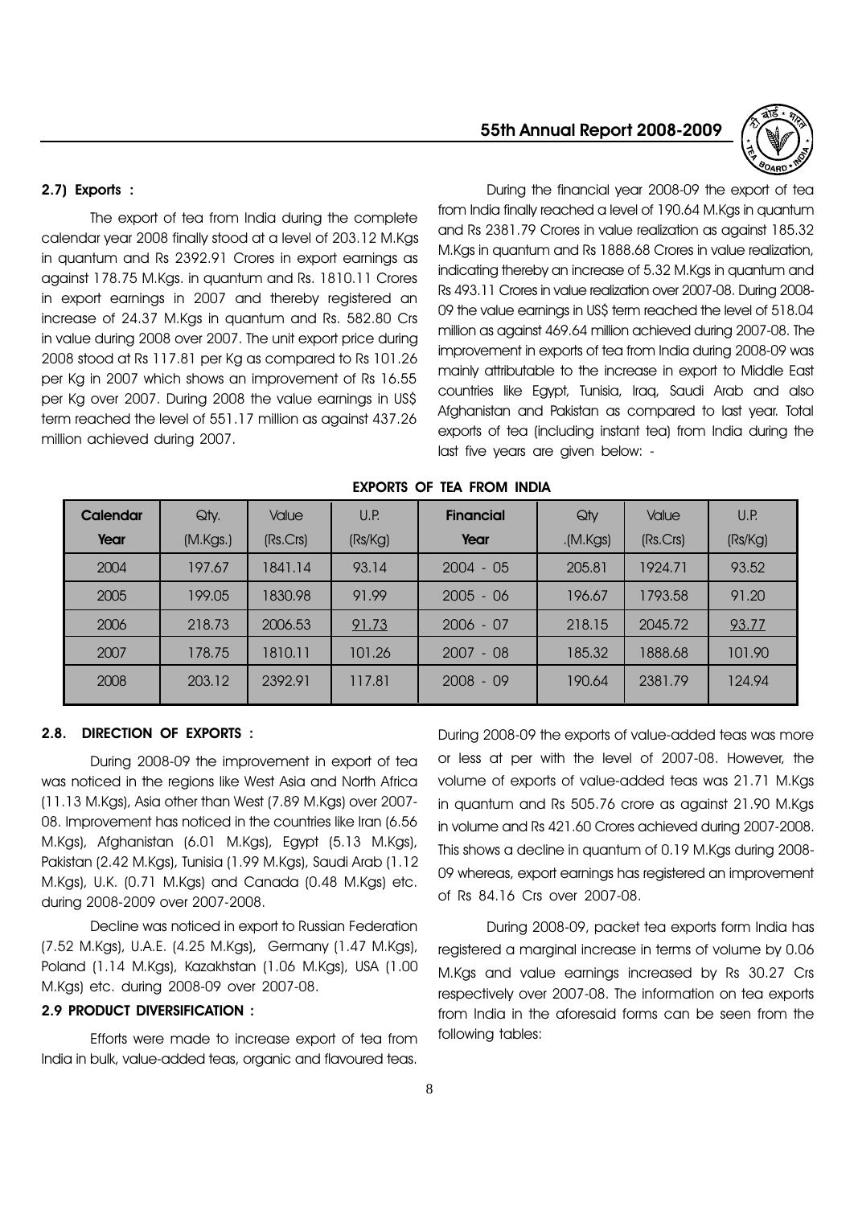## 2.7) Exports :

The export of tea from India during the complete calendar year 2008 finally stood at a level of 203.12 M.Kgs in quantum and Rs 2392.91 Crores in export earnings as against 178.75 M.Kgs. in quantum and Rs. 1810.11 Crores in export earnings in 2007 and thereby registered an increase of 24.37 M.Kgs in quantum and Rs. 582.80 Crs in value during 2008 over 2007. The unit export price during 2008 stood at Rs 117.81 per Kg as compared to Rs 101.26 per Kg in 2007 which shows an improvement of Rs 16.55 per Kg over 2007. During 2008 the value earnings in US$ term reached the level of 551.17 million as against 437.26 million achieved during 2007.

During the financial year 2008-09 the export of tea from India finally reached a level of 190.64 M.Kgs in quantum and Rs 2381.79 Crores in value realization as against 185.32 M.Kgs in quantum and Rs 1888.68 Crores in value realization, indicating thereby an increase of 5.32 M.Kgs in quantum and Rs 493.11 Crores in value realization over 2007-08. During 2008-09 the value earnings in US$ term reached the level of 518.04 million as against 469.64 million achieved during 2007-08. The improvement in exports of tea from India during 2008-09 was mainly attributable to the increase in export to Middle East countries like Egypt, Tunisia, Iraq, Saudi Arab and also Afghanistan and Pakistan as compared to last year. Total exports of tea (including instant tea) from India during the last five years are given below: -

**EXPORTS OF TEA FROM INDIA**

| Calendar Year | Qty. (M.Kgs.) | Value (Rs.Crs) | U.P. (Rs/Kg) | Financial Year | Qty .(M.Kgs) | Value (Rs.Crs) | U.P. (Rs/Kg) |
|---|---|---|---|---|---|---|---|
| 2004 | 197.67 | 1841.14 | 93.14 | 2004 - 05 | 205.81 | 1924.71 | 93.52 |
| 2005 | 199.05 | 1830.98 | 91.99 | 2005 - 06 | 196.67 | 1793.58 | 91.20 |
| 2006 | 218.73 | 2006.53 | 91.73 | 2006 - 07 | 218.15 | 2045.72 | 93.77 |
| 2007 | 178.75 | 1810.11 | 101.26 | 2007 - 08 | 185.32 | 1888.68 | 101.90 |
| 2008 | 203.12 | 2392.91 | 117.81 | 2008 - 09 | 190.64 | 2381.79 | 124.94 |

## 2.8. DIRECTION OF EXPORTS :

During 2008-09 the improvement in export of tea was noticed in the regions like West Asia and North Africa (11.13 M.Kgs), Asia other than West (7.89 M.Kgs) over 2007-08. Improvement has noticed in the countries like Iran (6.56 M.Kgs), Afghanistan (6.01 M.Kgs), Egypt (5.13 M.Kgs), Pakistan (2.42 M.Kgs), Tunisia (1.99 M.Kgs), Saudi Arab (1.12 M.Kgs), U.K. (0.71 M.Kgs) and Canada (0.48 M.Kgs) etc. during 2008-2009 over 2007-2008.

Decline was noticed in export to Russian Federation (7.52 M.Kgs), U.A.E. (4.25 M.Kgs), Germany (1.47 M.Kgs), Poland (1.14 M.Kgs), Kazakhstan (1.06 M.Kgs), USA (1.00 M.Kgs) etc. during 2008-09 over 2007-08.

## 2.9 PRODUCT DIVERSIFICATION :

Efforts were made to increase export of tea from India in bulk, value-added teas, organic and flavoured teas. During 2008-09 the exports of value-added teas was more or less at per with the level of 2007-08. However, the volume of exports of value-added teas was 21.71 M.Kgs in quantum and Rs 505.76 crore as against 21.90 M.Kgs in volume and Rs 421.60 Crores achieved during 2007-2008. This shows a decline in quantum of 0.19 M.Kgs during 2008-09 whereas, export earnings has registered an improvement of Rs 84.16 Crs over 2007-08.

During 2008-09, packet tea exports form India has registered a marginal increase in terms of volume by 0.06 M.Kgs and value earnings increased by Rs 30.27 Crs respectively over 2007-08. The information on tea exports from India in the aforesaid forms can be seen from the following tables: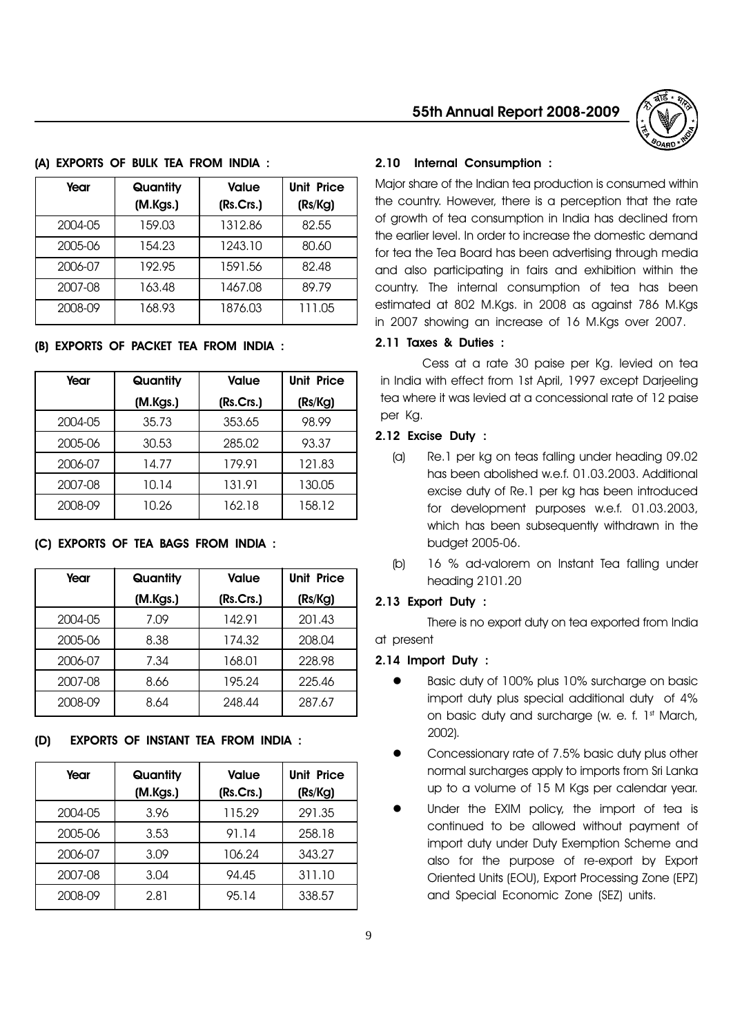### (A) EXPORTS OF BULK TEA FROM INDIA :

| Year | Quantity (M.Kgs.) | Value (Rs.Crs.) | Unit Price (Rs/Kg) |
|---|---|---|---|
| 2004-05 | 159.03 | 1312.86 | 82.55 |
| 2005-06 | 154.23 | 1243.10 | 80.60 |
| 2006-07 | 192.95 | 1591.56 | 82.48 |
| 2007-08 | 163.48 | 1467.08 | 89.79 |
| 2008-09 | 168.93 | 1876.03 | 111.05 |

### (B) EXPORTS OF PACKET TEA FROM INDIA :

| Year | Quantity (M.Kgs.) | Value (Rs.Crs.) | Unit Price (Rs/Kg) |
|---|---|---|---|
| 2004-05 | 35.73 | 353.65 | 98.99 |
| 2005-06 | 30.53 | 285.02 | 93.37 |
| 2006-07 | 14.77 | 179.91 | 121.83 |
| 2007-08 | 10.14 | 131.91 | 130.05 |
| 2008-09 | 10.26 | 162.18 | 158.12 |

### (C) EXPORTS OF TEA BAGS FROM INDIA :

| Year | Quantity (M.Kgs.) | Value (Rs.Crs.) | Unit Price (Rs/Kg) |
|---|---|---|---|
| 2004-05 | 7.09 | 142.91 | 201.43 |
| 2005-06 | 8.38 | 174.32 | 208.04 |
| 2006-07 | 7.34 | 168.01 | 228.98 |
| 2007-08 | 8.66 | 195.24 | 225.46 |
| 2008-09 | 8.64 | 248.44 | 287.67 |

### (D) EXPORTS OF INSTANT TEA FROM INDIA :

| Year | Quantity (M.Kgs.) | Value (Rs.Crs.) | Unit Price (Rs/Kg) |
|---|---|---|---|
| 2004-05 | 3.96 | 115.29 | 291.35 |
| 2005-06 | 3.53 | 91.14 | 258.18 |
| 2006-07 | 3.09 | 106.24 | 343.27 |
| 2007-08 | 3.04 | 94.45 | 311.10 |
| 2008-09 | 2.81 | 95.14 | 338.57 |

### 2.10 Internal Consumption :

Major share of the Indian tea production is consumed within the country. However, there is a perception that the rate of growth of tea consumption in India has declined from the earlier level. In order to increase the domestic demand for tea the Tea Board has been advertising through media and also participating in fairs and exhibition within the country. The internal consumption of tea has been estimated at 802 M.Kgs. in 2008 as against 786 M.Kgs in 2007 showing an increase of 16 M.Kgs over 2007.

### 2.11 Taxes & Duties :

Cess at a rate 30 paise per Kg. levied on tea in India with effect from 1st April, 1997 except Darjeeling tea where it was levied at a concessional rate of 12 paise per Kg.

### 2.12 Excise Duty :

(a) Re.1 per kg on teas falling under heading 09.02 has been abolished w.e.f. 01.03.2003. Additional excise duty of Re.1 per kg has been introduced for development purposes w.e.f. 01.03.2003, which has been subsequently withdrawn in the budget 2005-06.

(b) 16 % ad-valorem on Instant Tea falling under heading 2101.20

### 2.13 Export Duty :

There is no export duty on tea exported from India at present

### 2.14 Import Duty :

- Basic duty of 100% plus 10% surcharge on basic import duty plus special additional duty of 4% on basic duty and surcharge (w. e. f. 1st March, 2002).
- Concessionary rate of 7.5% basic duty plus other normal surcharges apply to imports from Sri Lanka up to a volume of 15 M Kgs per calendar year.
- Under the EXIM policy, the import of tea is continued to be allowed without payment of import duty under Duty Exemption Scheme and also for the purpose of re-export by Export Oriented Units (EOU), Export Processing Zone (EPZ) and Special Economic Zone (SEZ) units.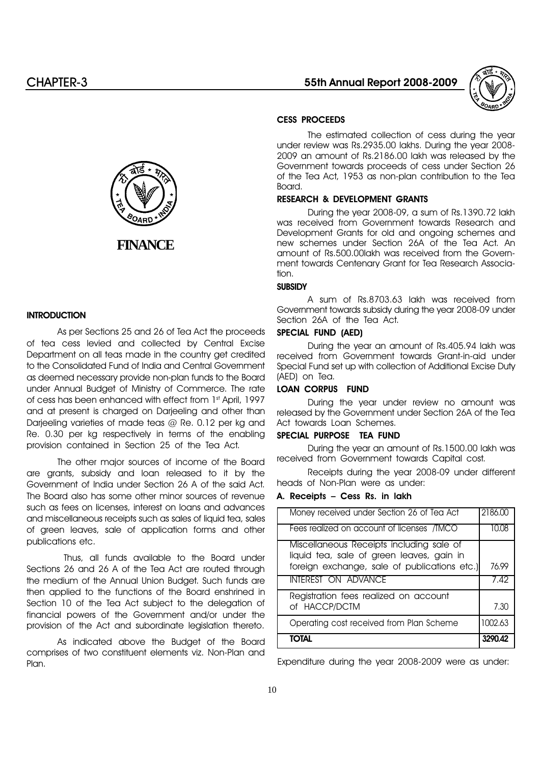# FINANCE

## INTRODUCTION

As per Sections 25 and 26 of Tea Act the proceeds of tea cess levied and collected by Central Excise Department on all teas made in the country get credited to the Consolidated Fund of India and Central Government as deemed necessary provide non-plan funds to the Board under Annual Budget of Ministry of Commerce. The rate of cess has been enhanced with effect from 1st April, 1997 and at present is charged on Darjeeling and other than Darjeeling varieties of made teas @ Re. 0.12 per kg and Re. 0.30 per kg respectively in terms of the enabling provision contained in Section 25 of the Tea Act.

The other major sources of income of the Board are grants, subsidy and loan released to it by the Government of India under Section 26 A of the said Act. The Board also has some other minor sources of revenue such as fees on licenses, interest on loans and advances and miscellaneous receipts such as sales of liquid tea, sales of green leaves, sale of application forms and other publications etc.

Thus, all funds available to the Board under Sections 26 and 26 A of the Tea Act are routed through the medium of the Annual Union Budget. Such funds are then applied to the functions of the Board enshrined in Section 10 of the Tea Act subject to the delegation of financial powers of the Government and/or under the provision of the Act and subordinate legislation thereto.

As indicated above the Budget of the Board comprises of two constituent elements viz. Non-Plan and Plan.

## CESS PROCEEDS

The estimated collection of cess during the year under review was Rs.2935.00 lakhs. During the year 2008-2009 an amount of Rs.2186.00 lakh was released by the Government towards proceeds of cess under Section 26 of the Tea Act, 1953 as non-plan contribution to the Tea Board.

## RESEARCH & DEVELOPMENT GRANTS

During the year 2008-09, a sum of Rs.1390.72 lakh was received from Government towards Research and Development Grants for old and ongoing schemes and new schemes under Section 26A of the Tea Act. An amount of Rs.500.00lakh was received from the Government towards Centenary Grant for Tea Research Association.

## SUBSIDY

A sum of Rs.8703.63 lakh was received from Government towards subsidy during the year 2008-09 under Section 26A of the Tea Act.

## SPECIAL FUND (AED)

During the year an amount of Rs.405.94 lakh was received from Government towards Grant-in-aid under Special Fund set up with collection of Additional Excise Duty (AED) on Tea.

## LOAN CORPUS FUND

During the year under review no amount was released by the Government under Section 26A of the Tea Act towards Loan Schemes.

## SPECIAL PURPOSE TEA FUND

During the year an amount of Rs.1500.00 lakh was received from Government towards Capital cost.

Receipts during the year 2008-09 under different heads of Non-Plan were as under:

### A. Receipts – Cess Rs. in lakh

| | |
|---|---|
| Money received under Section 26 of Tea Act | 2186.00 |
| Fees realized on account of licenses /TMCO | 10.08 |
| Miscellaneous Receipts including sale of liquid tea, sale of green leaves, gain in foreign exchange, sale of publications etc.) | 76.99 |
| INTEREST ON ADVANCE | 7.42 |
| Registration fees realized on account of HACCP/DCTM | 7.30 |
| Operating cost received from Plan Scheme | 1002.63 |
| **TOTAL** | **3290.42** |

Expenditure during the year 2008-2009 were as under: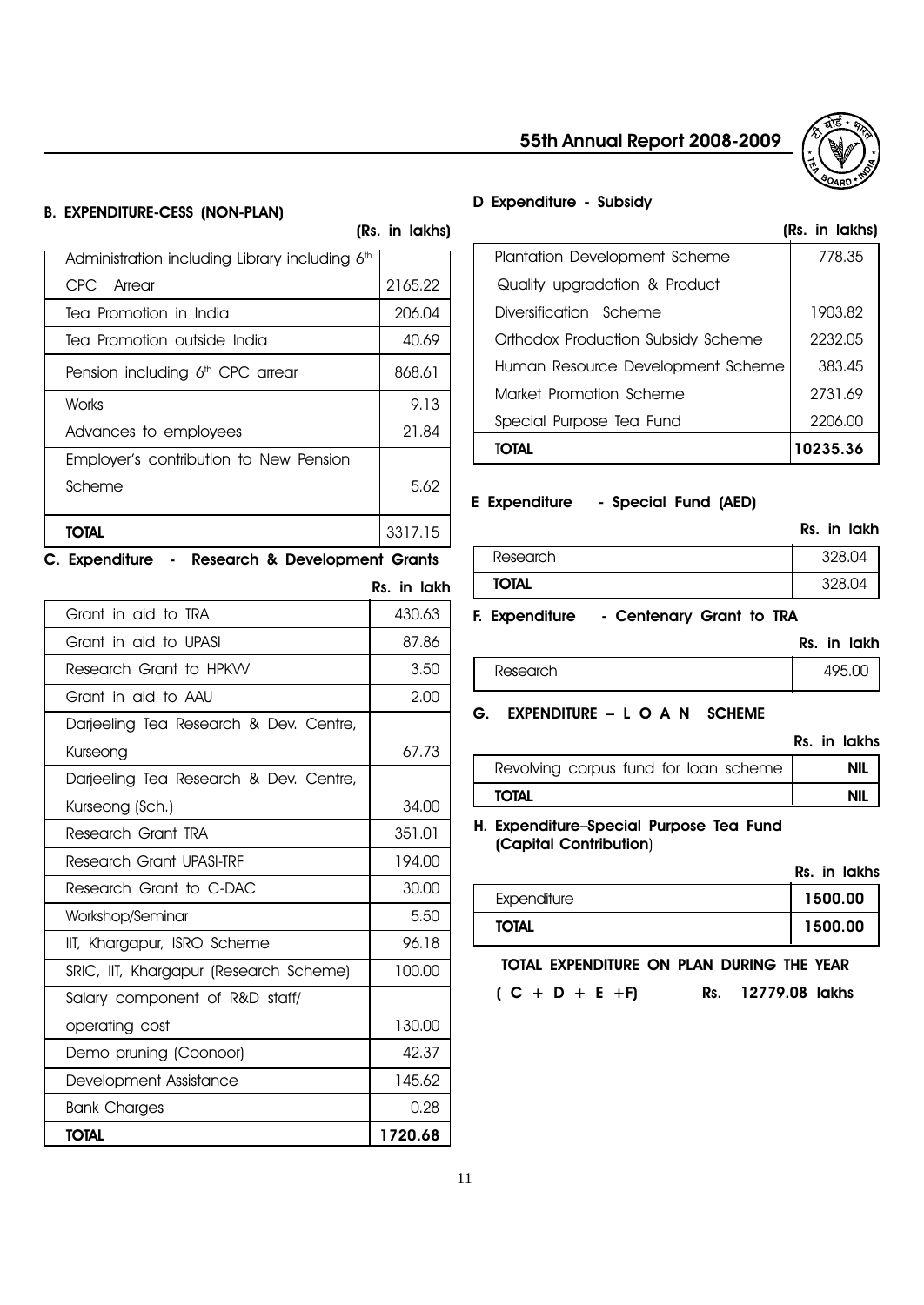### B. EXPENDITURE-CESS (NON-PLAN)

(Rs. in lakhs)

| | |
|---|---|
| Administration including Library including 6th CPC Arrear | 2165.22 |
| Tea Promotion in India | 206.04 |
| Tea Promotion outside India | 40.69 |
| Pension including 6th CPC arrear | 868.61 |
| Works | 9.13 |
| Advances to employees | 21.84 |
| Employer's contribution to New Pension Scheme | 5.62 |
| **TOTAL** | 3317.15 |

### C. Expenditure - Research & Development Grants

Rs. in lakh

| | |
|---|---|
| Grant in aid to TRA | 430.63 |
| Grant in aid to UPASI | 87.86 |
| Research Grant to HPKVV | 3.50 |
| Grant in aid to AAU | 2.00 |
| Darjeeling Tea Research & Dev. Centre, Kurseong | 67.73 |
| Darjeeling Tea Research & Dev. Centre, Kurseong (Sch.) | 34.00 |
| Research Grant TRA | 351.01 |
| Research Grant UPASI-TRF | 194.00 |
| Research Grant to C-DAC | 30.00 |
| Workshop/Seminar | 5.50 |
| IIT, Khargapur, ISRO Scheme | 96.18 |
| SRIC, IIT, Khargapur (Research Scheme) | 100.00 |
| Salary component of R&D staff/ operating cost | 130.00 |
| Demo pruning (Coonoor) | 42.37 |
| Development Assistance | 145.62 |
| Bank Charges | 0.28 |
| **TOTAL** | **1720.68** |

### D Expenditure - Subsidy

(Rs. in lakhs)

| | |
|---|---|
| Plantation Development Scheme | 778.35 |
| Quality upgradation & Product Diversification Scheme | 1903.82 |
| Orthodox Production Subsidy Scheme | 2232.05 |
| Human Resource Development Scheme | 383.45 |
| Market Promotion Scheme | 2731.69 |
| Special Purpose Tea Fund | 2206.00 |
| **TOTAL** | **10235.36** |

### E Expenditure - Special Fund (AED)

Rs. in lakh

| | |
|---|---|
| Research | 328.04 |
| **TOTAL** | 328.04 |

### F. Expenditure - Centenary Grant to TRA

Rs. in lakh

| | |
|---|---|
| Research | 495.00 |

### G. EXPENDITURE – L O A N SCHEME

Rs. in lakhs

| | |
|---|---|
| Revolving corpus fund for loan scheme | **NIL** |
| **TOTAL** | **NIL** |

### H. Expenditure–Special Purpose Tea Fund (Capital Contribution)

Rs. in lakhs

| | |
|---|---|
| Expenditure | **1500.00** |
| **TOTAL** | **1500.00** |

**TOTAL EXPENDITURE ON PLAN DURING THE YEAR**

**( C + D + E +F) Rs. 12779.08 lakhs**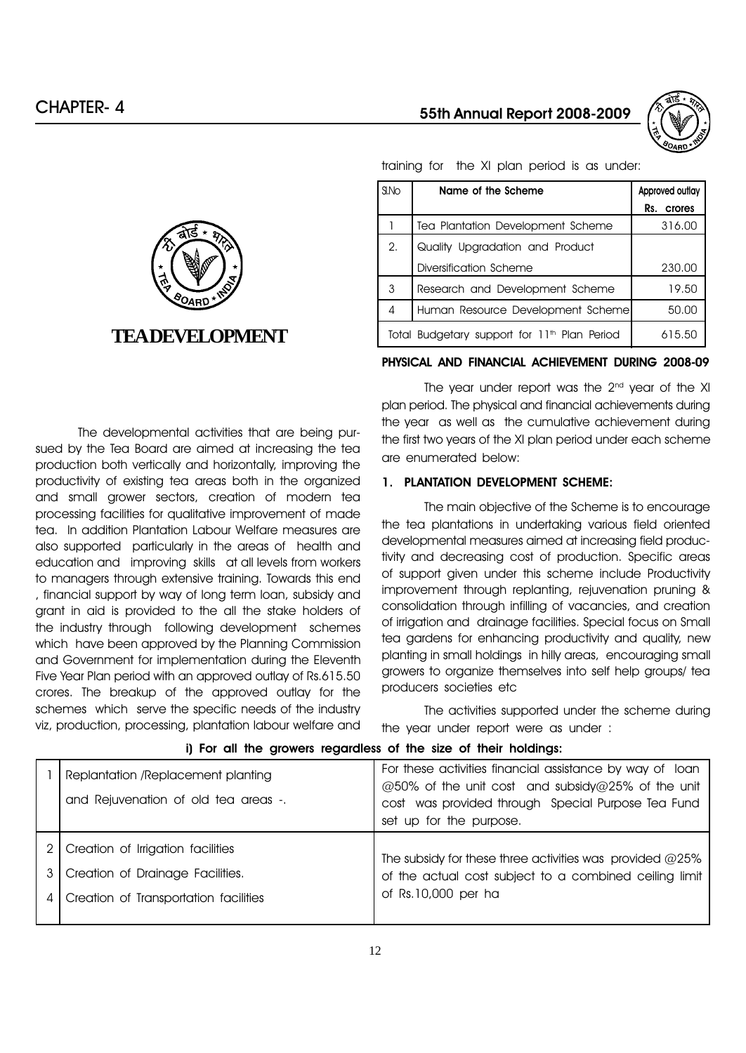# TEA DEVELOPMENT

The developmental activities that are being pursued by the Tea Board are aimed at increasing the tea production both vertically and horizontally, improving the productivity of existing tea areas both in the organized and small grower sectors, creation of modern tea processing facilities for qualitative improvement of made tea. In addition Plantation Labour Welfare measures are also supported particularly in the areas of health and education and improving skills at all levels from workers to managers through extensive training. Towards this end , financial support by way of long term loan, subsidy and grant in aid is provided to the all the stake holders of the industry through following development schemes which have been approved by the Planning Commission and Government for implementation during the Eleventh Five Year Plan period with an approved outlay of Rs.615.50 crores. The breakup of the approved outlay for the schemes which serve the specific needs of the industry viz, production, processing, plantation labour welfare and training for the XI plan period is as under:

| Sl.No | Name of the Scheme | Approved outlay Rs. crores |
|---|---|---|
| 1 | Tea Plantation Development Scheme | 316.00 |
| 2. | Quality Upgradation and Product Diversification Scheme | 230.00 |
| 3 | Research and Development Scheme | 19.50 |
| 4 | Human Resource Development Scheme | 50.00 |
| | Total Budgetary support for 11th Plan Period | 615.50 |

## PHYSICAL AND FINANCIAL ACHIEVEMENT DURING 2008-09

The year under report was the 2nd year of the XI plan period. The physical and financial achievements during the year as well as the cumulative achievement during the first two years of the XI plan period under each scheme are enumerated below:

### 1. PLANTATION DEVELOPMENT SCHEME:

The main objective of the Scheme is to encourage the tea plantations in undertaking various field oriented developmental measures aimed at increasing field productivity and decreasing cost of production. Specific areas of support given under this scheme include Productivity improvement through replanting, rejuvenation pruning & consolidation through infilling of vacancies, and creation of irrigation and drainage facilities. Special focus on Small tea gardens for enhancing productivity and quality, new planting in small holdings in hilly areas, encouraging small growers to organize themselves into self help groups/ tea producers societies etc

The activities supported under the scheme during the year under report were as under :

**i) For all the growers regardless of the size of their holdings:**

| | | |
|---|---|---|
| 1 | Replantation /Replacement planting and Rejuvenation of old tea areas -. | For these activities financial assistance by way of loan @50% of the unit cost and subsidy@25% of the unit cost was provided through Special Purpose Tea Fund set up for the purpose. |
| 2 | Creation of Irrigation facilities | The subsidy for these three activities was provided @25% of the actual cost subject to a combined ceiling limit of Rs.10,000 per ha |
| 3 | Creation of Drainage Facilities. | |
| 4 | Creation of Transportation facilities | |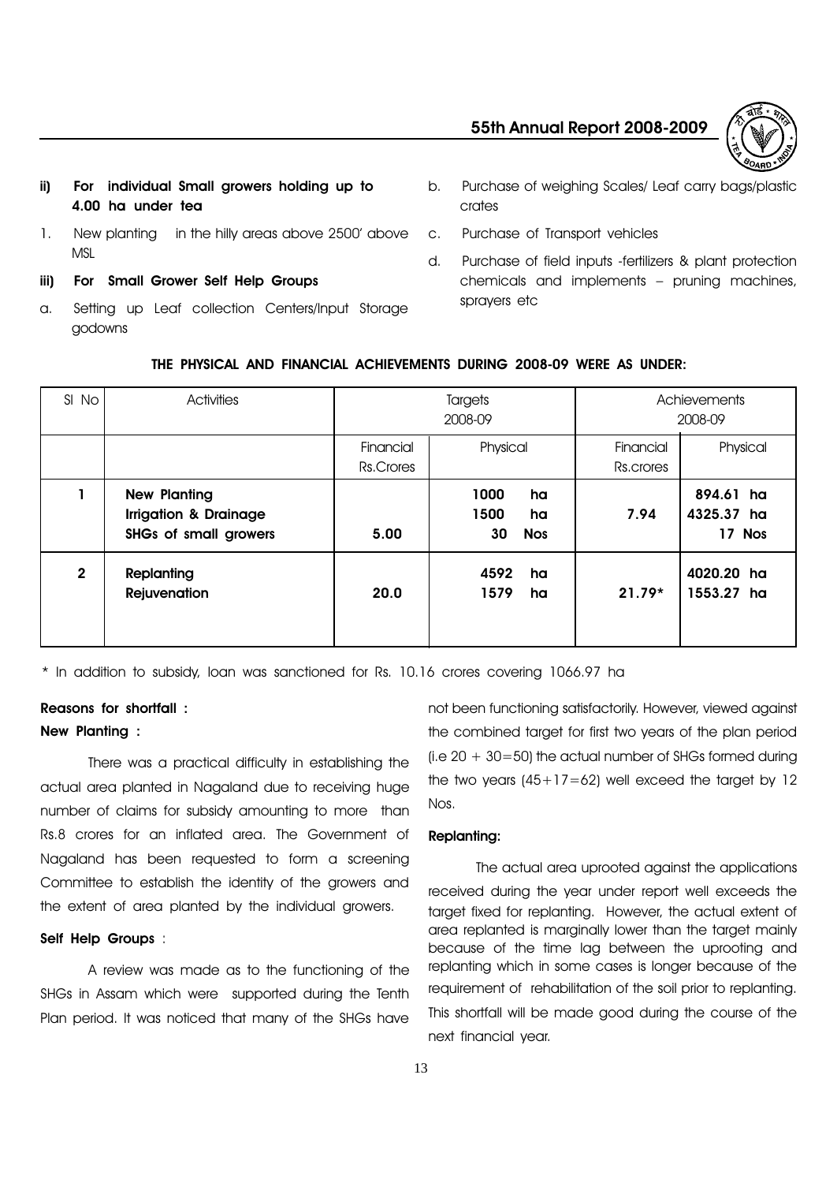**ii) For individual Small growers holding up to 4.00 ha under tea**

1. New planting in the hilly areas above 2500' above MSL

**iii) For Small Grower Self Help Groups**

a. Setting up Leaf collection Centers/Input Storage godowns

b. Purchase of weighing Scales/ Leaf carry bags/plastic crates

c. Purchase of Transport vehicles

d. Purchase of field inputs -fertilizers & plant protection chemicals and implements – pruning machines, sprayers etc

**THE PHYSICAL AND FINANCIAL ACHIEVEMENTS DURING 2008-09 WERE AS UNDER:**

| Sl No | Activities | Targets 2008-09 | | Achievements 2008-09 | |
|---|---|---|---|---|---|
| | | Financial Rs.Crores | Physical | Financial Rs.crores | Physical |
| **1** | **New Planting**<br>**Irrigation & Drainage**<br>**SHGs of small growers** | **5.00** | **1000 ha**<br>**1500 ha**<br>**30 Nos** | **7.94** | **894.61 ha**<br>**4325.37 ha**<br>**17 Nos** |
| **2** | **Replanting**<br>**Rejuvenation** | **20.0** | **4592 ha**<br>**1579 ha** | **21.79*** | **4020.20 ha**<br>**1553.27 ha** |

\* In addition to subsidy, loan was sanctioned for Rs. 10.16 crores covering 1066.97 ha

**Reasons for shortfall :**

**New Planting :**

There was a practical difficulty in establishing the actual area planted in Nagaland due to receiving huge number of claims for subsidy amounting to more than Rs.8 crores for an inflated area. The Government of Nagaland has been requested to form a screening Committee to establish the identity of the growers and the extent of area planted by the individual growers.

**Self Help Groups** :

A review was made as to the functioning of the SHGs in Assam which were supported during the Tenth Plan period. It was noticed that many of the SHGs have not been functioning satisfactorily. However, viewed against the combined target for first two years of the plan period (i.e 20 + 30=50) the actual number of SHGs formed during the two years (45+17=62) well exceed the target by 12 Nos.

**Replanting:**

The actual area uprooted against the applications received during the year under report well exceeds the target fixed for replanting. However, the actual extent of area replanted is marginally lower than the target mainly because of the time lag between the uprooting and replanting which in some cases is longer because of the requirement of rehabilitation of the soil prior to replanting. This shortfall will be made good during the course of the next financial year.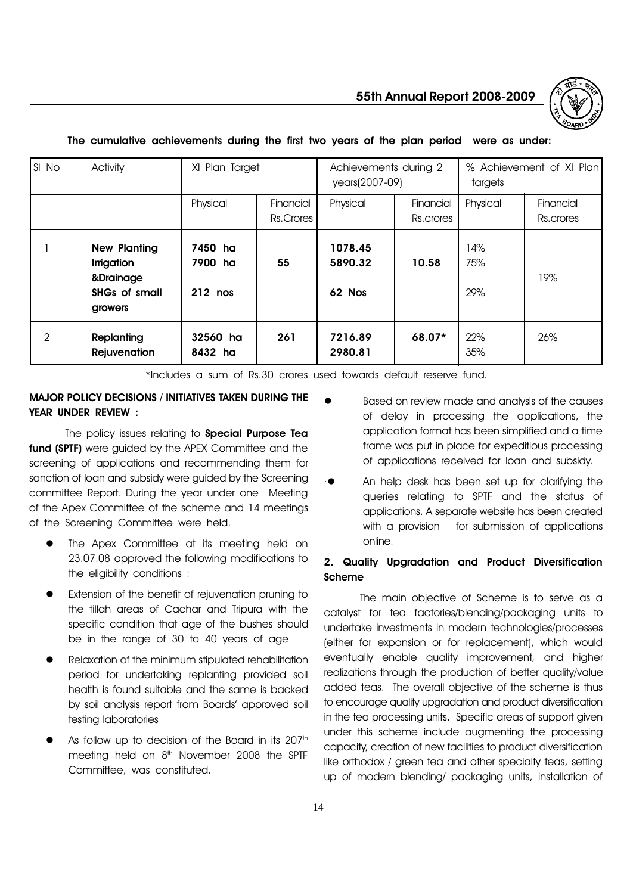**The cumulative achievements during the first two years of the plan period were as under:**

| Sl No | Activity | XI Plan Target | | Achievements during 2 years(2007-09) | | % Achievement of XI Plan targets | |
|---|---|---|---|---|---|---|---|
| | | Physical | Financial Rs.Crores | Physical | Financial Rs.crores | Physical | Financial Rs.crores |
| 1 | **New Planting** **Irrigation &Drainage** **SHGs of small growers** | **7450 ha** **7900 ha** **212 nos** | **55** | **1078.45** **5890.32** **62 Nos** | **10.58** | 14% 75% 29% | 19% |
| 2 | **Replanting** **Rejuvenation** | **32560 ha** **8432 ha** | **261** | **7216.89** **2980.81** | **68.07*** | 22% 35% | 26% |

*Includes a sum of Rs.30 crores used towards default reserve fund.

**MAJOR POLICY DECISIONS / INITIATIVES TAKEN DURING THE YEAR UNDER REVIEW :**

The policy issues relating to **Special Purpose Tea fund (SPTF)** were guided by the APEX Committee and the screening of applications and recommending them for sanction of loan and subsidy were guided by the Screening committee Report. During the year under one Meeting of the Apex Committee of the scheme and 14 meetings of the Screening Committee were held.

- The Apex Committee at its meeting held on 23.07.08 approved the following modifications to the eligibility conditions :
- Extension of the benefit of rejuvenation pruning to the tillah areas of Cachar and Tripura with the specific condition that age of the bushes should be in the range of 30 to 40 years of age
- Relaxation of the minimum stipulated rehabilitation period for undertaking replanting provided soil health is found suitable and the same is backed by soil analysis report from Boards' approved soil testing laboratories
- As follow up to decision of the Board in its 207th meeting held on 8th November 2008 the SPTF Committee, was constituted.
- Based on review made and analysis of the causes of delay in processing the applications, the application format has been simplified and a time frame was put in place for expeditious processing of applications received for loan and subsidy.
- An help desk has been set up for clarifying the queries relating to SPTF and the status of applications. A separate website has been created with a provision for submission of applications online.

## 2. Quality Upgradation and Product Diversification Scheme

The main objective of Scheme is to serve as a catalyst for tea factories/blending/packaging units to undertake investments in modern technologies/processes (either for expansion or for replacement), which would eventually enable quality improvement, and higher realizations through the production of better quality/value added teas. The overall objective of the scheme is thus to encourage quality upgradation and product diversification in the tea processing units. Specific areas of support given under this scheme include augmenting the processing capacity, creation of new facilities to product diversification like orthodox / green tea and other specialty teas, setting up of modern blending/ packaging units, installation of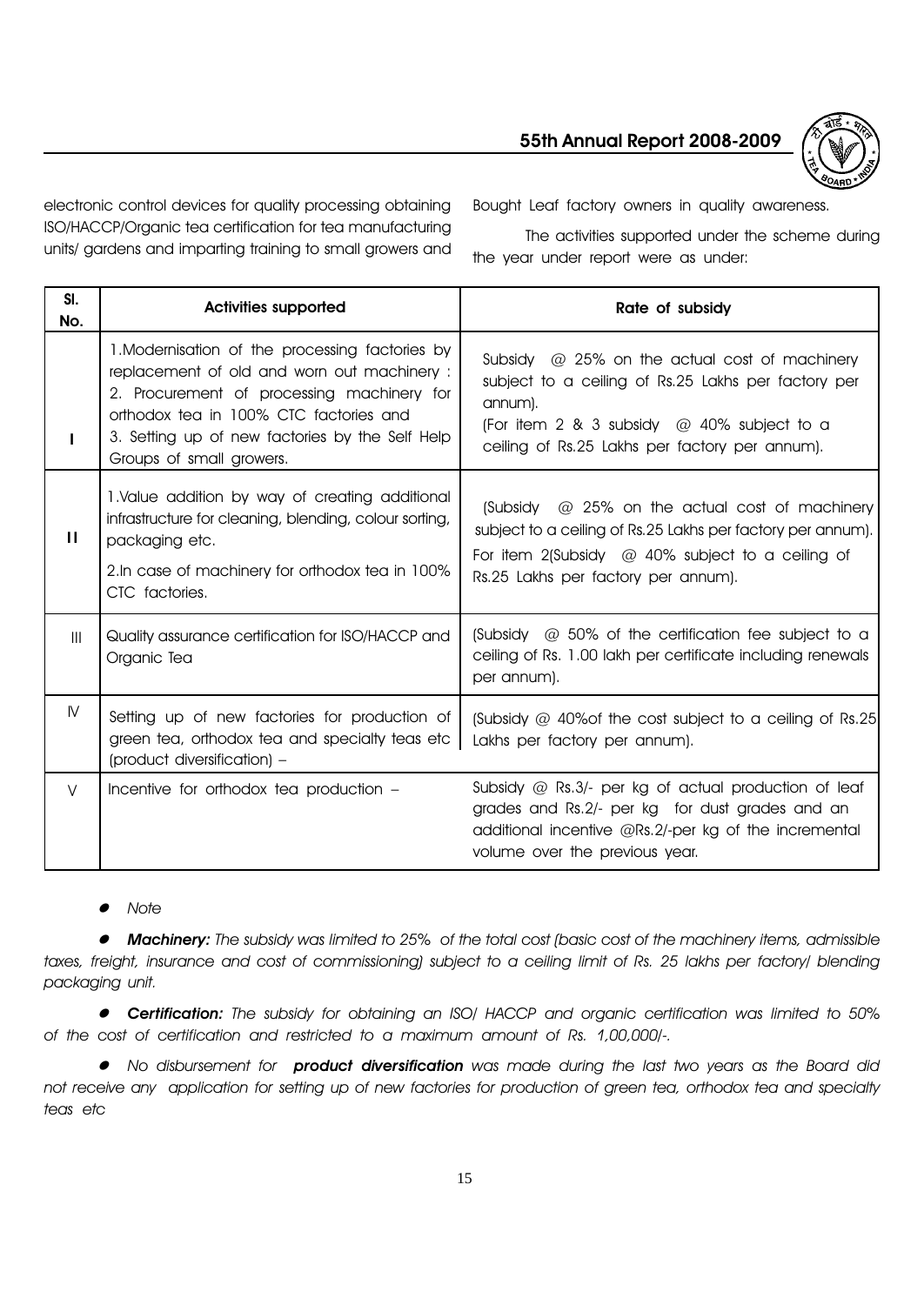electronic control devices for quality processing obtaining ISO/HACCP/Organic tea certification for tea manufacturing units/ gardens and imparting training to small growers and Bought Leaf factory owners in quality awareness.

The activities supported under the scheme during the year under report were as under:

| Sl. No. | Activities supported | Rate of subsidy |
|---|---|---|
| I | 1.Modernisation of the processing factories by replacement of old and worn out machinery : 2. Procurement of processing machinery for orthodox tea in 100% CTC factories and 3. Setting up of new factories by the Self Help Groups of small growers. | Subsidy @ 25% on the actual cost of machinery subject to a ceiling of Rs.25 Lakhs per factory per annum). (For item 2 & 3 subsidy @ 40% subject to a ceiling of Rs.25 Lakhs per factory per annum). |
| II | 1.Value addition by way of creating additional infrastructure for cleaning, blending, colour sorting, packaging etc. 2.In case of machinery for orthodox tea in 100% CTC factories. | (Subsidy @ 25% on the actual cost of machinery subject to a ceiling of Rs.25 Lakhs per factory per annum). For item 2(Subsidy @ 40% subject to a ceiling of Rs.25 Lakhs per factory per annum). |
| III | Quality assurance certification for ISO/HACCP and Organic Tea | (Subsidy @ 50% of the certification fee subject to a ceiling of Rs. 1.00 lakh per certificate including renewals per annum). |
| IV | Setting up of new factories for production of green tea, orthodox tea and specialty teas etc (product diversification) – | (Subsidy @ 40%of the cost subject to a ceiling of Rs.25 Lakhs per factory per annum). |
| V | Incentive for orthodox tea production – | Subsidy @ Rs.3/- per kg of actual production of leaf grades and Rs.2/- per kg for dust grades and an additional incentive @Rs.2/-per kg of the incremental volume over the previous year. |

- *Note*

- ***Machinery:*** *The subsidy was limited to 25% of the total cost (basic cost of the machinery items, admissible taxes, freight, insurance and cost of commissioning) subject to a ceiling limit of Rs. 25 lakhs per factory/ blending packaging unit.*

- ***Certification:*** *The subsidy for obtaining an ISO/ HACCP and organic certification was limited to 50% of the cost of certification and restricted to a maximum amount of Rs. 1,00,000/-.*

- *No disbursement for* ***product diversification*** *was made during the last two years as the Board did not receive any application for setting up of new factories for production of green tea, orthodox tea and specialty teas etc*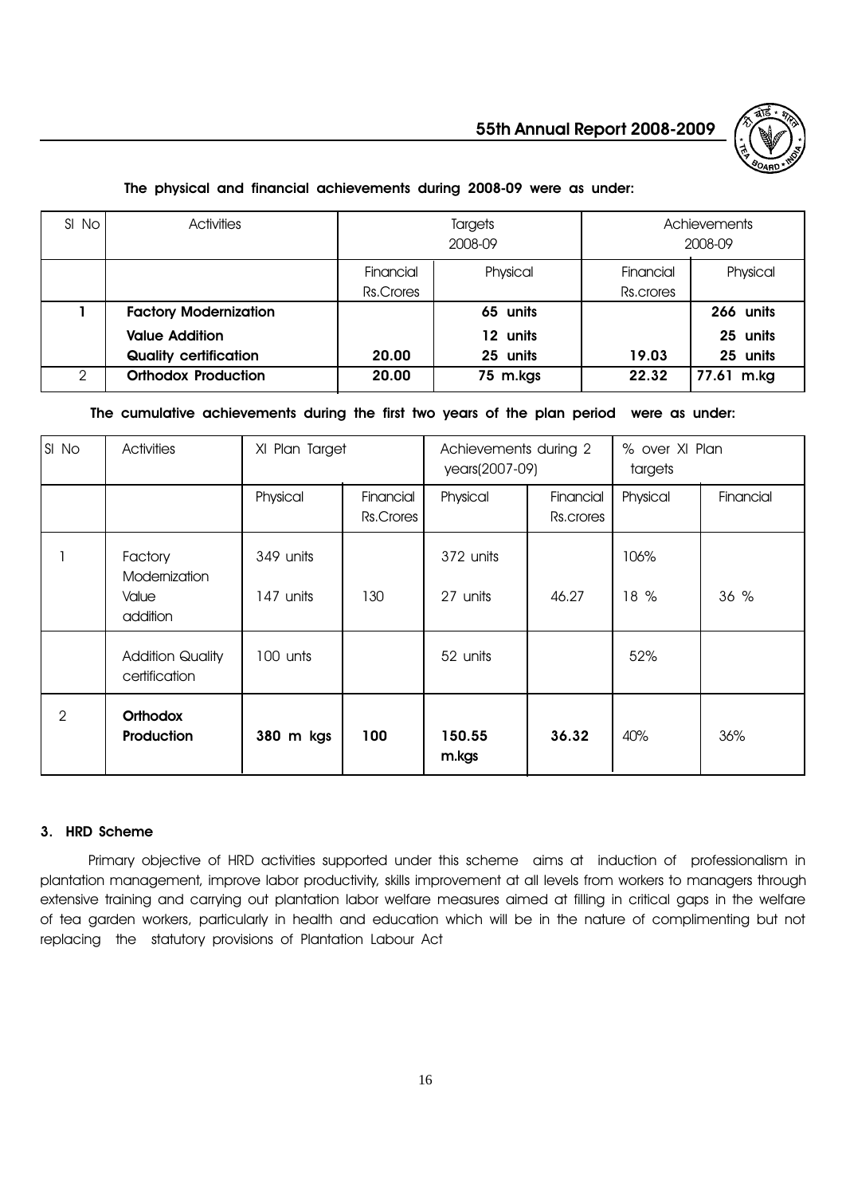**The physical and financial achievements during 2008-09 were as under:**

| Sl No | Activities | Targets 2008-09 | | Achievements 2008-09 | |
|---|---|---|---|---|---|
| | | Financial Rs.Crores | Physical | Financial Rs.crores | Physical |
| **1** | **Factory Modernization** | | **65 units** | | **266 units** |
| | **Value Addition** | | **12 units** | | **25 units** |
| | **Quality certification** | **20.00** | **25 units** | **19.03** | **25 units** |
| 2 | **Orthodox Production** | **20.00** | **75 m.kgs** | **22.32** | **77.61 m.kg** |

**The cumulative achievements during the first two years of the plan period were as under:**

| Sl No | Activities | XI Plan Target | | Achievements during 2 years(2007-09) | | % over XI Plan targets | |
|---|---|---|---|---|---|---|---|
| | | Physical | Financial Rs.Crores | Physical | Financial Rs.crores | Physical | Financial |
| 1 | Factory Modernization | 349 units | | 372 units | | 106% | |
| | Value addition | 147 units | 130 | 27 units | 46.27 | 18 % | 36 % |
| | Addition Quality certification | 100 unts | | 52 units | | 52% | |
| 2 | **Orthodox Production** | **380 m kgs** | **100** | **150.55 m.kgs** | **36.32** | 40% | 36% |

### 3. HRD Scheme

Primary objective of HRD activities supported under this scheme aims at induction of professionalism in plantation management, improve labor productivity, skills improvement at all levels from workers to managers through extensive training and carrying out plantation labor welfare measures aimed at filling in critical gaps in the welfare of tea garden workers, particularly in health and education which will be in the nature of complimenting but not replacing the statutory provisions of Plantation Labour Act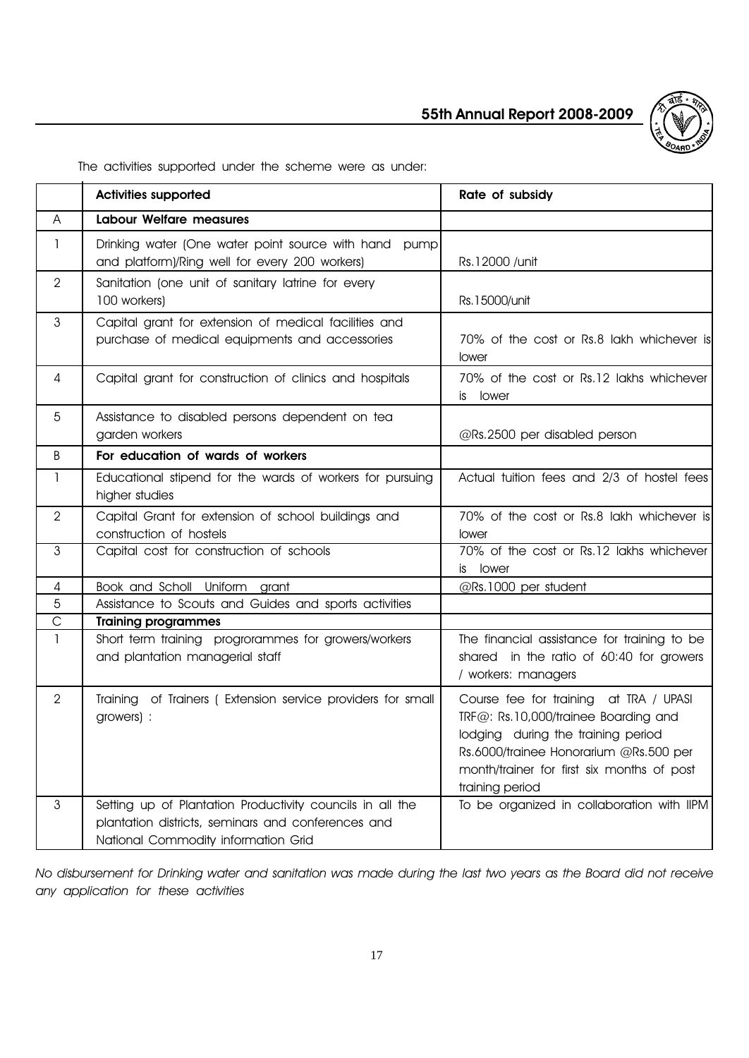The activities supported under the scheme were as under:

| | Activities supported | Rate of subsidy |
|---|---|---|
| A | **Labour Welfare measures** | |
| 1 | Drinking water (One water point source with hand pump and platform)/Ring well for every 200 workers) | Rs.12000 /unit |
| 2 | Sanitation (one unit of sanitary latrine for every 100 workers) | Rs.15000/unit |
| 3 | Capital grant for extension of medical facilities and purchase of medical equipments and accessories | 70% of the cost or Rs.8 lakh whichever is lower |
| 4 | Capital grant for construction of clinics and hospitals | 70% of the cost or Rs.12 lakhs whichever is lower |
| 5 | Assistance to disabled persons dependent on tea garden workers | @Rs.2500 per disabled person |
| B | **For education of wards of workers** | |
| 1 | Educational stipend for the wards of workers for pursuing higher studies | Actual tuition fees and 2/3 of hostel fees |
| 2 | Capital Grant for extension of school buildings and construction of hostels | 70% of the cost or Rs.8 lakh whichever is lower |
| 3 | Capital cost for construction of schools | 70% of the cost or Rs.12 lakhs whichever is lower |
| 4 | Book and Scholl Uniform grant | @Rs.1000 per student |
| 5 | Assistance to Scouts and Guides and sports activities | |
| C | **Training programmes** | |
| 1 | Short term training progrorammes for growers/workers and plantation managerial staff | The financial assistance for training to be shared in the ratio of 60:40 for growers / workers: managers |
| 2 | Training of Trainers ( Extension service providers for small growers) : | Course fee for training at TRA / UPASI TRF@: Rs.10,000/trainee Boarding and lodging during the training period Rs.6000/trainee Honorarium @Rs.500 per month/trainer for first six months of post training period |
| 3 | Setting up of Plantation Productivity councils in all the plantation districts, seminars and conferences and National Commodity information Grid | To be organized in collaboration with IIPM |

*No disbursement for Drinking water and sanitation was made during the last two years as the Board did not receive any application for these activities*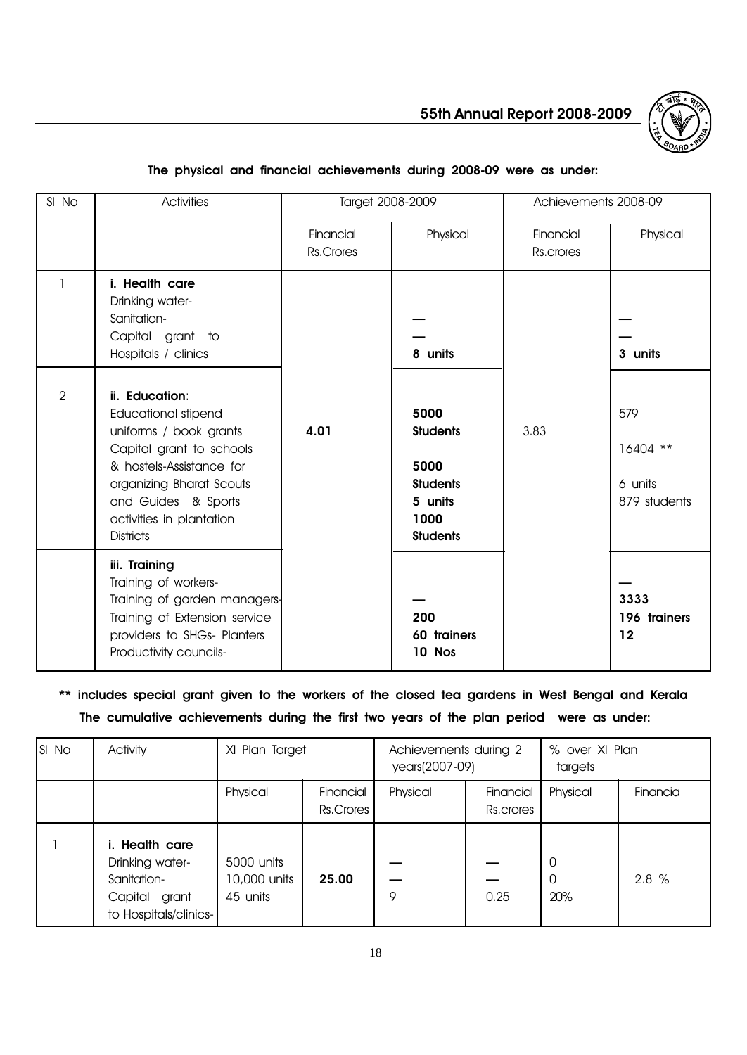**The physical and financial achievements during 2008-09 were as under:**

| Sl No | Activities | Target 2008-2009 | | Achievements 2008-09 | |
|---|---|---|---|---|---|
| | | Financial Rs.Crores | Physical | Financial Rs.crores | Physical |
| 1 | **i. Health care**<br>Drinking water-<br>Sanitation-<br>Capital grant to Hospitals / clinics | | —<br>—<br>**8 units** | | —<br>—<br>**3 units** |
| 2 | **ii. Education**:<br>Educational stipend<br>uniforms / book grants<br>Capital grant to schools<br>& hostels-Assistance for organizing Bharat Scouts and Guides & Sports activities in plantation Districts | **4.01** | **5000 Students**<br>**5000 Students**<br>**5 units**<br>**1000 Students** | 3.83 | 579<br>16404 **<br>6 units<br>879 students |
| | **iii. Training**<br>Training of workers-<br>Training of garden managers-<br>Training of Extension service providers to SHGs- Planters Productivity councils- | | —<br>**200**<br>**60 trainers**<br>**10 Nos** | | —<br>**3333**<br>**196 trainers**<br>**12** |

**** includes special grant given to the workers of the closed tea gardens in West Bengal and Kerala**

**The cumulative achievements during the first two years of the plan period were as under:**

| Sl No | Activity | XI Plan Target | | Achievements during 2 years(2007-09) | | % over XI Plan targets | |
|---|---|---|---|---|---|---|---|
| | | Physical | Financial Rs.Crores | Physical | Financial Rs.crores | Physical | Financia |
| 1 | **i. Health care**<br>Drinking water-<br>Sanitation-<br>Capital grant to Hospitals/clinics- | 5000 units<br>10,000 units<br>45 units | **25.00** | —<br>—<br>9 | —<br>—<br>0.25 | 0<br>0<br>20% | 2.8 % |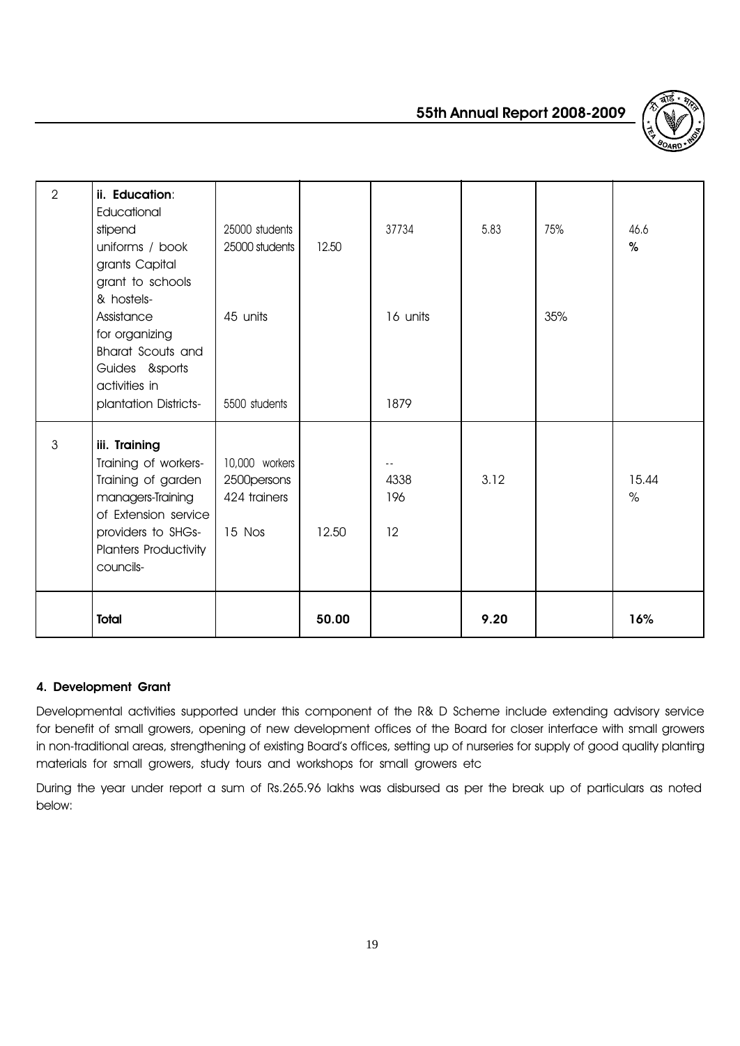| 2 | **ii. Education**: Educational stipend uniforms / book grants Capital grant to schools & hostels- Assistance for organizing Bharat Scouts and Guides &sports activities in plantation Districts- | 25000 students<br>25000 students<br><br>45 units<br><br>5500 students | 12.50 | 37734<br><br>16 units<br><br>1879 | 5.83 | 75%<br><br>35% | 46.6 % |
|---|---|---|---|---|---|---|---|
| 3 | **iii. Training** Training of workers- Training of garden managers-Training of Extension service providers to SHGs- Planters Productivity councils- | 10,000 workers<br>2500persons<br>424 trainers<br>15 Nos | 12.50 | --<br>4338<br>196<br>12 | 3.12 | | 15.44 % |
| | **Total** | | **50.00** | | **9.20** | | **16%** |

**4. Development Grant**

Developmental activities supported under this component of the R& D Scheme include extending advisory service for benefit of small growers, opening of new development offices of the Board for closer interface with small growers in non-traditional areas, strengthening of existing Board's offices, setting up of nurseries for supply of good quality planting materials for small growers, study tours and workshops for small growers etc

During the year under report a sum of Rs.265.96 lakhs was disbursed as per the break up of particulars as noted below: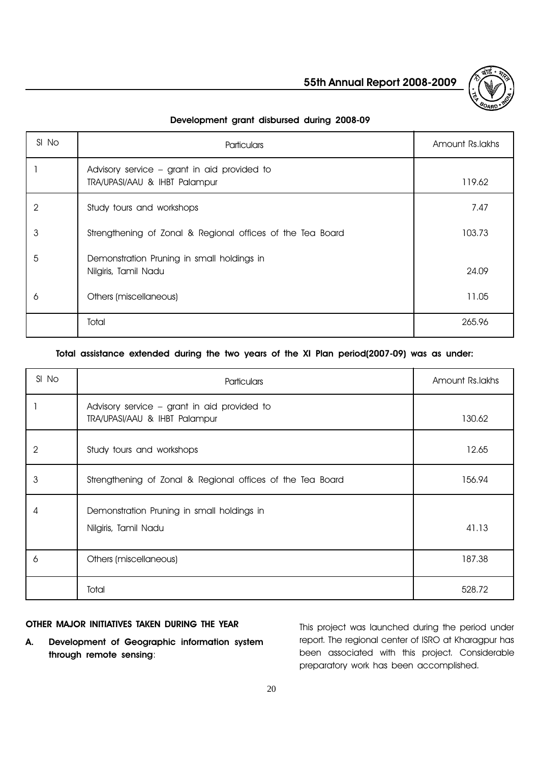**Development grant disbursed during 2008-09**

| Sl No | Particulars | Amount Rs.lakhs |
|---|---|---|
| 1 | Advisory service – grant in aid provided to TRA/UPASI/AAU & IHBT Palampur | 119.62 |
| 2 | Study tours and workshops | 7.47 |
| 3 | Strengthening of Zonal & Regional offices of the Tea Board | 103.73 |
| 5 | Demonstration Pruning in small holdings in Nilgiris, Tamil Nadu | 24.09 |
| 6 | Others (miscellaneous) | 11.05 |
| | Total | 265.96 |

**Total assistance extended during the two years of the XI Plan period(2007-09) was as under:**

| Sl No | Particulars | Amount Rs.lakhs |
|---|---|---|
| 1 | Advisory service – grant in aid provided to TRA/UPASI/AAU & IHBT Palampur | 130.62 |
| 2 | Study tours and workshops | 12.65 |
| 3 | Strengthening of Zonal & Regional offices of the Tea Board | 156.94 |
| 4 | Demonstration Pruning in small holdings in Nilgiris, Tamil Nadu | 41.13 |
| 6 | Others (miscellaneous) | 187.38 |
| | Total | 528.72 |

**OTHER MAJOR INITIATIVES TAKEN DURING THE YEAR**

**A. Development of Geographic information system through remote sensing**:

This project was launched during the period under report. The regional center of ISRO at Kharagpur has been associated with this project. Considerable preparatory work has been accomplished.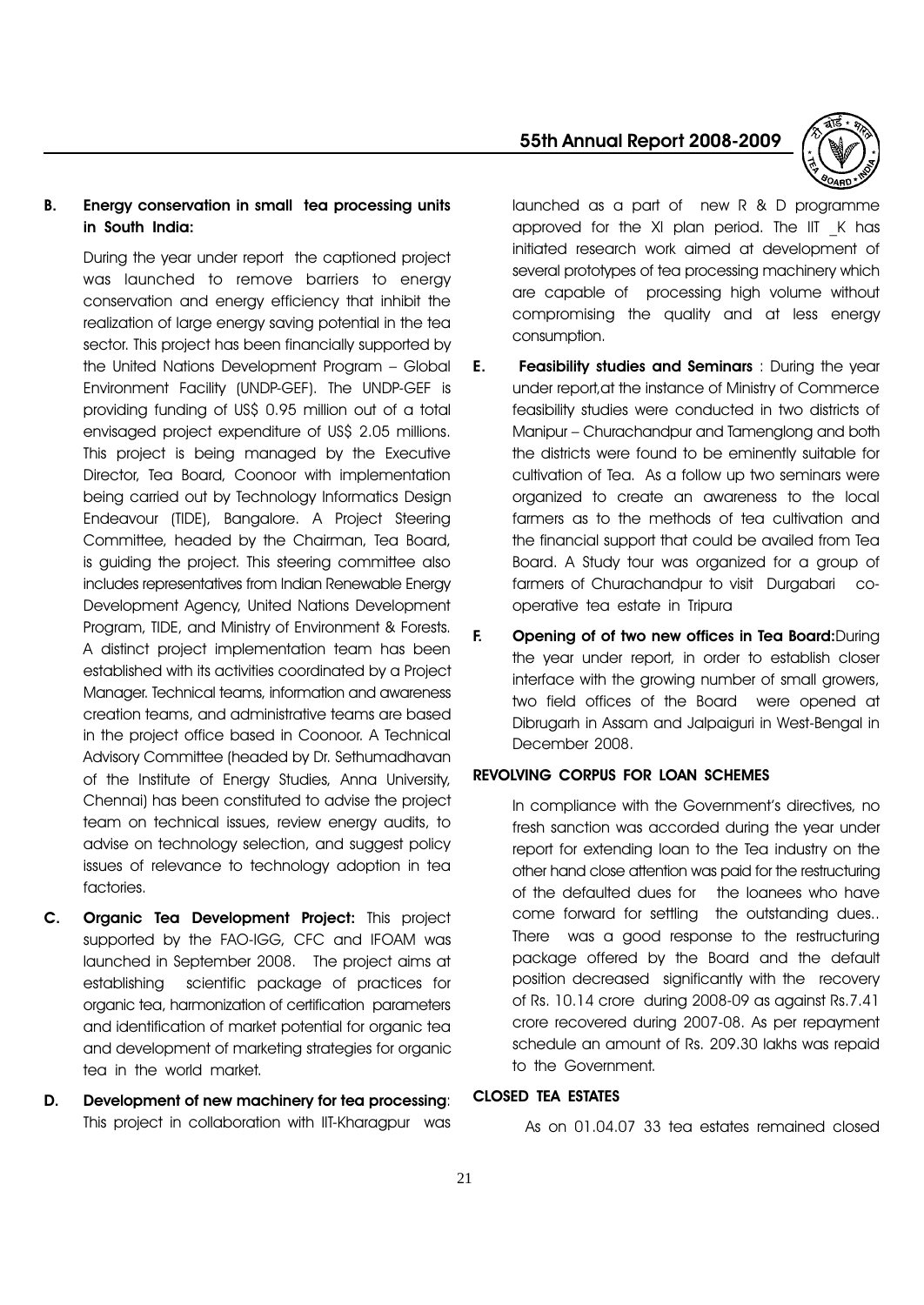**B. Energy conservation in small tea processing units in South India:**

During the year under report the captioned project was launched to remove barriers to energy conservation and energy efficiency that inhibit the realization of large energy saving potential in the tea sector. This project has been financially supported by the United Nations Development Program – Global Environment Facility (UNDP-GEF). The UNDP-GEF is providing funding of US$ 0.95 million out of a total envisaged project expenditure of US$ 2.05 millions. This project is being managed by the Executive Director, Tea Board, Coonoor with implementation being carried out by Technology Informatics Design Endeavour (TIDE), Bangalore. A Project Steering Committee, headed by the Chairman, Tea Board, is guiding the project. This steering committee also includes representatives from Indian Renewable Energy Development Agency, United Nations Development Program, TIDE, and Ministry of Environment & Forests. A distinct project implementation team has been established with its activities coordinated by a Project Manager. Technical teams, information and awareness creation teams, and administrative teams are based in the project office based in Coonoor. A Technical Advisory Committee (headed by Dr. Sethumadhavan of the Institute of Energy Studies, Anna University, Chennai) has been constituted to advise the project team on technical issues, review energy audits, to advise on technology selection, and suggest policy issues of relevance to technology adoption in tea factories.

**C. Organic Tea Development Project:** This project supported by the FAO-IGG, CFC and IFOAM was launched in September 2008. The project aims at establishing scientific package of practices for organic tea, harmonization of certification parameters and identification of market potential for organic tea and development of marketing strategies for organic tea in the world market.

**D. Development of new machinery for tea processing**: This project in collaboration with IIT-Kharagpur was launched as a part of new R & D programme approved for the XI plan period. The IIT _K has initiated research work aimed at development of several prototypes of tea processing machinery which are capable of processing high volume without compromising the quality and at less energy consumption.

**E. Feasibility studies and Seminars** : During the year under report,at the instance of Ministry of Commerce feasibility studies were conducted in two districts of Manipur – Churachandpur and Tamenglong and both the districts were found to be eminently suitable for cultivation of Tea. As a follow up two seminars were organized to create an awareness to the local farmers as to the methods of tea cultivation and the financial support that could be availed from Tea Board. A Study tour was organized for a group of farmers of Churachandpur to visit Durgabari co-operative tea estate in Tripura

**F. Opening of of two new offices in Tea Board:** During the year under report, in order to establish closer interface with the growing number of small growers, two field offices of the Board were opened at Dibrugarh in Assam and Jalpaiguri in West-Bengal in December 2008.

**REVOLVING CORPUS FOR LOAN SCHEMES**

In compliance with the Government's directives, no fresh sanction was accorded during the year under report for extending loan to the Tea industry on the other hand close attention was paid for the restructuring of the defaulted dues for the loanees who have come forward for settling the outstanding dues.. There was a good response to the restructuring package offered by the Board and the default position decreased significantly with the recovery of Rs. 10.14 crore during 2008-09 as against Rs.7.41 crore recovered during 2007-08. As per repayment schedule an amount of Rs. 209.30 lakhs was repaid to the Government.

**CLOSED TEA ESTATES**

As on 01.04.07 33 tea estates remained closed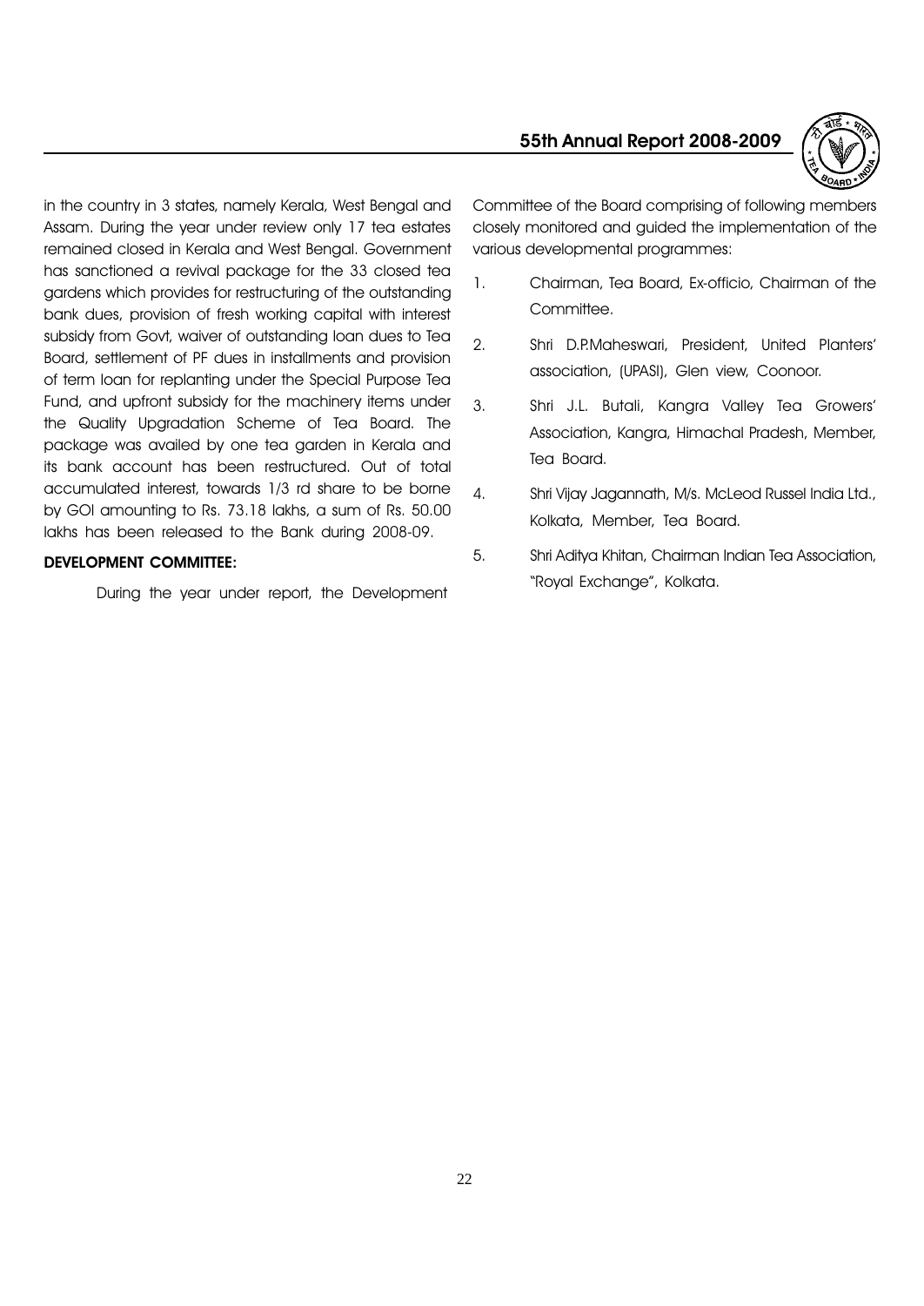in the country in 3 states, namely Kerala, West Bengal and Assam. During the year under review only 17 tea estates remained closed in Kerala and West Bengal. Government has sanctioned a revival package for the 33 closed tea gardens which provides for restructuring of the outstanding bank dues, provision of fresh working capital with interest subsidy from Govt, waiver of outstanding loan dues to Tea Board, settlement of PF dues in installments and provision of term loan for replanting under the Special Purpose Tea Fund, and upfront subsidy for the machinery items under the Quality Upgradation Scheme of Tea Board. The package was availed by one tea garden in Kerala and its bank account has been restructured. Out of total accumulated interest, towards 1/3 rd share to be borne by GOI amounting to Rs. 73.18 lakhs, a sum of Rs. 50.00 lakhs has been released to the Bank during 2008-09.

**DEVELOPMENT COMMITTEE:**

During the year under report, the Development Committee of the Board comprising of following members closely monitored and guided the implementation of the various developmental programmes:

1. Chairman, Tea Board, Ex-officio, Chairman of the Committee.
2. Shri D.P.Maheswari, President, United Planters' association, (UPASI), Glen view, Coonoor.
3. Shri J.L. Butali, Kangra Valley Tea Growers' Association, Kangra, Himachal Pradesh, Member, Tea Board.
4. Shri Vijay Jagannath, M/s. McLeod Russel India Ltd., Kolkata, Member, Tea Board.
5. Shri Aditya Khitan, Chairman Indian Tea Association, "Royal Exchange", Kolkata.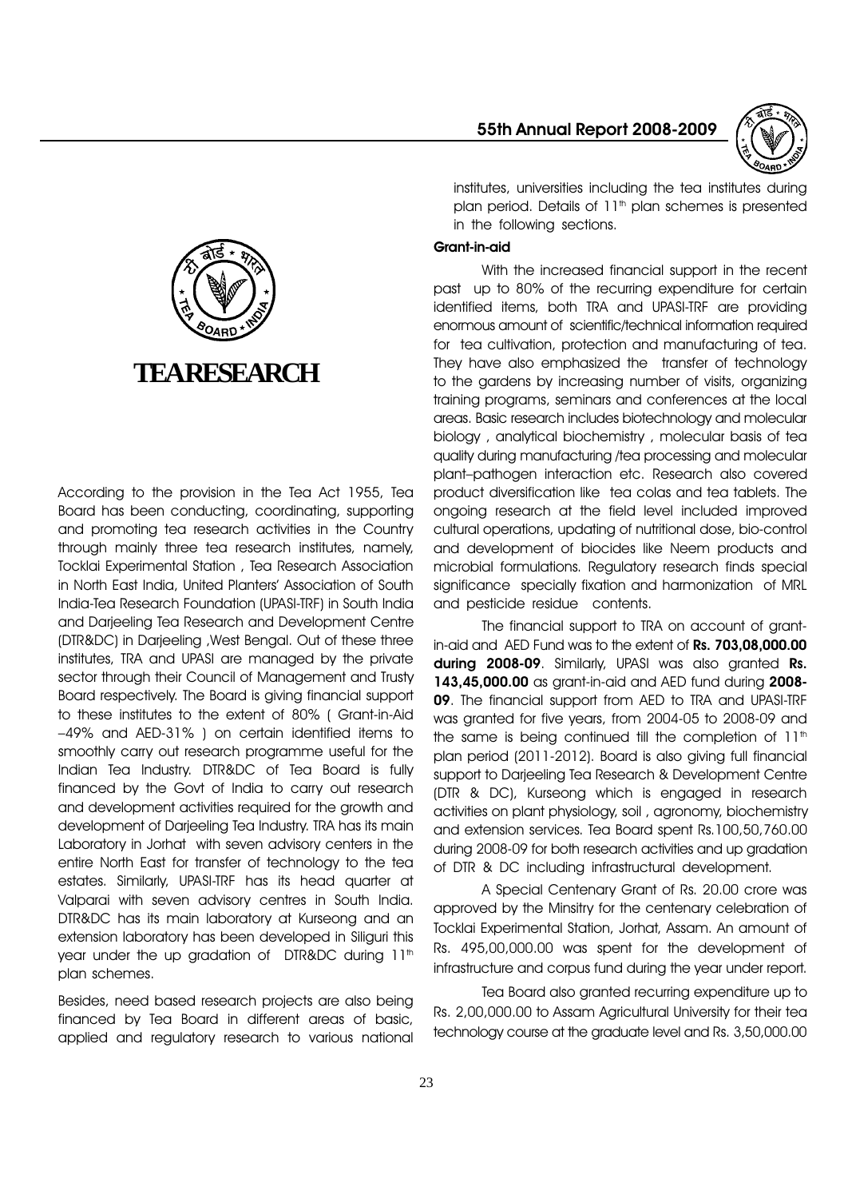# TEARESEARCH

According to the provision in the Tea Act 1955, Tea Board has been conducting, coordinating, supporting and promoting tea research activities in the Country through mainly three tea research institutes, namely, Tocklai Experimental Station , Tea Research Association in North East India, United Planters' Association of South India-Tea Research Foundation (UPASI-TRF) in South India and Darjeeling Tea Research and Development Centre (DTR&DC) in Darjeeling ,West Bengal. Out of these three institutes, TRA and UPASI are managed by the private sector through their Council of Management and Trusty Board respectively. The Board is giving financial support to these institutes to the extent of 80% ( Grant-in-Aid –49% and AED-31% ) on certain identified items to smoothly carry out research programme useful for the Indian Tea Industry. DTR&DC of Tea Board is fully financed by the Govt of India to carry out research and development activities required for the growth and development of Darjeeling Tea Industry. TRA has its main Laboratory in Jorhat with seven advisory centers in the entire North East for transfer of technology to the tea estates. Similarly, UPASI-TRF has its head quarter at Valparai with seven advisory centres in South India. DTR&DC has its main laboratory at Kurseong and an extension laboratory has been developed in Siliguri this year under the up gradation of DTR&DC during 11th plan schemes.

Besides, need based research projects are also being financed by Tea Board in different areas of basic, applied and regulatory research to various national institutes, universities including the tea institutes during plan period. Details of 11th plan schemes is presented in the following sections.

### Grant-in-aid

With the increased financial support in the recent past up to 80% of the recurring expenditure for certain identified items, both TRA and UPASI-TRF are providing enormous amount of scientific/technical information required for tea cultivation, protection and manufacturing of tea. They have also emphasized the transfer of technology to the gardens by increasing number of visits, organizing training programs, seminars and conferences at the local areas. Basic research includes biotechnology and molecular biology , analytical biochemistry , molecular basis of tea quality during manufacturing /tea processing and molecular plant–pathogen interaction etc. Research also covered product diversification like tea colas and tea tablets. The ongoing research at the field level included improved cultural operations, updating of nutritional dose, bio-control and development of biocides like Neem products and microbial formulations. Regulatory research finds special significance specially fixation and harmonization of MRL and pesticide residue contents.

The financial support to TRA on account of grant-in-aid and AED Fund was to the extent of **Rs. 703,08,000.00 during 2008-09**. Similarly, UPASI was also granted **Rs. 143,45,000.00** as grant-in-aid and AED fund during **2008-09**. The financial support from AED to TRA and UPASI-TRF was granted for five years, from 2004-05 to 2008-09 and the same is being continued till the completion of 11th plan period (2011-2012). Board is also giving full financial support to Darjeeling Tea Research & Development Centre (DTR & DC), Kurseong which is engaged in research activities on plant physiology, soil , agronomy, biochemistry and extension services. Tea Board spent Rs.100,50,760.00 during 2008-09 for both research activities and up gradation of DTR & DC including infrastructural development.

A Special Centenary Grant of Rs. 20.00 crore was approved by the Minsitry for the centenary celebration of Tocklai Experimental Station, Jorhat, Assam. An amount of Rs. 495,00,000.00 was spent for the development of infrastructure and corpus fund during the year under report.

Tea Board also granted recurring expenditure up to Rs. 2,00,000.00 to Assam Agricultural University for their tea technology course at the graduate level and Rs. 3,50,000.00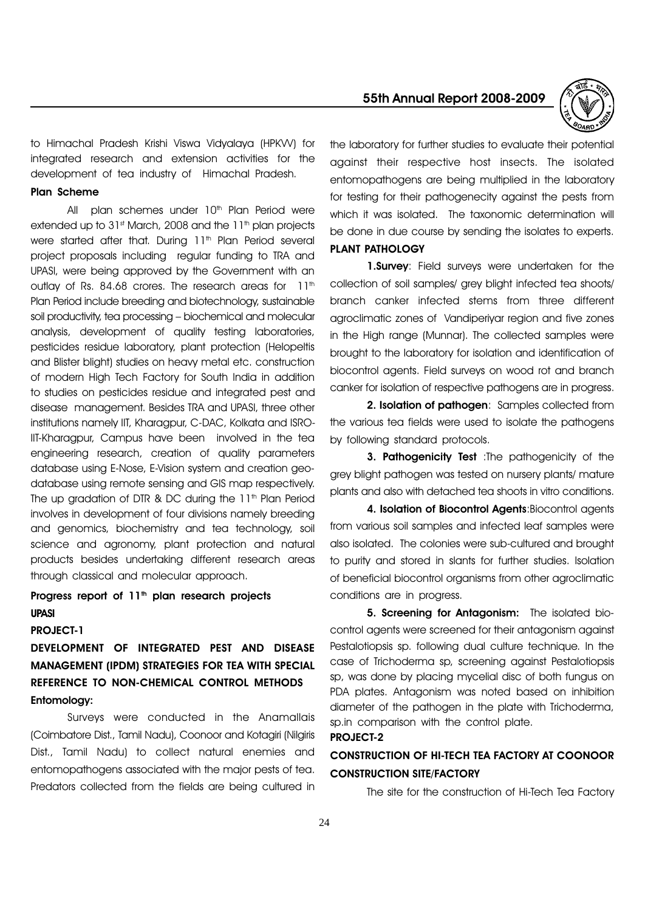to Himachal Pradesh Krishi Viswa Vidyalaya (HPKVV) for integrated research and extension activities for the development of tea industry of Himachal Pradesh.

**Plan Scheme**

All plan schemes under 10th Plan Period were extended up to 31st March, 2008 and the 11th plan projects were started after that. During 11th Plan Period several project proposals including regular funding to TRA and UPASI, were being approved by the Government with an outlay of Rs. 84.68 crores. The research areas for 11th Plan Period include breeding and biotechnology, sustainable soil productivity, tea processing – biochemical and molecular analysis, development of quality testing laboratories, pesticides residue laboratory, plant protection (Helopeltis and Blister blight) studies on heavy metal etc. construction of modern High Tech Factory for South India in addition to studies on pesticides residue and integrated pest and disease management. Besides TRA and UPASI, three other institutions namely IIT, Kharagpur, C-DAC, Kolkata and ISRO-IIT-Kharagpur, Campus have been involved in the tea engineering research, creation of quality parameters database using E-Nose, E-Vision system and creation geo-database using remote sensing and GIS map respectively. The up gradation of DTR & DC during the 11th Plan Period involves in development of four divisions namely breeding and genomics, biochemistry and tea technology, soil science and agronomy, plant protection and natural products besides undertaking different research areas through classical and molecular approach.

**Progress report of 11th plan research projects**

**UPASI**

**PROJECT-1**

**DEVELOPMENT OF INTEGRATED PEST AND DISEASE MANAGEMENT (IPDM) STRATEGIES FOR TEA WITH SPECIAL REFERENCE TO NON-CHEMICAL CONTROL METHODS**

**Entomology:**

Surveys were conducted in the Anamallais (Coimbatore Dist., Tamil Nadu), Coonoor and Kotagiri (Nilgiris Dist., Tamil Nadu) to collect natural enemies and entomopathogens associated with the major pests of tea. Predators collected from the fields are being cultured in the laboratory for further studies to evaluate their potential against their respective host insects. The isolated entomopathogens are being multiplied in the laboratory for testing for their pathogenecity against the pests from which it was isolated. The taxonomic determination will be done in due course by sending the isolates to experts.

**PLANT PATHOLOGY**

**1.Survey**: Field surveys were undertaken for the collection of soil samples/ grey blight infected tea shoots/ branch canker infected stems from three different agroclimatic zones of Vandiperiyar region and five zones in the High range (Munnar). The collected samples were brought to the laboratory for isolation and identification of biocontrol agents. Field surveys on wood rot and branch canker for isolation of respective pathogens are in progress.

**2. Isolation of pathogen**: Samples collected from the various tea fields were used to isolate the pathogens by following standard protocols.

**3. Pathogenicity Test** :The pathogenicity of the grey blight pathogen was tested on nursery plants/ mature plants and also with detached tea shoots in vitro conditions.

**4. Isolation of Biocontrol Agents**:Biocontrol agents from various soil samples and infected leaf samples were also isolated. The colonies were sub-cultured and brought to purity and stored in slants for further studies. Isolation of beneficial biocontrol organisms from other agroclimatic conditions are in progress.

**5. Screening for Antagonism:** The isolated bio-control agents were screened for their antagonism against Pestalotiopsis sp. following dual culture technique. In the case of Trichoderma sp, screening against Pestalotiopsis sp, was done by placing mycelial disc of both fungus on PDA plates. Antagonism was noted based on inhibition diameter of the pathogen in the plate with Trichoderma, sp.in comparison with the control plate.

**PROJECT-2**

**CONSTRUCTION OF HI-TECH TEA FACTORY AT COONOOR**

**CONSTRUCTION SITE/FACTORY**

The site for the construction of Hi-Tech Tea Factory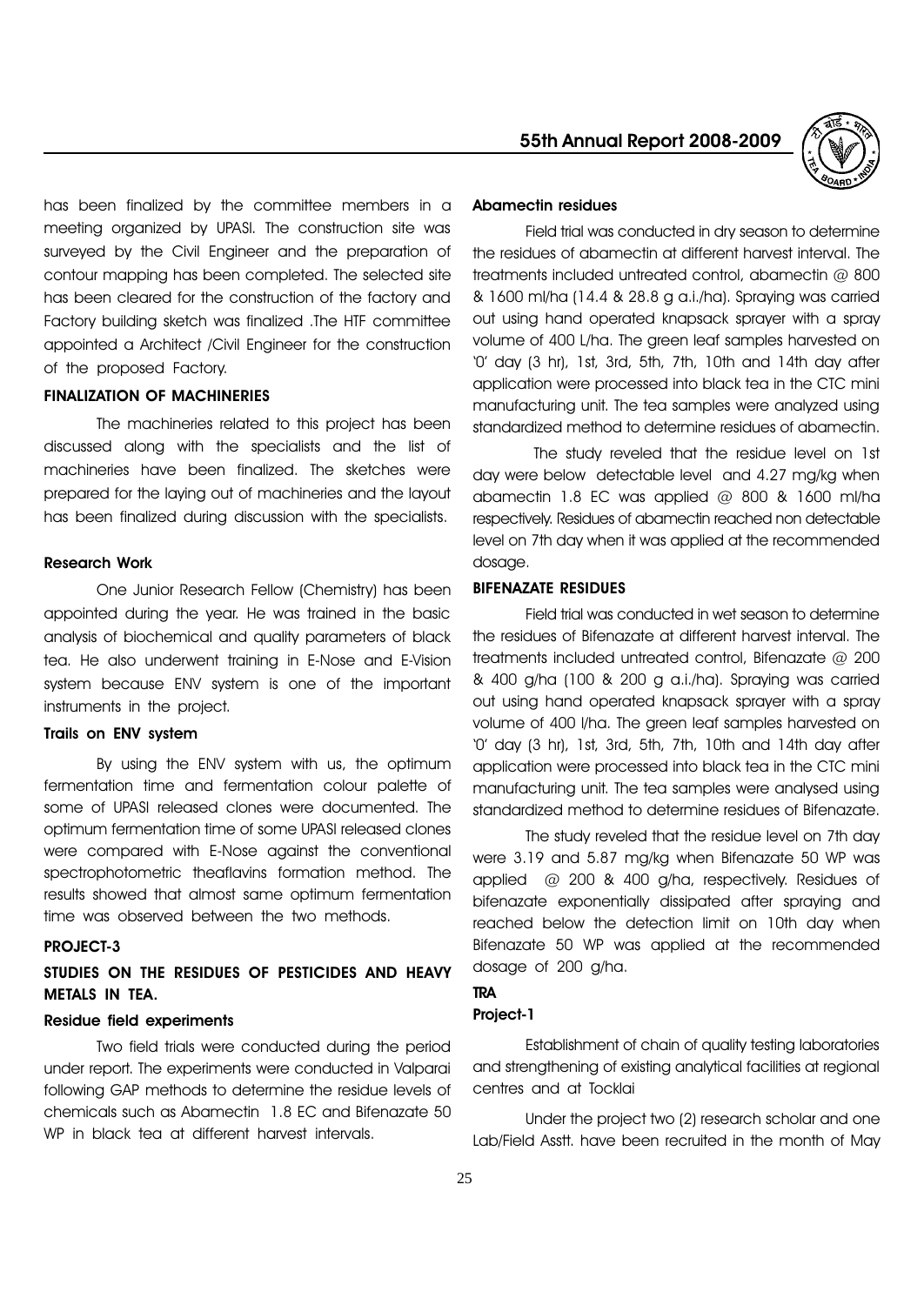has been finalized by the committee members in a meeting organized by UPASI. The construction site was surveyed by the Civil Engineer and the preparation of contour mapping has been completed. The selected site has been cleared for the construction of the factory and Factory building sketch was finalized .The HTF committee appointed a Architect /Civil Engineer for the construction of the proposed Factory.

**FINALIZATION OF MACHINERIES**

The machineries related to this project has been discussed along with the specialists and the list of machineries have been finalized. The sketches were prepared for the laying out of machineries and the layout has been finalized during discussion with the specialists.

**Research Work**

One Junior Research Fellow (Chemistry) has been appointed during the year. He was trained in the basic analysis of biochemical and quality parameters of black tea. He also underwent training in E-Nose and E-Vision system because ENV system is one of the important instruments in the project.

**Trails on ENV system**

By using the ENV system with us, the optimum fermentation time and fermentation colour palette of some of UPASI released clones were documented. The optimum fermentation time of some UPASI released clones were compared with E-Nose against the conventional spectrophotometric theaflavins formation method. The results showed that almost same optimum fermentation time was observed between the two methods.

**PROJECT-3**

**STUDIES ON THE RESIDUES OF PESTICIDES AND HEAVY METALS IN TEA.**

**Residue field experiments**

Two field trials were conducted during the period under report. The experiments were conducted in Valparai following GAP methods to determine the residue levels of chemicals such as Abamectin 1.8 EC and Bifenazate 50 WP in black tea at different harvest intervals.

**Abamectin residues**

Field trial was conducted in dry season to determine the residues of abamectin at different harvest interval. The treatments included untreated control, abamectin @ 800 & 1600 ml/ha (14.4 & 28.8 g a.i./ha). Spraying was carried out using hand operated knapsack sprayer with a spray volume of 400 L/ha. The green leaf samples harvested on '0' day (3 hr), 1st, 3rd, 5th, 7th, 10th and 14th day after application were processed into black tea in the CTC mini manufacturing unit. The tea samples were analyzed using standardized method to determine residues of abamectin.

The study reveled that the residue level on 1st day were below detectable level and 4.27 mg/kg when abamectin 1.8 EC was applied @ 800 & 1600 ml/ha respectively. Residues of abamectin reached non detectable level on 7th day when it was applied at the recommended dosage.

**BIFENAZATE RESIDUES**

Field trial was conducted in wet season to determine the residues of Bifenazate at different harvest interval. The treatments included untreated control, Bifenazate @ 200 & 400 g/ha (100 & 200 g a.i./ha). Spraying was carried out using hand operated knapsack sprayer with a spray volume of 400 l/ha. The green leaf samples harvested on '0' day (3 hr), 1st, 3rd, 5th, 7th, 10th and 14th day after application were processed into black tea in the CTC mini manufacturing unit. The tea samples were analysed using standardized method to determine residues of Bifenazate.

The study reveled that the residue level on 7th day were 3.19 and 5.87 mg/kg when Bifenazate 50 WP was applied @ 200 & 400 g/ha, respectively. Residues of bifenazate exponentially dissipated after spraying and reached below the detection limit on 10th day when Bifenazate 50 WP was applied at the recommended dosage of 200 g/ha.

**TRA**

**Project-1**

Establishment of chain of quality testing laboratories and strengthening of existing analytical facilities at regional centres and at Tocklai

Under the project two (2) research scholar and one Lab/Field Asstt. have been recruited in the month of May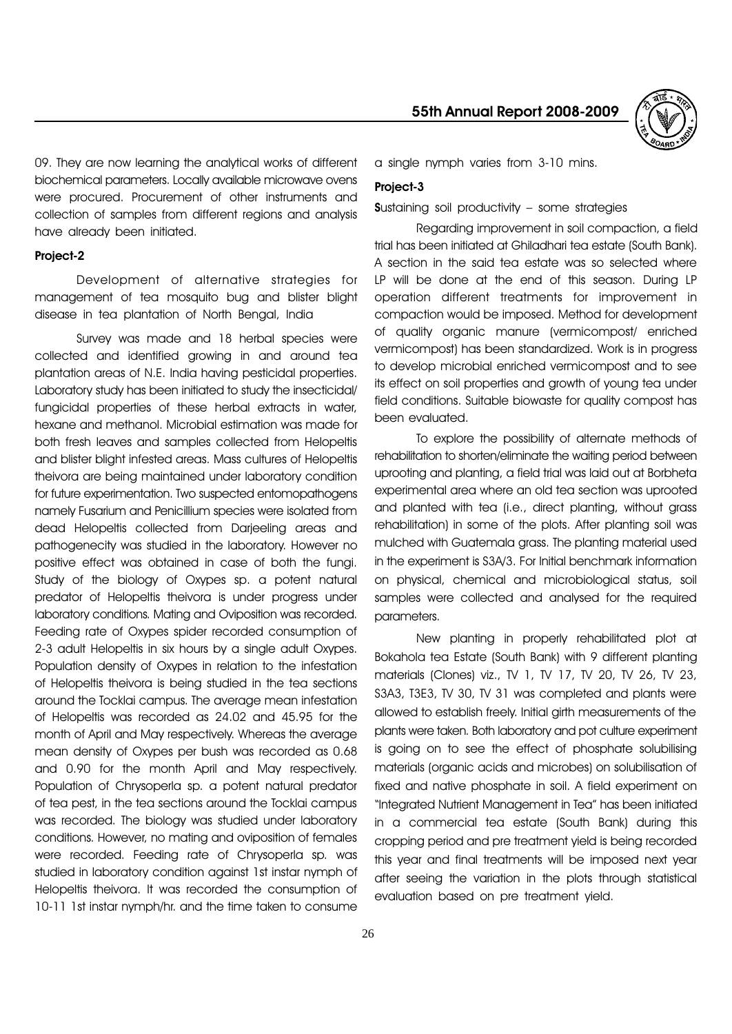09. They are now learning the analytical works of different biochemical parameters. Locally available microwave ovens were procured. Procurement of other instruments and collection of samples from different regions and analysis have already been initiated.

**Project-2**

Development of alternative strategies for management of tea mosquito bug and blister blight disease in tea plantation of North Bengal, India

Survey was made and 18 herbal species were collected and identified growing in and around tea plantation areas of N.E. India having pesticidal properties. Laboratory study has been initiated to study the insecticidal/ fungicidal properties of these herbal extracts in water, hexane and methanol. Microbial estimation was made for both fresh leaves and samples collected from Helopeltis and blister blight infested areas. Mass cultures of Helopeltis theivora are being maintained under laboratory condition for future experimentation. Two suspected entomopathogens namely Fusarium and Penicillium species were isolated from dead Helopeltis collected from Darjeeling areas and pathogenecity was studied in the laboratory. However no positive effect was obtained in case of both the fungi. Study of the biology of Oxypes sp. a potent natural predator of Helopeltis theivora is under progress under laboratory conditions. Mating and Oviposition was recorded. Feeding rate of Oxypes spider recorded consumption of 2-3 adult Helopeltis in six hours by a single adult Oxypes. Population density of Oxypes in relation to the infestation of Helopeltis theivora is being studied in the tea sections around the Tocklai campus. The average mean infestation of Helopeltis was recorded as 24.02 and 45.95 for the month of April and May respectively. Whereas the average mean density of Oxypes per bush was recorded as 0.68 and 0.90 for the month April and May respectively. Population of Chrysoperla sp. a potent natural predator of tea pest, in the tea sections around the Tocklai campus was recorded. The biology was studied under laboratory conditions. However, no mating and oviposition of females were recorded. Feeding rate of Chrysoperla sp. was studied in laboratory condition against 1st instar nymph of Helopeltis theivora. It was recorded the consumption of 10-11 1st instar nymph/hr. and the time taken to consume a single nymph varies from 3-10 mins.

**Project-3**

**S**ustaining soil productivity – some strategies

Regarding improvement in soil compaction, a field trial has been initiated at Ghiladhari tea estate (South Bank). A section in the said tea estate was so selected where LP will be done at the end of this season. During LP operation different treatments for improvement in compaction would be imposed. Method for development of quality organic manure (vermicompost/ enriched vermicompost) has been standardized. Work is in progress to develop microbial enriched vermicompost and to see its effect on soil properties and growth of young tea under field conditions. Suitable biowaste for quality compost has been evaluated.

To explore the possibility of alternate methods of rehabilitation to shorten/eliminate the waiting period between uprooting and planting, a field trial was laid out at Borbheta experimental area where an old tea section was uprooted and planted with tea (i.e., direct planting, without grass rehabilitation) in some of the plots. After planting soil was mulched with Guatemala grass. The planting material used in the experiment is S3A/3. For Initial benchmark information on physical, chemical and microbiological status, soil samples were collected and analysed for the required parameters.

New planting in properly rehabilitated plot at Bokahola tea Estate (South Bank) with 9 different planting materials (Clones) viz., TV 1, TV 17, TV 20, TV 26, TV 23, S3A3, T3E3, TV 30, TV 31 was completed and plants were allowed to establish freely. Initial girth measurements of the plants were taken. Both laboratory and pot culture experiment is going on to see the effect of phosphate solubilising materials (organic acids and microbes) on solubilisation of fixed and native phosphate in soil. A field experiment on "Integrated Nutrient Management in Tea" has been initiated in a commercial tea estate (South Bank) during this cropping period and pre treatment yield is being recorded this year and final treatments will be imposed next year after seeing the variation in the plots through statistical evaluation based on pre treatment yield.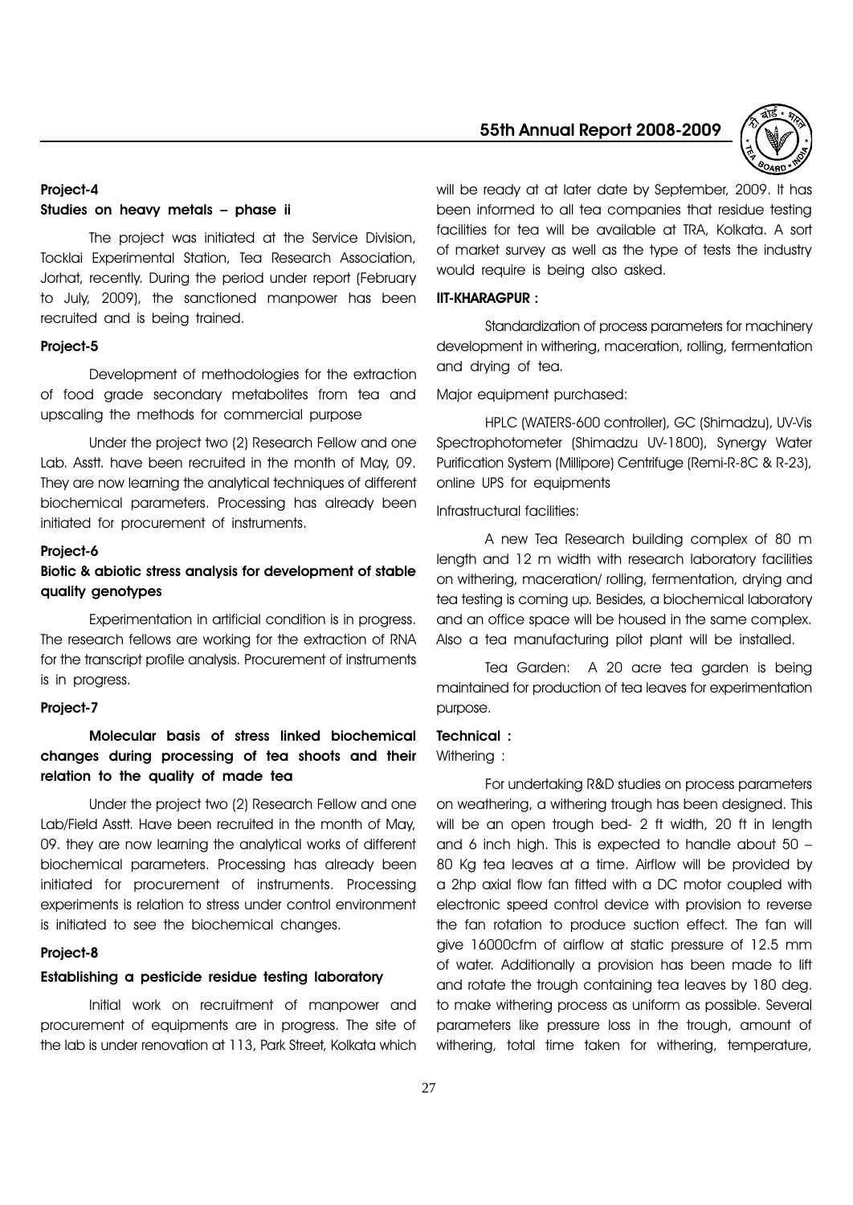### Project-4

#### Studies on heavy metals – phase ii

The project was initiated at the Service Division, Tocklai Experimental Station, Tea Research Association, Jorhat, recently. During the period under report (February to July, 2009), the sanctioned manpower has been recruited and is being trained.

### Project-5

Development of methodologies for the extraction of food grade secondary metabolites from tea and upscaling the methods for commercial purpose

Under the project two (2) Research Fellow and one Lab. Asstt. have been recruited in the month of May, 09. They are now learning the analytical techniques of different biochemical parameters. Processing has already been initiated for procurement of instruments.

### Project-6

#### Biotic & abiotic stress analysis for development of stable quality genotypes

Experimentation in artificial condition is in progress. The research fellows are working for the extraction of RNA for the transcript profile analysis. Procurement of instruments is in progress.

### Project-7

#### Molecular basis of stress linked biochemical changes during processing of tea shoots and their relation to the quality of made tea

Under the project two (2) Research Fellow and one Lab/Field Asstt. Have been recruited in the month of May, 09. they are now learning the analytical works of different biochemical parameters. Processing has already been initiated for procurement of instruments. Processing experiments is relation to stress under control environment is initiated to see the biochemical changes.

### Project-8

#### Establishing a pesticide residue testing laboratory

Initial work on recruitment of manpower and procurement of equipments are in progress. The site of the lab is under renovation at 113, Park Street, Kolkata which will be ready at at later date by September, 2009. It has been informed to all tea companies that residue testing facilities for tea will be available at TRA, Kolkata. A sort of market survey as well as the type of tests the industry would require is being also asked.

### IIT-KHARAGPUR :

Standardization of process parameters for machinery development in withering, maceration, rolling, fermentation and drying of tea.

Major equipment purchased:

HPLC (WATERS-600 controller), GC (Shimadzu), UV-Vis Spectrophotometer (Shimadzu UV-1800), Synergy Water Purification System (Millipore) Centrifuge (Remi-R-8C & R-23), online UPS for equipments

Infrastructural facilities:

A new Tea Research building complex of 80 m length and 12 m width with research laboratory facilities on withering, maceration/ rolling, fermentation, drying and tea testing is coming up. Besides, a biochemical laboratory and an office space will be housed in the same complex. Also a tea manufacturing pilot plant will be installed.

Tea Garden: A 20 acre tea garden is being maintained for production of tea leaves for experimentation purpose.

### Technical :

Withering :

For undertaking R&D studies on process parameters on weathering, a withering trough has been designed. This will be an open trough bed- 2 ft width, 20 ft in length and 6 inch high. This is expected to handle about 50 – 80 Kg tea leaves at a time. Airflow will be provided by a 2hp axial flow fan fitted with a DC motor coupled with electronic speed control device with provision to reverse the fan rotation to produce suction effect. The fan will give 16000cfm of airflow at static pressure of 12.5 mm of water. Additionally a provision has been made to lift and rotate the trough containing tea leaves by 180 deg. to make withering process as uniform as possible. Several parameters like pressure loss in the trough, amount of withering, total time taken for withering, temperature,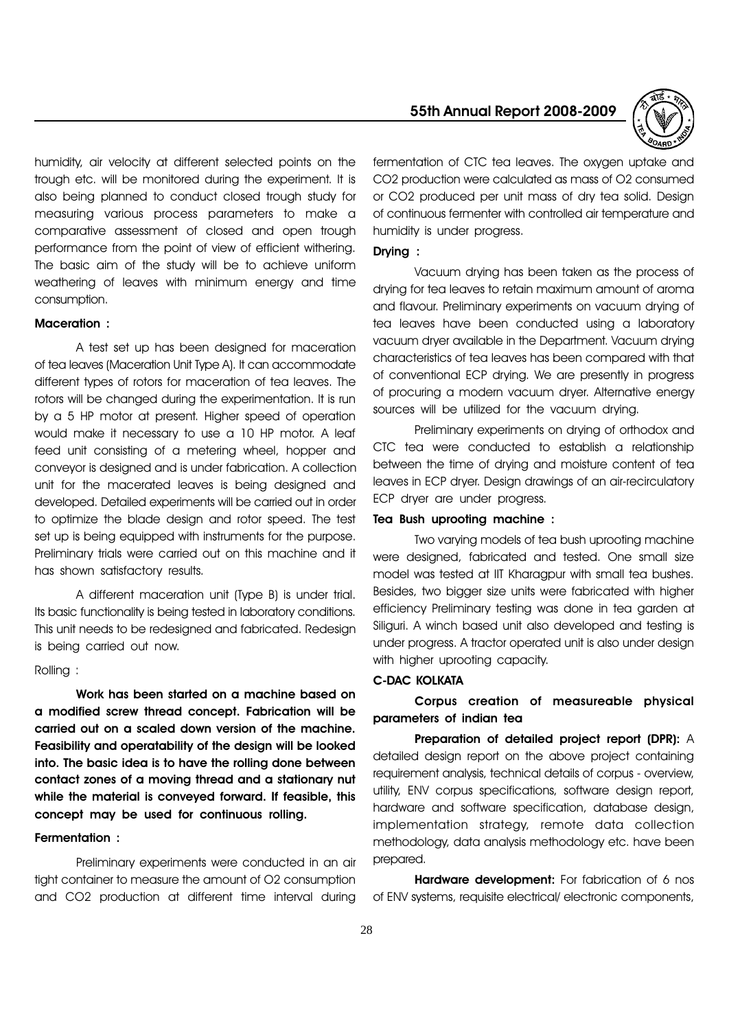humidity, air velocity at different selected points on the trough etc. will be monitored during the experiment. It is also being planned to conduct closed trough study for measuring various process parameters to make a comparative assessment of closed and open trough performance from the point of view of efficient withering. The basic aim of the study will be to achieve uniform weathering of leaves with minimum energy and time consumption.

**Maceration :**

A test set up has been designed for maceration of tea leaves (Maceration Unit Type A). It can accommodate different types of rotors for maceration of tea leaves. The rotors will be changed during the experimentation. It is run by a 5 HP motor at present. Higher speed of operation would make it necessary to use a 10 HP motor. A leaf feed unit consisting of a metering wheel, hopper and conveyor is designed and is under fabrication. A collection unit for the macerated leaves is being designed and developed. Detailed experiments will be carried out in order to optimize the blade design and rotor speed. The test set up is being equipped with instruments for the purpose. Preliminary trials were carried out on this machine and it has shown satisfactory results.

A different maceration unit (Type B) is under trial. Its basic functionality is being tested in laboratory conditions. This unit needs to be redesigned and fabricated. Redesign is being carried out now.

Rolling :

**Work has been started on a machine based on a modified screw thread concept. Fabrication will be carried out on a scaled down version of the machine. Feasibility and operatability of the design will be looked into. The basic idea is to have the rolling done between contact zones of a moving thread and a stationary nut while the material is conveyed forward. If feasible, this concept may be used for continuous rolling.**

**Fermentation :**

Preliminary experiments were conducted in an air tight container to measure the amount of $O2$ consumption and $CO2$ production at different time interval during fermentation of CTC tea leaves. The oxygen uptake and $CO2$ production were calculated as mass of $O2$ consumed or $CO2$ produced per unit mass of dry tea solid. Design of continuous fermenter with controlled air temperature and humidity is under progress.

**Drying :**

Vacuum drying has been taken as the process of drying for tea leaves to retain maximum amount of aroma and flavour. Preliminary experiments on vacuum drying of tea leaves have been conducted using a laboratory vacuum dryer available in the Department. Vacuum drying characteristics of tea leaves has been compared with that of conventional ECP drying. We are presently in progress of procuring a modern vacuum dryer. Alternative energy sources will be utilized for the vacuum drying.

Preliminary experiments on drying of orthodox and CTC tea were conducted to establish a relationship between the time of drying and moisture content of tea leaves in ECP dryer. Design drawings of an air-recirculatory ECP dryer are under progress.

**Tea Bush uprooting machine :**

Two varying models of tea bush uprooting machine were designed, fabricated and tested. One small size model was tested at IIT Kharagpur with small tea bushes. Besides, two bigger size units were fabricated with higher efficiency Preliminary testing was done in tea garden at Siliguri. A winch based unit also developed and testing is under progress. A tractor operated unit is also under design with higher uprooting capacity.

**C-DAC KOLKATA**

**Corpus creation of measureable physical parameters of indian tea**

**Preparation of detailed project report (DPR):** A detailed design report on the above project containing requirement analysis, technical details of corpus - overview, utility, ENV corpus specifications, software design report, hardware and software specification, database design, implementation strategy, remote data collection methodology, data analysis methodology etc. have been prepared.

**Hardware development:** For fabrication of 6 nos of ENV systems, requisite electrical/ electronic components,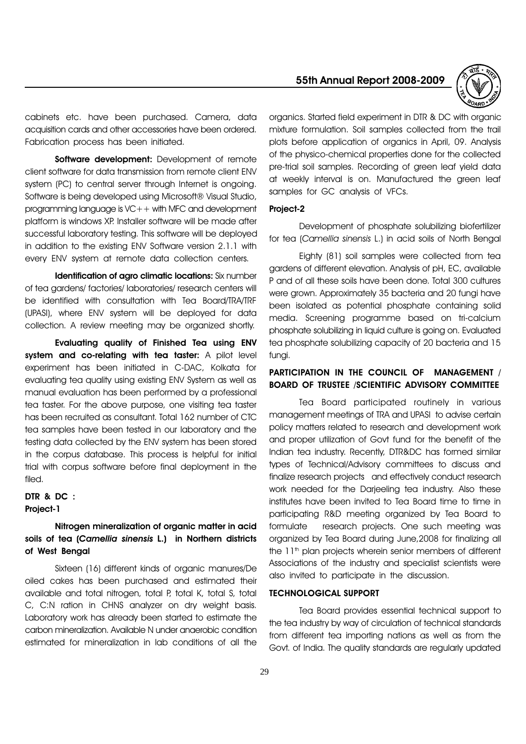cabinets etc. have been purchased. Camera, data acquisition cards and other accessories have been ordered. Fabrication process has been initiated.

**Software development:** Development of remote client software for data transmission from remote client ENV system (PC) to central server through Internet is ongoing. Software is being developed using Microsoft® Visual Studio, programming language is VC++ with MFC and development platform is windows XP. Installer software will be made after successful laboratory testing. This software will be deployed in addition to the existing ENV Software version 2.1.1 with every ENV system at remote data collection centers.

**Identification of agro climatic locations:** Six number of tea gardens/ factories/ laboratories/ research centers will be identified with consultation with Tea Board/TRA/TRF (UPASI), where ENV system will be deployed for data collection. A review meeting may be organized shortly.

**Evaluating quality of Finished Tea using ENV system and co-relating with tea taster:** A pilot level experiment has been initiated in C-DAC, Kolkata for evaluating tea quality using existing ENV System as well as manual evaluation has been performed by a professional tea taster. For the above purpose, one visiting tea taster has been recruited as consultant. Total 162 number of CTC tea samples have been tested in our laboratory and the testing data collected by the ENV system has been stored in the corpus database. This process is helpful for initial trial with corpus software before final deployment in the filed.

**DTR & DC :**

**Project-1**

**Nitrogen mineralization of organic matter in acid soils of tea (*Camellia sinensis* L.) in Northern districts of West Bengal**

Sixteen (16) different kinds of organic manures/De oiled cakes has been purchased and estimated their available and total nitrogen, total P, total K, total S, total C, C:N ration in CHNS analyzer on dry weight basis. Laboratory work has already been started to estimate the carbon mineralization. Available N under anaerobic condition estimated for mineralization in lab conditions of all the organics. Started field experiment in DTR & DC with organic mixture formulation. Soil samples collected from the trail plots before application of organics in April, 09. Analysis of the physico-chemical properties done for the collected pre-trial soil samples. Recording of green leaf yield data at weekly interval is on. Manufactured the green leaf samples for GC analysis of VFCs.

**Project-2**

Development of phosphate solubilizing biofertilizer for tea (*Camellia sinensis* L.) in acid soils of North Bengal

Eighty (81) soil samples were collected from tea gardens of different elevation. Analysis of pH, EC, available P and of all these soils have been done. Total 300 cultures were grown. Approximately 35 bacteria and 20 fungi have been isolated as potential phosphate containing solid media. Screening programme based on tri-calcium phosphate solubilizing in liquid culture is going on. Evaluated tea phosphate solubilizing capacity of 20 bacteria and 15 fungi.

## PARTICIPATION IN THE COUNCIL OF MANAGEMENT / BOARD OF TRUSTEE /SCIENTIFIC ADVISORY COMMITTEE

Tea Board participated routinely in various management meetings of TRA and UPASI to advise certain policy matters related to research and development work and proper utilization of Govt fund for the benefit of the Indian tea industry. Recently, DTR&DC has formed similar types of Technical/Advisory committees to discuss and finalize research projects and effectively conduct research work needed for the Darjeeling tea industry. Also these institutes have been invited to Tea Board time to time in participating R&D meeting organized by Tea Board to formulate research projects. One such meeting was organized by Tea Board during June,2008 for finalizing all the 11th plan projects wherein senior members of different Associations of the industry and specialist scientists were also invited to participate in the discussion.

## TECHNOLOGICAL SUPPORT

Tea Board provides essential technical support to the tea industry by way of circulation of technical standards from different tea importing nations as well as from the Govt. of India. The quality standards are regularly updated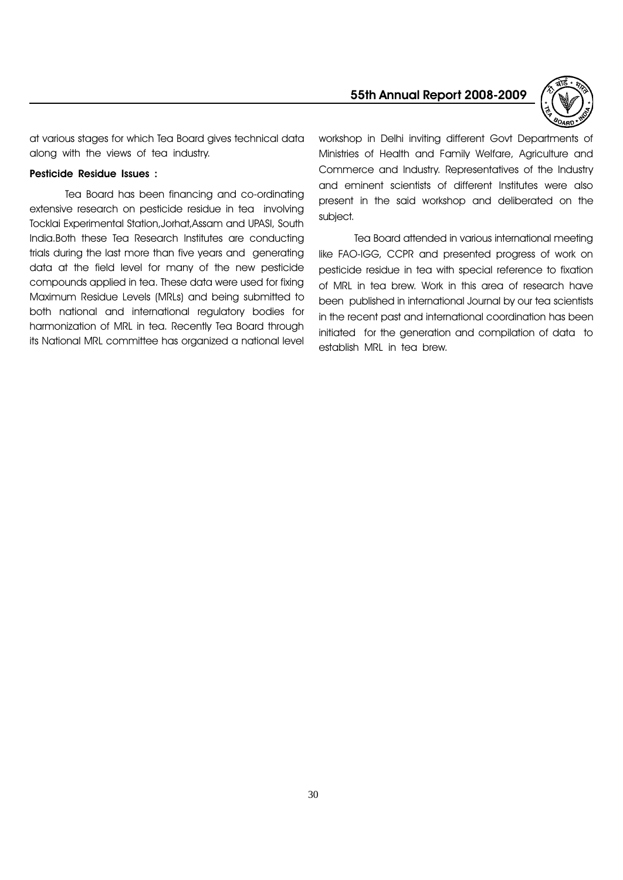at various stages for which Tea Board gives technical data along with the views of tea industry.

**Pesticide Residue Issues :**

Tea Board has been financing and co-ordinating extensive research on pesticide residue in tea involving Tocklai Experimental Station,Jorhat,Assam and UPASI, South India.Both these Tea Research Institutes are conducting trials during the last more than five years and generating data at the field level for many of the new pesticide compounds applied in tea. These data were used for fixing Maximum Residue Levels (MRLs) and being submitted to both national and international regulatory bodies for harmonization of MRL in tea. Recently Tea Board through its National MRL committee has organized a national level workshop in Delhi inviting different Govt Departments of Ministries of Health and Family Welfare, Agriculture and Commerce and Industry. Representatives of the Industry and eminent scientists of different Institutes were also present in the said workshop and deliberated on the subject.

Tea Board attended in various international meeting like FAO-IGG, CCPR and presented progress of work on pesticide residue in tea with special reference to fixation of MRL in tea brew. Work in this area of research have been published in international Journal by our tea scientists in the recent past and international coordination has been initiated for the generation and compilation of data to establish MRL in tea brew.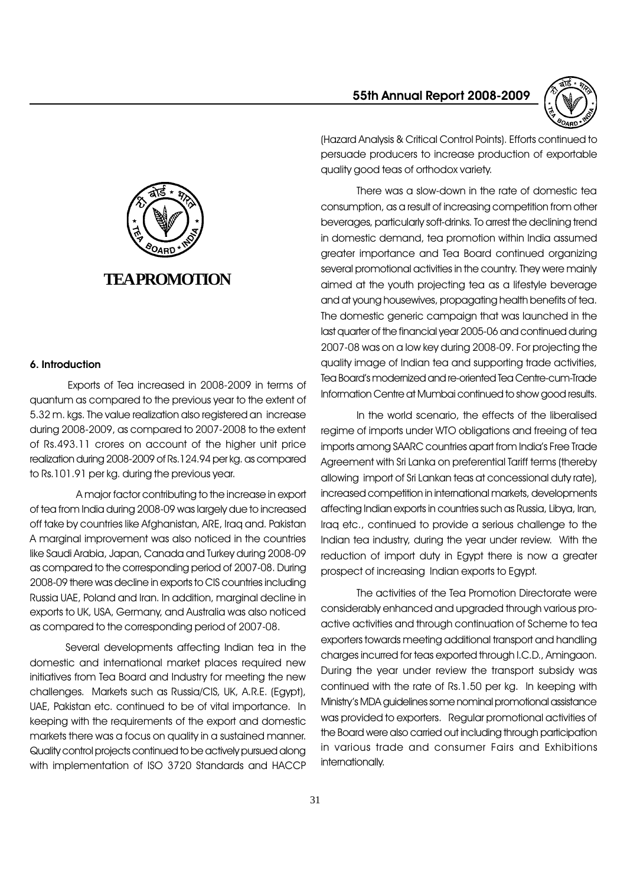# TEA PROMOTION

### 6. Introduction

Exports of Tea increased in 2008-2009 in terms of quantum as compared to the previous year to the extent of 5.32 m. kgs. The value realization also registered an increase during 2008-2009, as compared to 2007-2008 to the extent of Rs.493.11 crores on account of the higher unit price realization during 2008-2009 of Rs.124.94 per kg. as compared to Rs.101.91 per kg. during the previous year.

A major factor contributing to the increase in export of tea from India during 2008-09 was largely due to increased off take by countries like Afghanistan, ARE, Iraq and. Pakistan A marginal improvement was also noticed in the countries like Saudi Arabia, Japan, Canada and Turkey during 2008-09 as compared to the corresponding period of 2007-08. During 2008-09 there was decline in exports to CIS countries including Russia UAE, Poland and Iran. In addition, marginal decline in exports to UK, USA, Germany, and Australia was also noticed as compared to the corresponding period of 2007-08.

Several developments affecting Indian tea in the domestic and international market places required new initiatives from Tea Board and Industry for meeting the new challenges. Markets such as Russia/CIS, UK, A.R.E. (Egypt), UAE, Pakistan etc. continued to be of vital importance. In keeping with the requirements of the export and domestic markets there was a focus on quality in a sustained manner. Quality control projects continued to be actively pursued along with implementation of ISO 3720 Standards and HACCP (Hazard Analysis & Critical Control Points). Efforts continued to persuade producers to increase production of exportable quality good teas of orthodox variety.

There was a slow-down in the rate of domestic tea consumption, as a result of increasing competition from other beverages, particularly soft-drinks. To arrest the declining trend in domestic demand, tea promotion within India assumed greater importance and Tea Board continued organizing several promotional activities in the country. They were mainly aimed at the youth projecting tea as a lifestyle beverage and at young housewives, propagating health benefits of tea. The domestic generic campaign that was launched in the last quarter of the financial year 2005-06 and continued during 2007-08 was on a low key during 2008-09. For projecting the quality image of Indian tea and supporting trade activities, Tea Board's modernized and re-oriented Tea Centre-cum-Trade Information Centre at Mumbai continued to show good results.

In the world scenario, the effects of the liberalised regime of imports under WTO obligations and freeing of tea imports among SAARC countries apart from India's Free Trade Agreement with Sri Lanka on preferential Tariff terms (thereby allowing import of Sri Lankan teas at concessional duty rate), increased competition in international markets, developments affecting Indian exports in countries such as Russia, Libya, Iran, Iraq etc., continued to provide a serious challenge to the Indian tea industry, during the year under review. With the reduction of import duty in Egypt there is now a greater prospect of increasing Indian exports to Egypt.

The activities of the Tea Promotion Directorate were considerably enhanced and upgraded through various pro-active activities and through continuation of Scheme to tea exporters towards meeting additional transport and handling charges incurred for teas exported through I.C.D., Amingaon. During the year under review the transport subsidy was continued with the rate of Rs.1.50 per kg. In keeping with Ministry's MDA guidelines some nominal promotional assistance was provided to exporters. Regular promotional activities of the Board were also carried out including through participation in various trade and consumer Fairs and Exhibitions internationally.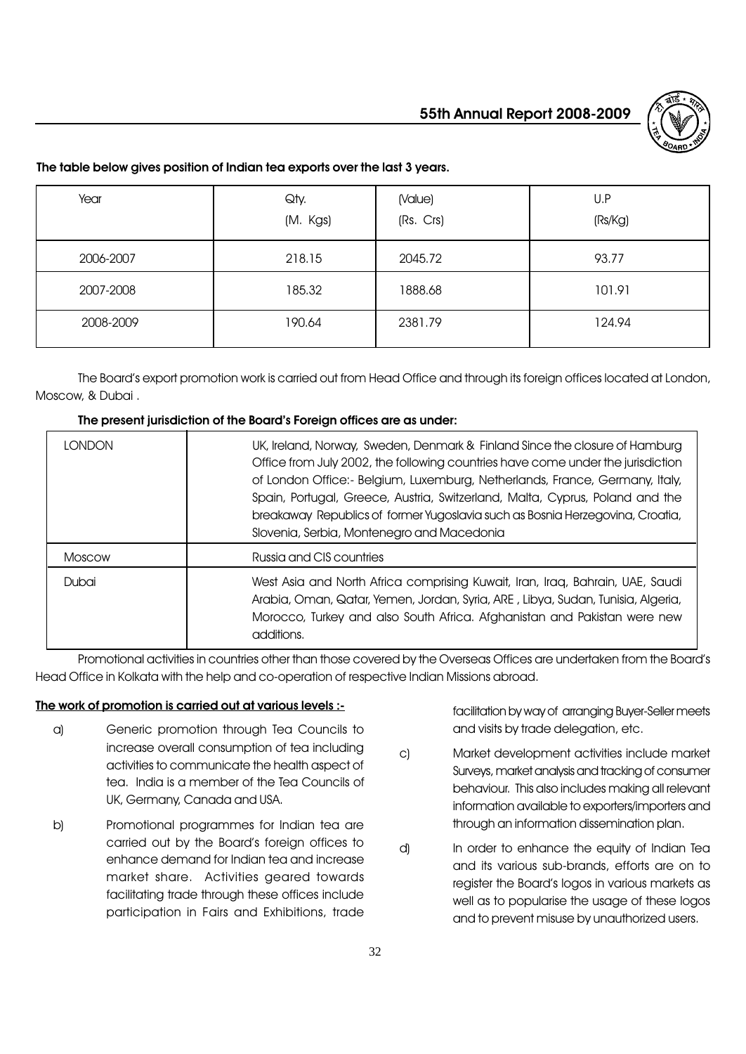**The table below gives position of Indian tea exports over the last 3 years.**

| Year | Qty. (M. Kgs) | (Value) (Rs. Crs) | U.P (Rs/Kg) |
|---|---|---|---|
| 2006-2007 | 218.15 | 2045.72 | 93.77 |
| 2007-2008 | 185.32 | 1888.68 | 101.91 |
| 2008-2009 | 190.64 | 2381.79 | 124.94 |

The Board's export promotion work is carried out from Head Office and through its foreign offices located at London, Moscow, & Dubai .

**The present jurisdiction of the Board's Foreign offices are as under:**

| | |
|---|---|
| LONDON | UK, Ireland, Norway, Sweden, Denmark & Finland Since the closure of Hamburg Office from July 2002, the following countries have come under the jurisdiction of London Office:- Belgium, Luxemburg, Netherlands, France, Germany, Italy, Spain, Portugal, Greece, Austria, Switzerland, Malta, Cyprus, Poland and the breakaway Republics of former Yugoslavia such as Bosnia Herzegovina, Croatia, Slovenia, Serbia, Montenegro and Macedonia |
| Moscow | Russia and CIS countries |
| Dubai | West Asia and North Africa comprising Kuwait, Iran, Iraq, Bahrain, UAE, Saudi Arabia, Oman, Qatar, Yemen, Jordan, Syria, ARE , Libya, Sudan, Tunisia, Algeria, Morocco, Turkey and also South Africa. Afghanistan and Pakistan were new additions. |

Promotional activities in countries other than those covered by the Overseas Offices are undertaken from the Board's Head Office in Kolkata with the help and co-operation of respective Indian Missions abroad.

**The work of promotion is carried out at various levels :-**

a) Generic promotion through Tea Councils to increase overall consumption of tea including activities to communicate the health aspect of tea. India is a member of the Tea Councils of UK, Germany, Canada and USA.

b) Promotional programmes for Indian tea are carried out by the Board's foreign offices to enhance demand for Indian tea and increase market share. Activities geared towards facilitating trade through these offices include participation in Fairs and Exhibitions, trade facilitation by way of arranging Buyer-Seller meets and visits by trade delegation, etc.

c) Market development activities include market Surveys, market analysis and tracking of consumer behaviour. This also includes making all relevant information available to exporters/importers and through an information dissemination plan.

d) In order to enhance the equity of Indian Tea and its various sub-brands, efforts are on to register the Board's logos in various markets as well as to popularise the usage of these logos and to prevent misuse by unauthorized users.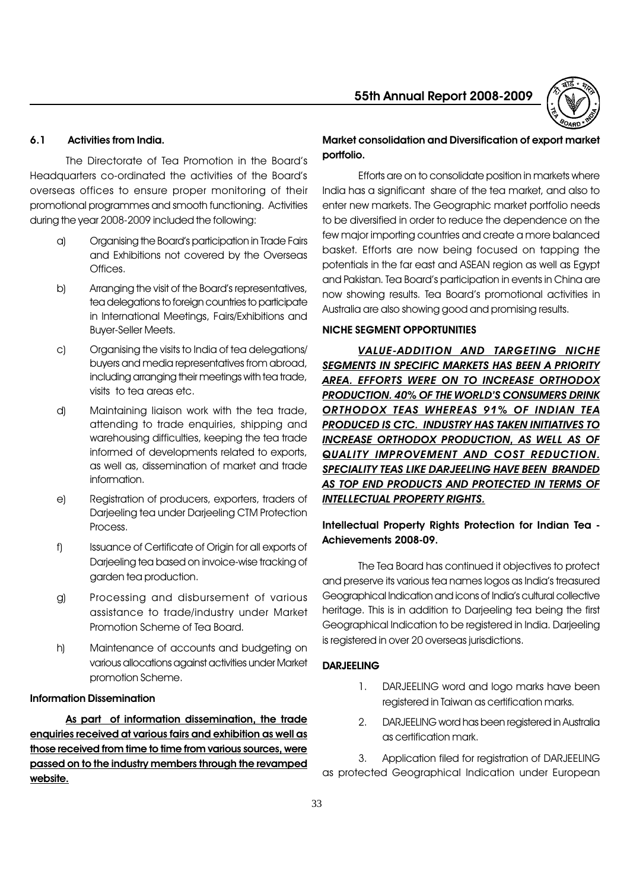## 6.1 Activities from India.

The Directorate of Tea Promotion in the Board's Headquarters co-ordinated the activities of the Board's overseas offices to ensure proper monitoring of their promotional programmes and smooth functioning. Activities during the year 2008-2009 included the following:

a) Organising the Board's participation in Trade Fairs and Exhibitions not covered by the Overseas Offices.

b) Arranging the visit of the Board's representatives, tea delegations to foreign countries to participate in International Meetings, Fairs/Exhibitions and Buyer-Seller Meets.

c) Organising the visits to India of tea delegations/ buyers and media representatives from abroad, including arranging their meetings with tea trade, visits to tea areas etc.

d) Maintaining liaison work with the tea trade, attending to trade enquiries, shipping and warehousing difficulties, keeping the tea trade informed of developments related to exports, as well as, dissemination of market and trade information.

e) Registration of producers, exporters, traders of Darjeeling tea under Darjeeling CTM Protection Process.

f) Issuance of Certificate of Origin for all exports of Darjeeling tea based on invoice-wise tracking of garden tea production.

g) Processing and disbursement of various assistance to trade/industry under Market Promotion Scheme of Tea Board.

h) Maintenance of accounts and budgeting on various allocations against activities under Market promotion Scheme.

### Information Dissemination

**As part of information dissemination, the trade enquiries received at various fairs and exhibition as well as those received from time to time from various sources, were passed on to the industry members through the revamped website.**

### Market consolidation and Diversification of export market portfolio.

Efforts are on to consolidate position in markets where India has a significant share of the tea market, and also to enter new markets. The Geographic market portfolio needs to be diversified in order to reduce the dependence on the few major importing countries and create a more balanced basket. Efforts are now being focused on tapping the potentials in the far east and ASEAN region as well as Egypt and Pakistan. Tea Board's participation in events in China are now showing results. Tea Board's promotional activities in Australia are also showing good and promising results.

### NICHE SEGMENT OPPORTUNITIES

***VALUE-ADDITION AND TARGETING NICHE SEGMENTS IN SPECIFIC MARKETS HAS BEEN A PRIORITY AREA. EFFORTS WERE ON TO INCREASE ORTHODOX PRODUCTION. 40% OF THE WORLD'S CONSUMERS DRINK ORTHODOX TEAS WHEREAS 91% OF INDIAN TEA PRODUCED IS CTC. INDUSTRY HAS TAKEN INITIATIVES TO INCREASE ORTHODOX PRODUCTION, AS WELL AS OF QUALITY IMPROVEMENT AND COST REDUCTION. SPECIALITY TEAS LIKE DARJEELING HAVE BEEN BRANDED AS TOP END PRODUCTS AND PROTECTED IN TERMS OF INTELLECTUAL PROPERTY RIGHTS.***

### Intellectual Property Rights Protection for Indian Tea - Achievements 2008-09.

The Tea Board has continued it objectives to protect and preserve its various tea names logos as India's treasured Geographical Indication and icons of India's cultural collective heritage. This is in addition to Darjeeling tea being the first Geographical Indication to be registered in India. Darjeeling is registered in over 20 overseas jurisdictions.

### DARJEELING

1. DARJEELING word and logo marks have been registered in Taiwan as certification marks.

2. DARJEELING word has been registered in Australia as certification mark.

3. Application filed for registration of DARJEELING as protected Geographical Indication under European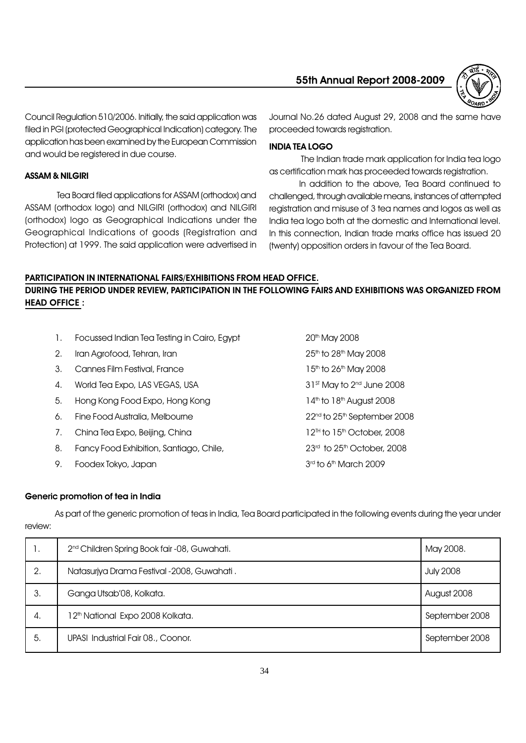Council Regulation 510/2006. Initially, the said application was filed in PGI (protected Geographical Indication) category. The application has been examined by the European Commission and would be registered in due course.

**ASSAM & NILGIRI**

Tea Board filed applications for ASSAM (orthodox) and ASSAM (orthodox logo) and NILGIRI (orthodox) and NILGIRI (orthodox) logo as Geographical Indications under the Geographical Indications of goods (Registration and Protection) at 1999. The said application were advertised in Journal No.26 dated August 29, 2008 and the same have proceeded towards registration.

**INDIA TEA LOGO**

The Indian trade mark application for India tea logo as certification mark has proceeded towards registration.

In addition to the above, Tea Board continued to challenged, through available means, instances of attempted registration and misuse of 3 tea names and logos as well as India tea logo both at the domestic and International level. In this connection, Indian trade marks office has issued 20 (twenty) opposition orders in favour of the Tea Board.

**PARTICIPATION IN INTERNATIONAL FAIRS/EXHIBITIONS FROM HEAD OFFICE.**

**DURING THE PERIOD UNDER REVIEW, PARTICIPATION IN THE FOLLOWING FAIRS AND EXHIBITIONS WAS ORGANIZED FROM HEAD OFFICE :**

| | | |
|---|---|---|
| 1. | Focussed Indian Tea Testing in Cairo, Egypt | 20th May 2008 |
| 2. | Iran Agrofood, Tehran, Iran | 25th to 28th May 2008 |
| 3. | Cannes Film Festival, France | 15th to 26th May 2008 |
| 4. | World Tea Expo, LAS VEGAS, USA | 31ST May to 2nd June 2008 |
| 5. | Hong Kong Food Expo, Hong Kong | 14th to 18th August 2008 |
| 6. | Fine Food Australia, Melbourne | 22nd to 25th September 2008 |
| 7. | China Tea Expo, Beijing, China | 12TH to 15th October, 2008 |
| 8. | Fancy Food Exhibition, Santiago, Chile, | 23rd to 25th October, 2008 |
| 9. | Foodex Tokyo, Japan | 3rd to 6th March 2009 |

**Generic promotion of tea in India**

As part of the generic promotion of teas in India, Tea Board participated in the following events during the year under review:

| | | |
|---|---|---|
| 1. | 2nd Children Spring Book fair -08, Guwahati. | May 2008. |
| 2. | Natasurjya Drama Festival -2008, Guwahati . | July 2008 |
| 3. | Ganga Utsab'08, Kolkata. | August 2008 |
| 4. | 12th National Expo 2008 Kolkata. | September 2008 |
| 5. | UPASI Industrial Fair 08., Coonor. | September 2008 |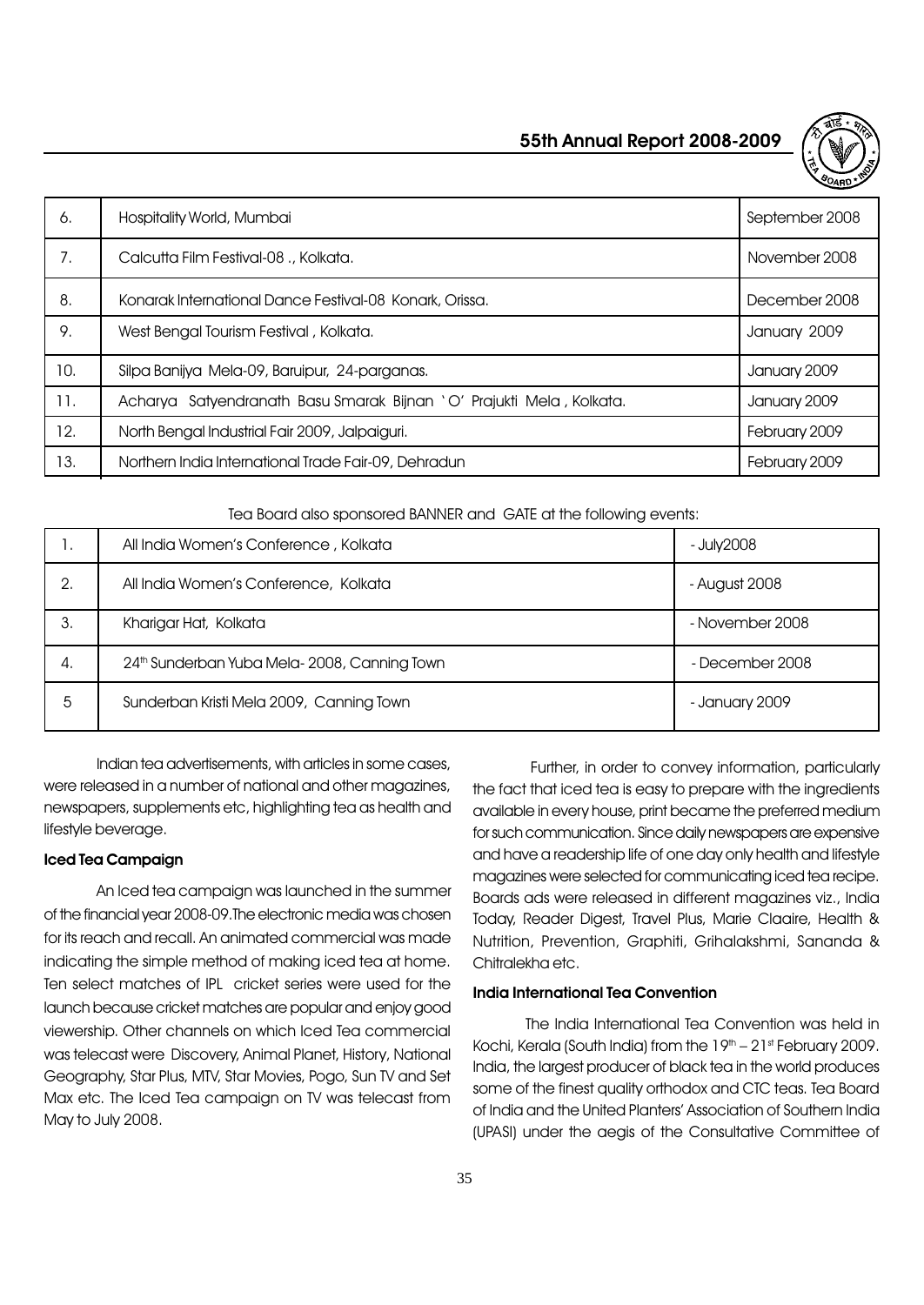| 6. | Hospitality World, Mumbai | September 2008 |
|---|---|---|
| 7. | Calcutta Film Festival-08 ., Kolkata. | November 2008 |
| 8. | Konarak International Dance Festival-08 Konark, Orissa. | December 2008 |
| 9. | West Bengal Tourism Festival , Kolkata. | January 2009 |
| 10. | Silpa Banijya Mela-09, Baruipur, 24-parganas. | January 2009 |
| 11. | Acharya Satyendranath Basu Smarak Bijnan 'O' Prajukti Mela , Kolkata. | January 2009 |
| 12. | North Bengal Industrial Fair 2009, Jalpaiguri. | February 2009 |
| 13. | Northern India International Trade Fair-09, Dehradun | February 2009 |

Tea Board also sponsored BANNER and GATE at the following events:

| 1. | All India Women's Conference , Kolkata | - July2008 |
|---|---|---|
| 2. | All India Women's Conference, Kolkata | - August 2008 |
| 3. | Kharigar Hat, Kolkata | - November 2008 |
| 4. | 24th Sunderban Yuba Mela- 2008, Canning Town | - December 2008 |
| 5 | Sunderban Kristi Mela 2009, Canning Town | - January 2009 |

Indian tea advertisements, with articles in some cases, were released in a number of national and other magazines, newspapers, supplements etc, highlighting tea as health and lifestyle beverage.

**Iced Tea Campaign**

An Iced tea campaign was launched in the summer of the financial year 2008-09.The electronic media was chosen for its reach and recall. An animated commercial was made indicating the simple method of making iced tea at home. Ten select matches of IPL cricket series were used for the launch because cricket matches are popular and enjoy good viewership. Other channels on which Iced Tea commercial was telecast were Discovery, Animal Planet, History, National Geography, Star Plus, MTV, Star Movies, Pogo, Sun TV and Set Max etc. The Iced Tea campaign on TV was telecast from May to July 2008.

Further, in order to convey information, particularly the fact that iced tea is easy to prepare with the ingredients available in every house, print became the preferred medium for such communication. Since daily newspapers are expensive and have a readership life of one day only health and lifestyle magazines were selected for communicating iced tea recipe. Boards ads were released in different magazines viz., India Today, Reader Digest, Travel Plus, Marie Claaire, Health & Nutrition, Prevention, Graphiti, Grihalakshmi, Sananda & Chitralekha etc.

**India International Tea Convention**

The India International Tea Convention was held in Kochi, Kerala (South India) from the 19th – 21st February 2009. India, the largest producer of black tea in the world produces some of the finest quality orthodox and CTC teas. Tea Board of India and the United Planters' Association of Southern India (UPASI) under the aegis of the Consultative Committee of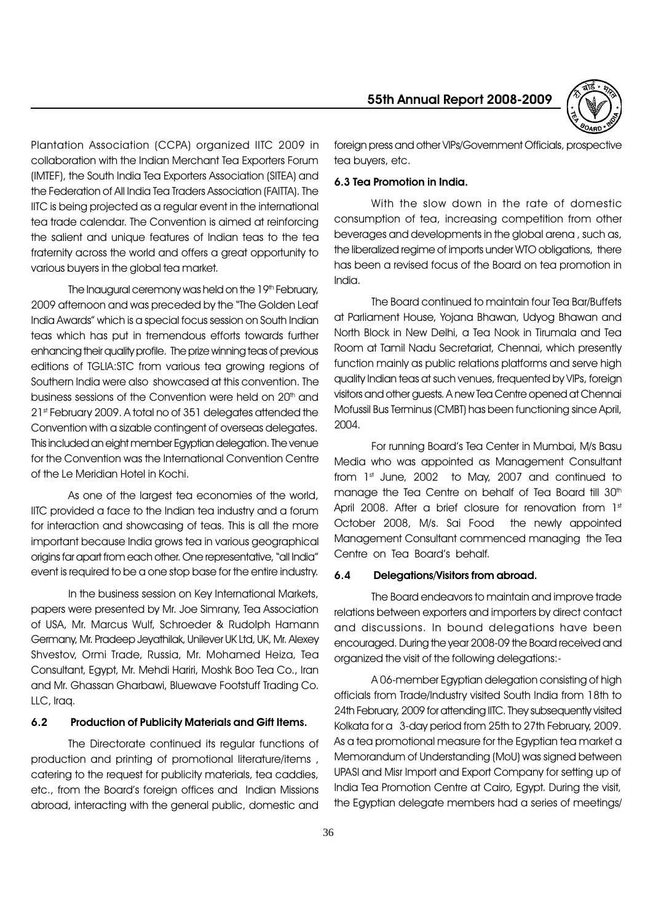Plantation Association (CCPA) organized IITC 2009 in collaboration with the Indian Merchant Tea Exporters Forum (IMTEF), the South India Tea Exporters Association (SITEA) and the Federation of All India Tea Traders Association (FAITTA). The IITC is being projected as a regular event in the international tea trade calendar. The Convention is aimed at reinforcing the salient and unique features of Indian teas to the tea fraternity across the world and offers a great opportunity to various buyers in the global tea market.

The Inaugural ceremony was held on the 19th February, 2009 afternoon and was preceded by the "The Golden Leaf India Awards" which is a special focus session on South Indian teas which has put in tremendous efforts towards further enhancing their quality profile. The prize winning teas of previous editions of TGLIA:STC from various tea growing regions of Southern India were also showcased at this convention. The business sessions of the Convention were held on 20th and 21st February 2009. A total no of 351 delegates attended the Convention with a sizable contingent of overseas delegates. This included an eight member Egyptian delegation. The venue for the Convention was the International Convention Centre of the Le Meridian Hotel in Kochi.

As one of the largest tea economies of the world, IITC provided a face to the Indian tea industry and a forum for interaction and showcasing of teas. This is all the more important because India grows tea in various geographical origins far apart from each other. One representative, "all India" event is required to be a one stop base for the entire industry.

In the business session on Key International Markets, papers were presented by Mr. Joe Simrany, Tea Association of USA, Mr. Marcus Wulf, Schroeder & Rudolph Hamann Germany, Mr. Pradeep Jeyathilak, Unilever UK Ltd, UK, Mr. Alexey Shvestov, Ormi Trade, Russia, Mr. Mohamed Heiza, Tea Consultant, Egypt, Mr. Mehdi Hariri, Moshk Boo Tea Co., Iran and Mr. Ghassan Gharbawi, Bluewave Footstuff Trading Co. LLC, Iraq.

### 6.2 Production of Publicity Materials and Gift Items.

The Directorate continued its regular functions of production and printing of promotional literature/items , catering to the request for publicity materials, tea caddies, etc., from the Board's foreign offices and Indian Missions abroad, interacting with the general public, domestic and foreign press and other VIPs/Government Officials, prospective tea buyers, etc.

### 6.3 Tea Promotion in India.

With the slow down in the rate of domestic consumption of tea, increasing competition from other beverages and developments in the global arena , such as, the liberalized regime of imports under WTO obligations, there has been a revised focus of the Board on tea promotion in India.

The Board continued to maintain four Tea Bar/Buffets at Parliament House, Yojana Bhawan, Udyog Bhawan and North Block in New Delhi, a Tea Nook in Tirumala and Tea Room at Tamil Nadu Secretariat, Chennai, which presently function mainly as public relations platforms and serve high quality Indian teas at such venues, frequented by VIPs, foreign visitors and other guests. A new Tea Centre opened at Chennai Mofussil Bus Terminus (CMBT) has been functioning since April, 2004.

For running Board's Tea Center in Mumbai, M/s Basu Media who was appointed as Management Consultant from 1st June, 2002 to May, 2007 and continued to manage the Tea Centre on behalf of Tea Board till 30th April 2008. After a brief closure for renovation from 1st October 2008, M/s. Sai Food the newly appointed Management Consultant commenced managing the Tea Centre on Tea Board's behalf.

### 6.4 Delegations/Visitors from abroad.

The Board endeavors to maintain and improve trade relations between exporters and importers by direct contact and discussions. In bound delegations have been encouraged. During the year 2008-09 the Board received and organized the visit of the following delegations:-

A 06-member Egyptian delegation consisting of high officials from Trade/Industry visited South India from 18th to 24th February, 2009 for attending IITC. They subsequently visited Kolkata for a 3-day period from 25th to 27th February, 2009. As a tea promotional measure for the Egyptian tea market a Memorandum of Understanding (MoU) was signed between UPASI and Misr Import and Export Company for setting up of India Tea Promotion Centre at Cairo, Egypt. During the visit, the Egyptian delegate members had a series of meetings/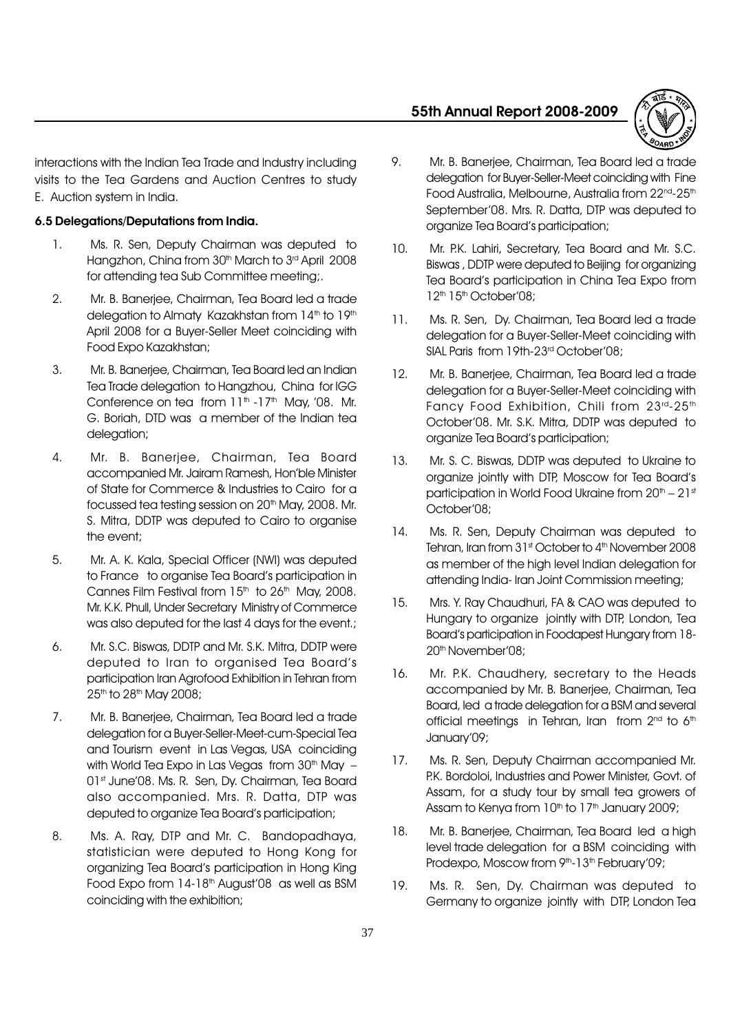interactions with the Indian Tea Trade and Industry including visits to the Tea Gardens and Auction Centres to study E. Auction system in India.

**6.5 Delegations/Deputations from India.**

1. Ms. R. Sen, Deputy Chairman was deputed to Hangzhon, China from 30th March to 3rd April 2008 for attending tea Sub Committee meeting;.
2. Mr. B. Banerjee, Chairman, Tea Board led a trade delegation to Almaty Kazakhstan from 14th to 19th April 2008 for a Buyer-Seller Meet coinciding with Food Expo Kazakhstan;
3. Mr. B. Banerjee, Chairman, Tea Board led an Indian Tea Trade delegation to Hangzhou, China for IGG Conference on tea from 11th -17th May, '08. Mr. G. Boriah, DTD was a member of the Indian tea delegation;
4. Mr. B. Banerjee, Chairman, Tea Board accompanied Mr. Jairam Ramesh, Hon'ble Minister of State for Commerce & Industries to Cairo for a focussed tea testing session on 20th May, 2008. Mr. S. Mitra, DDTP was deputed to Cairo to organise the event;
5. Mr. A. K. Kala, Special Officer (NWI) was deputed to France to organise Tea Board's participation in Cannes Film Festival from 15th to 26th May, 2008. Mr. K.K. Phull, Under Secretary Ministry of Commerce was also deputed for the last 4 days for the event.;
6. Mr. S.C. Biswas, DDTP and Mr. S.K. Mitra, DDTP were deputed to Iran to organised Tea Board's participation Iran Agrofood Exhibition in Tehran from 25th to 28th May 2008;
7. Mr. B. Banerjee, Chairman, Tea Board led a trade delegation for a Buyer-Seller-Meet-cum-Special Tea and Tourism event in Las Vegas, USA coinciding with World Tea Expo in Las Vegas from 30th May – 01st June'08. Ms. R. Sen, Dy. Chairman, Tea Board also accompanied. Mrs. R. Datta, DTP was deputed to organize Tea Board's participation;
8. Ms. A. Ray, DTP and Mr. C. Bandopadhaya, statistician were deputed to Hong Kong for organizing Tea Board's participation in Hong King Food Expo from 14-18th August'08 as well as BSM coinciding with the exhibition;
9. Mr. B. Banerjee, Chairman, Tea Board led a trade delegation for Buyer-Seller-Meet coinciding with Fine Food Australia, Melbourne, Australia from 22nd-25th September'08. Mrs. R. Datta, DTP was deputed to organize Tea Board's participation;
10. Mr. P.K. Lahiri, Secretary, Tea Board and Mr. S.C. Biswas , DDTP were deputed to Beijing for organizing Tea Board's participation in China Tea Expo from 12th 15th October'08;
11. Ms. R. Sen, Dy. Chairman, Tea Board led a trade delegation for a Buyer-Seller-Meet coinciding with SIAL Paris from 19th-23rd October'08;
12. Mr. B. Banerjee, Chairman, Tea Board led a trade delegation for a Buyer-Seller-Meet coinciding with Fancy Food Exhibition, Chili from 23rd-25th October'08. Mr. S.K. Mitra, DDTP was deputed to organize Tea Board's participation;
13. Mr. S. C. Biswas, DDTP was deputed to Ukraine to organize jointly with DTP, Moscow for Tea Board's participation in World Food Ukraine from 20th – 21st October'08;
14. Ms. R. Sen, Deputy Chairman was deputed to Tehran, Iran from 31st October to 4th November 2008 as member of the high level Indian delegation for attending India- Iran Joint Commission meeting;
15. Mrs. Y. Ray Chaudhuri, FA & CAO was deputed to Hungary to organize jointly with DTP, London, Tea Board's participation in Foodapest Hungary from 18-20th November'08;
16. Mr. P.K. Chaudhery, secretary to the Heads accompanied by Mr. B. Banerjee, Chairman, Tea Board, led a trade delegation for a BSM and several official meetings in Tehran, Iran from 2nd to 6th January'09;
17. Ms. R. Sen, Deputy Chairman accompanied Mr. P.K. Bordoloi, Industries and Power Minister, Govt. of Assam, for a study tour by small tea growers of Assam to Kenya from 10th to 17th January 2009;
18. Mr. B. Banerjee, Chairman, Tea Board led a high level trade delegation for a BSM coinciding with Prodexpo, Moscow from 9th-13th February'09;
19. Ms. R. Sen, Dy. Chairman was deputed to Germany to organize jointly with DTP, London Tea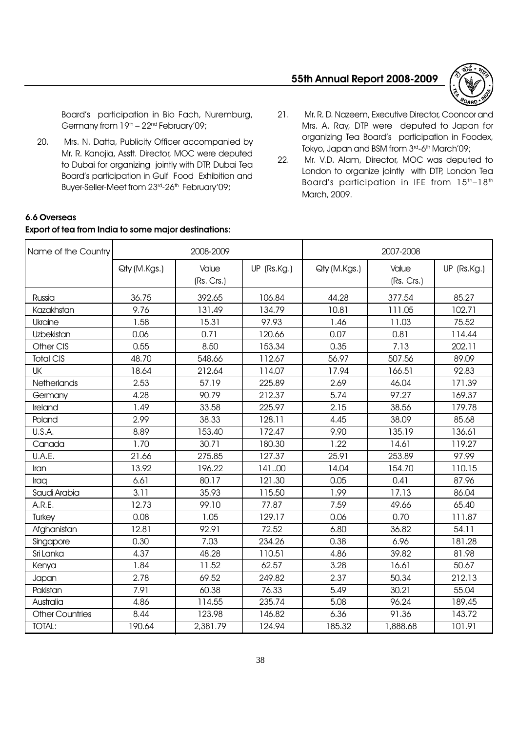Board's participation in Bio Fach, Nuremburg, Germany from 19th – 22nd February'09;

20. Mrs. N. Datta, Publicity Officer accompanied by Mr. R. Kanojia, Asstt. Director, MOC were deputed to Dubai for organizing jointly with DTP, Dubai Tea Board's participation in Gulf Food Exhibition and Buyer-Seller-Meet from 23rd-26th February'09;

21. Mr. R. D. Nazeem, Executive Director, Coonoor and Mrs. A. Ray, DTP were deputed to Japan for organizing Tea Board's participation in Foodex, Tokyo, Japan and BSM from 3rd-6th March'09;

22. Mr. V.D. Alam, Director, MOC was deputed to London to organize jointly with DTP, London Tea Board's participation in IFE from 15th–18th March, 2009.

### 6.6 Overseas

**Export of tea from India to some major destinations:**

| Name of the Country | 2008-2009 | | | 2007-2008 | | |
|---|---|---|---|---|---|---|
| | Qty (M.Kgs.) | Value (Rs. Crs.) | UP (Rs.Kg.) | Qty (M.Kgs.) | Value (Rs. Crs.) | UP (Rs.Kg.) |
| Russia | 36.75 | 392.65 | 106.84 | 44.28 | 377.54 | 85.27 |
| Kazakhstan | 9.76 | 131.49 | 134.79 | 10.81 | 111.05 | 102.71 |
| Ukraine | 1.58 | 15.31 | 97.93 | 1.46 | 11.03 | 75.52 |
| Uzbekistan | 0.06 | 0.71 | 120.66 | 0.07 | 0.81 | 114.44 |
| Other CIS | 0.55 | 8.50 | 153.34 | 0.35 | 7.13 | 202.11 |
| Total CIS | 48.70 | 548.66 | 112.67 | 56.97 | 507.56 | 89.09 |
| UK | 18.64 | 212.64 | 114.07 | 17.94 | 166.51 | 92.83 |
| Netherlands | 2.53 | 57.19 | 225.89 | 2.69 | 46.04 | 171.39 |
| Germany | 4.28 | 90.79 | 212.37 | 5.74 | 97.27 | 169.37 |
| Ireland | 1.49 | 33.58 | 225.97 | 2.15 | 38.56 | 179.78 |
| Poland | 2.99 | 38.33 | 128.11 | 4.45 | 38.09 | 85.68 |
| U.S.A. | 8.89 | 153.40 | 172.47 | 9.90 | 135.19 | 136.61 |
| Canada | 1.70 | 30.71 | 180.30 | 1.22 | 14.61 | 119.27 |
| U.A.E. | 21.66 | 275.85 | 127.37 | 25.91 | 253.89 | 97.99 |
| Iran | 13.92 | 196.22 | 141..00 | 14.04 | 154.70 | 110.15 |
| Iraq | 6.61 | 80.17 | 121.30 | 0.05 | 0.41 | 87.96 |
| Saudi Arabia | 3.11 | 35.93 | 115.50 | 1.99 | 17.13 | 86.04 |
| A.R.E. | 12.73 | 99.10 | 77.87 | 7.59 | 49.66 | 65.40 |
| Turkey | 0.08 | 1.05 | 129.17 | 0.06 | 0.70 | 111.87 |
| Afghanistan | 12.81 | 92.91 | 72.52 | 6.80 | 36.82 | 54.11 |
| Singapore | 0.30 | 7.03 | 234.26 | 0.38 | 6.96 | 181.28 |
| Sri Lanka | 4.37 | 48.28 | 110.51 | 4.86 | 39.82 | 81.98 |
| Kenya | 1.84 | 11.52 | 62.57 | 3.28 | 16.61 | 50.67 |
| Japan | 2.78 | 69.52 | 249.82 | 2.37 | 50.34 | 212.13 |
| Pakistan | 7.91 | 60.38 | 76.33 | 5.49 | 30.21 | 55.04 |
| Australia | 4.86 | 114.55 | 235.74 | 5.08 | 96.24 | 189.45 |
| Other Countries | 8.44 | 123.98 | 146.82 | 6.36 | 91.36 | 143.72 |
| TOTAL: | 190.64 | 2,381.79 | 124.94 | 185.32 | 1,888.68 | 101.91 |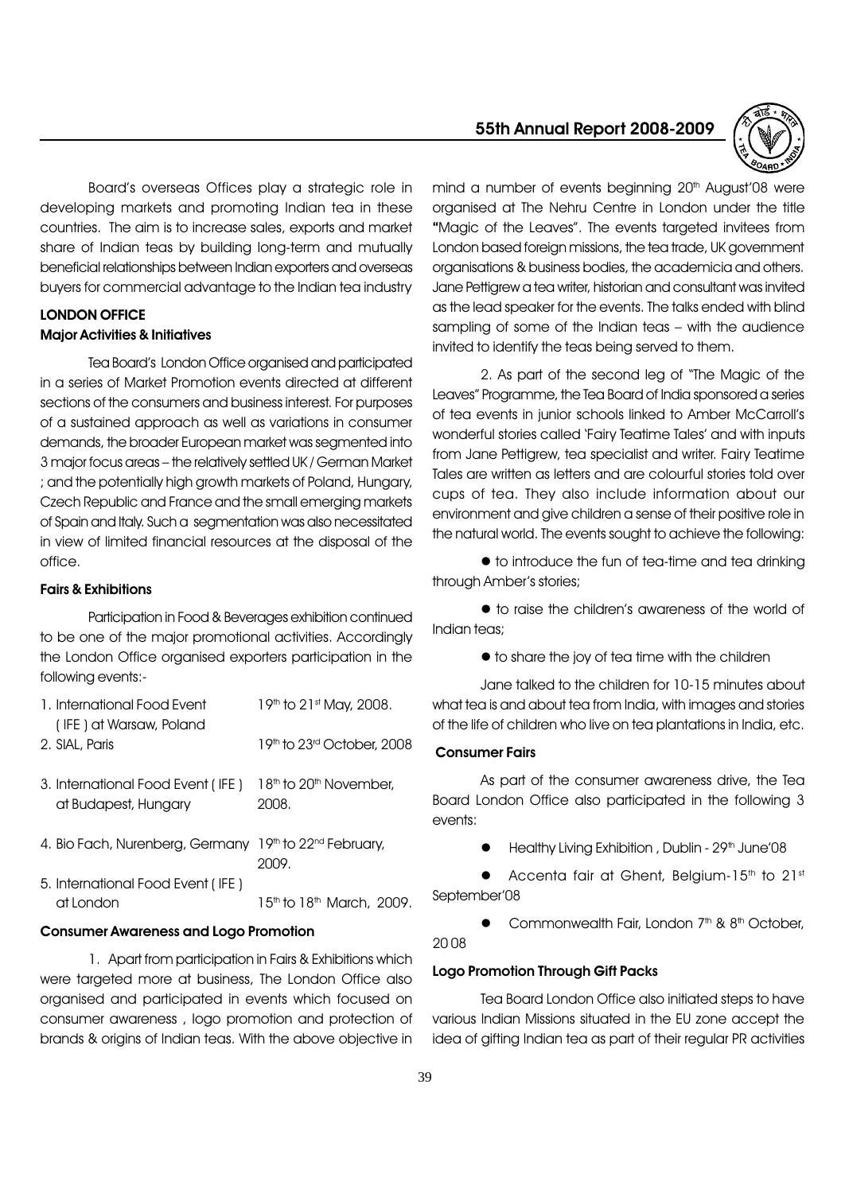Board's overseas Offices play a strategic role in developing markets and promoting Indian tea in these countries. The aim is to increase sales, exports and market share of Indian teas by building long-term and mutually beneficial relationships between Indian exporters and overseas buyers for commercial advantage to the Indian tea industry

## LONDON OFFICE

### Major Activities & Initiatives

Tea Board's London Office organised and participated in a series of Market Promotion events directed at different sections of the consumers and business interest. For purposes of a sustained approach as well as variations in consumer demands, the broader European market was segmented into 3 major focus areas – the relatively settled UK / German Market ; and the potentially high growth markets of Poland, Hungary, Czech Republic and France and the small emerging markets of Spain and Italy. Such a segmentation was also necessitated in view of limited financial resources at the disposal of the office.

### Fairs & Exhibitions

Participation in Food & Beverages exhibition continued to be one of the major promotional activities. Accordingly the London Office organised exporters participation in the following events:-

| Event | Dates |
| --- | --- |
| 1. International Food Event ( IFE ) at Warsaw, Poland | 19th to 21st May, 2008. |
| 2. SIAL, Paris | 19th to 23rd October, 2008 |
| 3. International Food Event ( IFE ) at Budapest, Hungary | 18th to 20th November, 2008. |
| 4. Bio Fach, Nurenberg, Germany | 19th to 22nd February, 2009. |
| 5. International Food Event ( IFE ) at London | 15th to 18th March, 2009. |

### Consumer Awareness and Logo Promotion

1. Apart from participation in Fairs & Exhibitions which were targeted more at business, The London Office also organised and participated in events which focused on consumer awareness , logo promotion and protection of brands & origins of Indian teas. With the above objective in mind a number of events beginning 20th August'08 were organised at The Nehru Centre in London under the title "Magic of the Leaves". The events targeted invitees from London based foreign missions, the tea trade, UK government organisations & business bodies, the academicia and others. Jane Pettigrew a tea writer, historian and consultant was invited as the lead speaker for the events. The talks ended with blind sampling of some of the Indian teas – with the audience invited to identify the teas being served to them.

2. As part of the second leg of "The Magic of the Leaves" Programme, the Tea Board of India sponsored a series of tea events in junior schools linked to Amber McCarroll's wonderful stories called 'Fairy Teatime Tales' and with inputs from Jane Pettigrew, tea specialist and writer. Fairy Teatime Tales are written as letters and are colourful stories told over cups of tea. They also include information about our environment and give children a sense of their positive role in the natural world. The events sought to achieve the following:

- to introduce the fun of tea-time and tea drinking through Amber's stories;
- to raise the children's awareness of the world of Indian teas;
- to share the joy of tea time with the children

Jane talked to the children for 10-15 minutes about what tea is and about tea from India, with images and stories of the life of children who live on tea plantations in India, etc.

### Consumer Fairs

As part of the consumer awareness drive, the Tea Board London Office also participated in the following 3 events:

- Healthy Living Exhibition , Dublin - 29th June'08
- Accenta fair at Ghent, Belgium-15th to 21st September'08
- Commonwealth Fair, London 7th & 8th October, 2008

### Logo Promotion Through Gift Packs

Tea Board London Office also initiated steps to have various Indian Missions situated in the EU zone accept the idea of gifting Indian tea as part of their regular PR activities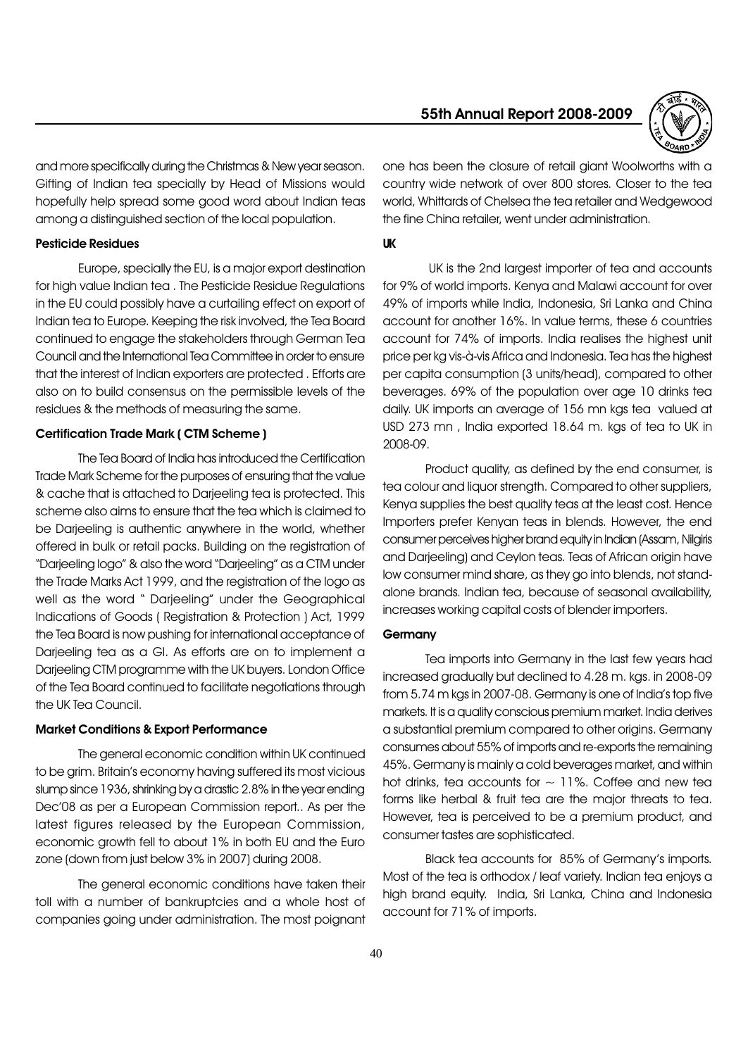and more specifically during the Christmas & New year season. Gifting of Indian tea specially by Head of Missions would hopefully help spread some good word about Indian teas among a distinguished section of the local population.

### Pesticide Residues

Europe, specially the EU, is a major export destination for high value Indian tea . The Pesticide Residue Regulations in the EU could possibly have a curtailing effect on export of Indian tea to Europe. Keeping the risk involved, the Tea Board continued to engage the stakeholders through German Tea Council and the International Tea Committee in order to ensure that the interest of Indian exporters are protected . Efforts are also on to build consensus on the permissible levels of the residues & the methods of measuring the same.

### Certification Trade Mark ( CTM Scheme )

The Tea Board of India has introduced the Certification Trade Mark Scheme for the purposes of ensuring that the value & cache that is attached to Darjeeling tea is protected. This scheme also aims to ensure that the tea which is claimed to be Darjeeling is authentic anywhere in the world, whether offered in bulk or retail packs. Building on the registration of "Darjeeling logo" & also the word "Darjeeling" as a CTM under the Trade Marks Act 1999, and the registration of the logo as well as the word " Darjeeling" under the Geographical Indications of Goods ( Registration & Protection ) Act, 1999 the Tea Board is now pushing for international acceptance of Darjeeling tea as a GI. As efforts are on to implement a Darjeeling CTM programme with the UK buyers. London Office of the Tea Board continued to facilitate negotiations through the UK Tea Council.

### Market Conditions & Export Performance

The general economic condition within UK continued to be grim. Britain's economy having suffered its most vicious slump since 1936, shrinking by a drastic 2.8% in the year ending Dec'08 as per a European Commission report.. As per the latest figures released by the European Commission, economic growth fell to about 1% in both EU and the Euro zone (down from just below 3% in 2007) during 2008.

The general economic conditions have taken their toll with a number of bankruptcies and a whole host of companies going under administration. The most poignant one has been the closure of retail giant Woolworths with a country wide network of over 800 stores. Closer to the tea world, Whittards of Chelsea the tea retailer and Wedgewood the fine China retailer, went under administration.

### UK

UK is the 2nd largest importer of tea and accounts for 9% of world imports. Kenya and Malawi account for over 49% of imports while India, Indonesia, Sri Lanka and China account for another 16%. In value terms, these 6 countries account for 74% of imports. India realises the highest unit price per kg vis-à-vis Africa and Indonesia. Tea has the highest per capita consumption (3 units/head), compared to other beverages. 69% of the population over age 10 drinks tea daily. UK imports an average of 156 mn kgs tea valued at USD 273 mn , India exported 18.64 m. kgs of tea to UK in 2008-09.

Product quality, as defined by the end consumer, is tea colour and liquor strength. Compared to other suppliers, Kenya supplies the best quality teas at the least cost. Hence Importers prefer Kenyan teas in blends. However, the end consumer perceives higher brand equity in Indian (Assam, Nilgiris and Darjeeling) and Ceylon teas. Teas of African origin have low consumer mind share, as they go into blends, not stand-alone brands. Indian tea, because of seasonal availability, increases working capital costs of blender importers.

### Germany

Tea imports into Germany in the last few years had increased gradually but declined to 4.28 m. kgs. in 2008-09 from 5.74 m kgs in 2007-08. Germany is one of India's top five markets. It is a quality conscious premium market. India derives a substantial premium compared to other origins. Germany consumes about 55% of imports and re-exports the remaining 45%. Germany is mainly a cold beverages market, and within hot drinks, tea accounts for ~ 11%. Coffee and new tea forms like herbal & fruit tea are the major threats to tea. However, tea is perceived to be a premium product, and consumer tastes are sophisticated.

Black tea accounts for 85% of Germany's imports. Most of the tea is orthodox / leaf variety. Indian tea enjoys a high brand equity. India, Sri Lanka, China and Indonesia account for 71% of imports.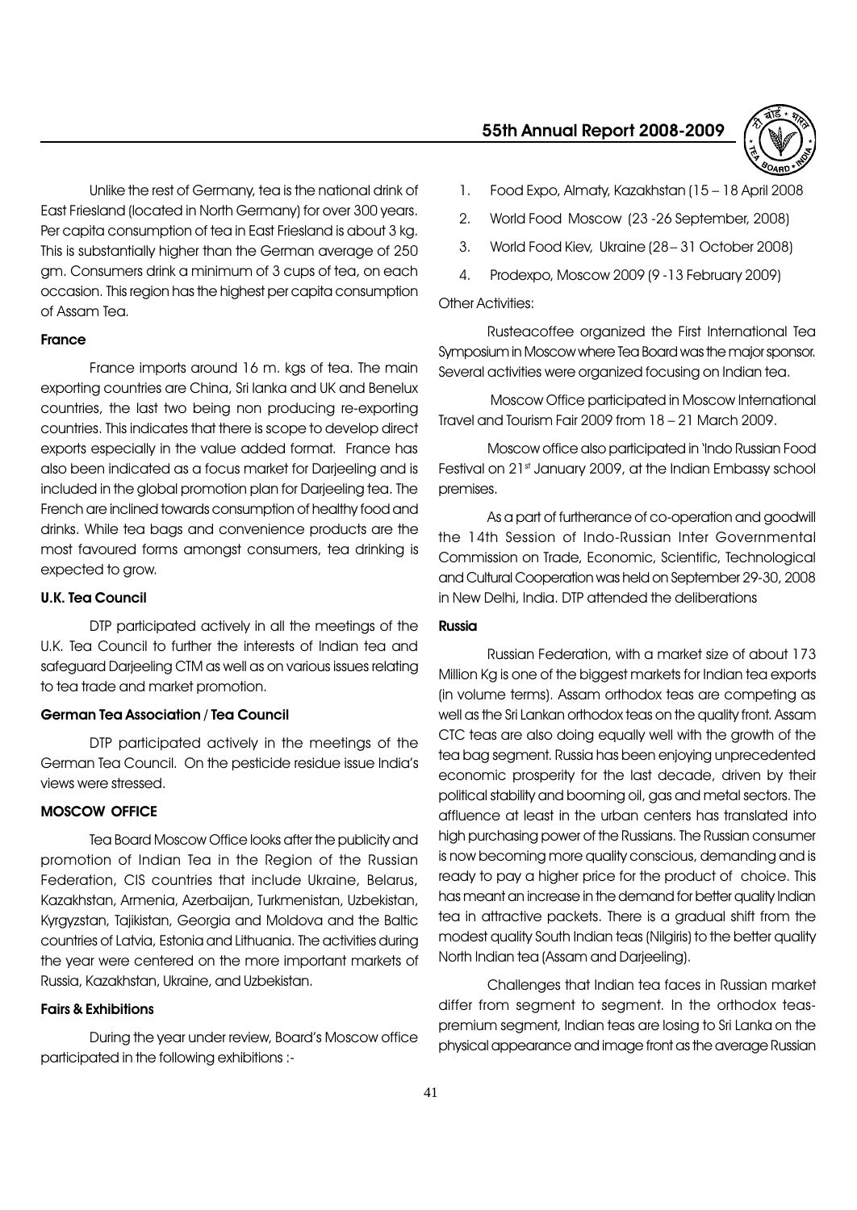Unlike the rest of Germany, tea is the national drink of East Friesland (located in North Germany) for over 300 years. Per capita consumption of tea in East Friesland is about 3 kg. This is substantially higher than the German average of 250 gm. Consumers drink a minimum of 3 cups of tea, on each occasion. This region has the highest per capita consumption of Assam Tea.

**France**

France imports around 16 m. kgs of tea. The main exporting countries are China, Sri lanka and UK and Benelux countries, the last two being non producing re-exporting countries. This indicates that there is scope to develop direct exports especially in the value added format. France has also been indicated as a focus market for Darjeeling and is included in the global promotion plan for Darjeeling tea. The French are inclined towards consumption of healthy food and drinks. While tea bags and convenience products are the most favoured forms amongst consumers, tea drinking is expected to grow.

**U.K. Tea Council**

DTP participated actively in all the meetings of the U.K. Tea Council to further the interests of Indian tea and safeguard Darjeeling CTM as well as on various issues relating to tea trade and market promotion.

**German Tea Association / Tea Council**

DTP participated actively in the meetings of the German Tea Council. On the pesticide residue issue India's views were stressed.

**MOSCOW OFFICE**

Tea Board Moscow Office looks after the publicity and promotion of Indian Tea in the Region of the Russian Federation, CIS countries that include Ukraine, Belarus, Kazakhstan, Armenia, Azerbaijan, Turkmenistan, Uzbekistan, Kyrgyzstan, Tajikistan, Georgia and Moldova and the Baltic countries of Latvia, Estonia and Lithuania. The activities during the year were centered on the more important markets of Russia, Kazakhstan, Ukraine, and Uzbekistan.

**Fairs & Exhibitions**

During the year under review, Board's Moscow office participated in the following exhibitions :-

1. Food Expo, Almaty, Kazakhstan (15 – 18 April 2008
2. World Food Moscow (23 -26 September, 2008)
3. World Food Kiev, Ukraine (28– 31 October 2008)
4. Prodexpo, Moscow 2009 (9 -13 February 2009)

Other Activities:

Rusteacoffee organized the First International Tea Symposium in Moscow where Tea Board was the major sponsor. Several activities were organized focusing on Indian tea.

Moscow Office participated in Moscow International Travel and Tourism Fair 2009 from 18 – 21 March 2009.

Moscow office also participated in 'Indo Russian Food Festival on 21st January 2009, at the Indian Embassy school premises.

As a part of furtherance of co-operation and goodwill the 14th Session of Indo-Russian Inter Governmental Commission on Trade, Economic, Scientific, Technological and Cultural Cooperation was held on September 29-30, 2008 in New Delhi, India. DTP attended the deliberations

**Russia**

Russian Federation, with a market size of about 173 Million Kg is one of the biggest markets for Indian tea exports (in volume terms). Assam orthodox teas are competing as well as the Sri Lankan orthodox teas on the quality front. Assam CTC teas are also doing equally well with the growth of the tea bag segment. Russia has been enjoying unprecedented economic prosperity for the last decade, driven by their political stability and booming oil, gas and metal sectors. The affluence at least in the urban centers has translated into high purchasing power of the Russians. The Russian consumer is now becoming more quality conscious, demanding and is ready to pay a higher price for the product of choice. This has meant an increase in the demand for better quality Indian tea in attractive packets. There is a gradual shift from the modest quality South Indian teas (Nilgiris) to the better quality North Indian tea (Assam and Darjeeling).

Challenges that Indian tea faces in Russian market differ from segment to segment. In the orthodox teas- premium segment, Indian teas are losing to Sri Lanka on the physical appearance and image front as the average Russian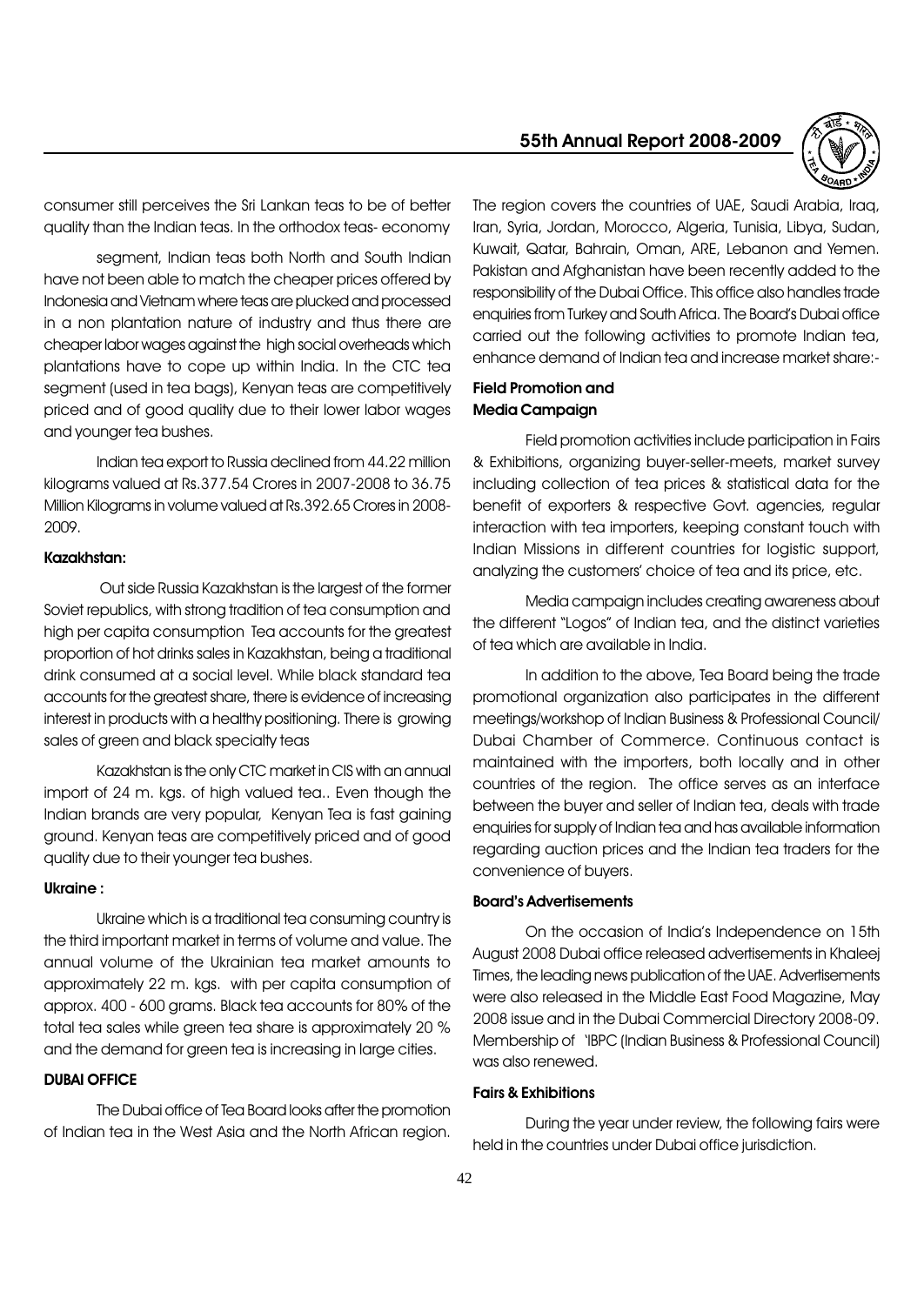consumer still perceives the Sri Lankan teas to be of better quality than the Indian teas. In the orthodox teas- economy

segment, Indian teas both North and South Indian have not been able to match the cheaper prices offered by Indonesia and Vietnam where teas are plucked and processed in a non plantation nature of industry and thus there are cheaper labor wages against the high social overheads which plantations have to cope up within India. In the CTC tea segment (used in tea bags), Kenyan teas are competitively priced and of good quality due to their lower labor wages and younger tea bushes.

Indian tea export to Russia declined from 44.22 million kilograms valued at Rs.377.54 Crores in 2007-2008 to 36.75 Million Kilograms in volume valued at Rs.392.65 Crores in 2008-2009.

**Kazakhstan:**

Out side Russia Kazakhstan is the largest of the former Soviet republics, with strong tradition of tea consumption and high per capita consumption Tea accounts for the greatest proportion of hot drinks sales in Kazakhstan, being a traditional drink consumed at a social level. While black standard tea accounts for the greatest share, there is evidence of increasing interest in products with a healthy positioning. There is growing sales of green and black specialty teas

Kazakhstan is the only CTC market in CIS with an annual import of 24 m. kgs. of high valued tea.. Even though the Indian brands are very popular, Kenyan Tea is fast gaining ground. Kenyan teas are competitively priced and of good quality due to their younger tea bushes.

**Ukraine :**

Ukraine which is a traditional tea consuming country is the third important market in terms of volume and value. The annual volume of the Ukrainian tea market amounts to approximately 22 m. kgs. with per capita consumption of approx. 400 - 600 grams. Black tea accounts for 80% of the total tea sales while green tea share is approximately 20 % and the demand for green tea is increasing in large cities.

**DUBAI OFFICE**

The Dubai office of Tea Board looks after the promotion of Indian tea in the West Asia and the North African region. The region covers the countries of UAE, Saudi Arabia, Iraq, Iran, Syria, Jordan, Morocco, Algeria, Tunisia, Libya, Sudan, Kuwait, Qatar, Bahrain, Oman, ARE, Lebanon and Yemen. Pakistan and Afghanistan have been recently added to the responsibility of the Dubai Office. This office also handles trade enquiries from Turkey and South Africa. The Board's Dubai office carried out the following activities to promote Indian tea, enhance demand of Indian tea and increase market share:-

**Field Promotion and Media Campaign**

Field promotion activities include participation in Fairs & Exhibitions, organizing buyer-seller-meets, market survey including collection of tea prices & statistical data for the benefit of exporters & respective Govt. agencies, regular interaction with tea importers, keeping constant touch with Indian Missions in different countries for logistic support, analyzing the customers' choice of tea and its price, etc.

Media campaign includes creating awareness about the different "Logos" of Indian tea, and the distinct varieties of tea which are available in India.

In addition to the above, Tea Board being the trade promotional organization also participates in the different meetings/workshop of Indian Business & Professional Council/ Dubai Chamber of Commerce. Continuous contact is maintained with the importers, both locally and in other countries of the region. The office serves as an interface between the buyer and seller of Indian tea, deals with trade enquiries for supply of Indian tea and has available information regarding auction prices and the Indian tea traders for the convenience of buyers.

**Board's Advertisements**

On the occasion of India's Independence on 15th August 2008 Dubai office released advertisements in Khaleej Times, the leading news publication of the UAE. Advertisements were also released in the Middle East Food Magazine, May 2008 issue and in the Dubai Commercial Directory 2008-09. Membership of 'IBPC (Indian Business & Professional Council) was also renewed.

**Fairs & Exhibitions**

During the year under review, the following fairs were held in the countries under Dubai office jurisdiction.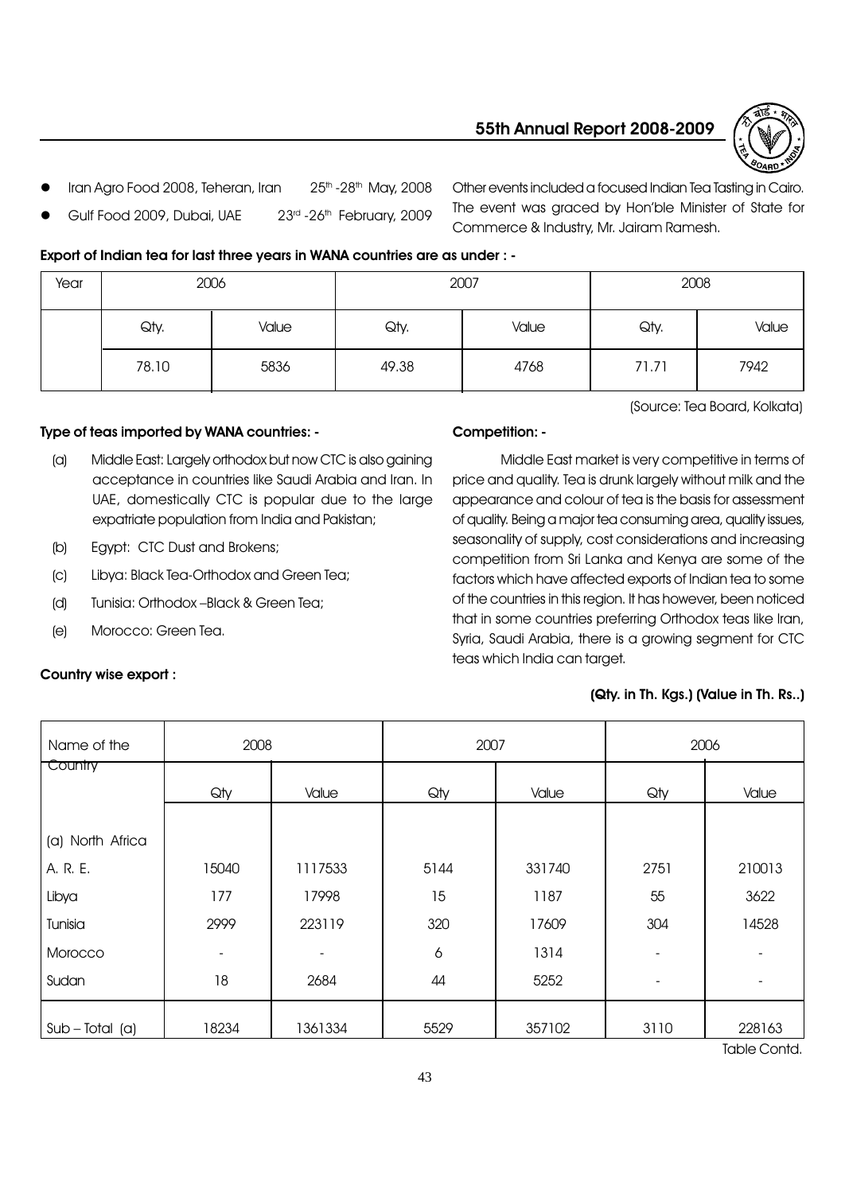- Iran Agro Food 2008, Teheran, Iran 25th -28th May, 2008
- Gulf Food 2009, Dubai, UAE 23rd -26th February, 2009

Other events included a focused Indian Tea Tasting in Cairo. The event was graced by Hon'ble Minister of State for Commerce & Industry, Mr. Jairam Ramesh.

**Export of Indian tea for last three years in WANA countries are as under : -**

| Year | 2006 | | 2007 | | 2008 | |
|---|---|---|---|---|---|---|
| | Qty. | Value | Qty. | Value | Qty. | Value |
| | 78.10 | 5836 | 49.38 | 4768 | 71.71 | 7942 |

(Source: Tea Board, Kolkata)

**Type of teas imported by WANA countries: -**

(a) Middle East: Largely orthodox but now CTC is also gaining acceptance in countries like Saudi Arabia and Iran. In UAE, domestically CTC is popular due to the large expatriate population from India and Pakistan;

(b) Egypt: CTC Dust and Brokens;

(c) Libya: Black Tea-Orthodox and Green Tea;

(d) Tunisia: Orthodox –Black & Green Tea;

(e) Morocco: Green Tea.

**Competition: -**

Middle East market is very competitive in terms of price and quality. Tea is drunk largely without milk and the appearance and colour of tea is the basis for assessment of quality. Being a major tea consuming area, quality issues, seasonality of supply, cost considerations and increasing competition from Sri Lanka and Kenya are some of the factors which have affected exports of Indian tea to some of the countries in this region. It has however, been noticed that in some countries preferring Orthodox teas like Iran, Syria, Saudi Arabia, there is a growing segment for CTC teas which India can target.

**Country wise export :**

**(Qty. in Th. Kgs.) (Value in Th. Rs..)**

| Name of the Country | 2008 | | 2007 | | 2006 | |
|---|---|---|---|---|---|---|
| | Qty | Value | Qty | Value | Qty | Value |
| (a) North Africa | | | | | | |
| A. R. E. | 15040 | 1117533 | 5144 | 331740 | 2751 | 210013 |
| Libya | 177 | 17998 | 15 | 1187 | 55 | 3622 |
| Tunisia | 2999 | 223119 | 320 | 17609 | 304 | 14528 |
| Morocco | - | - | 6 | 1314 | - | - |
| Sudan | 18 | 2684 | 44 | 5252 | - | - |
| Sub – Total (a) | 18234 | 1361334 | 5529 | 357102 | 3110 | 228163 |

Table Contd.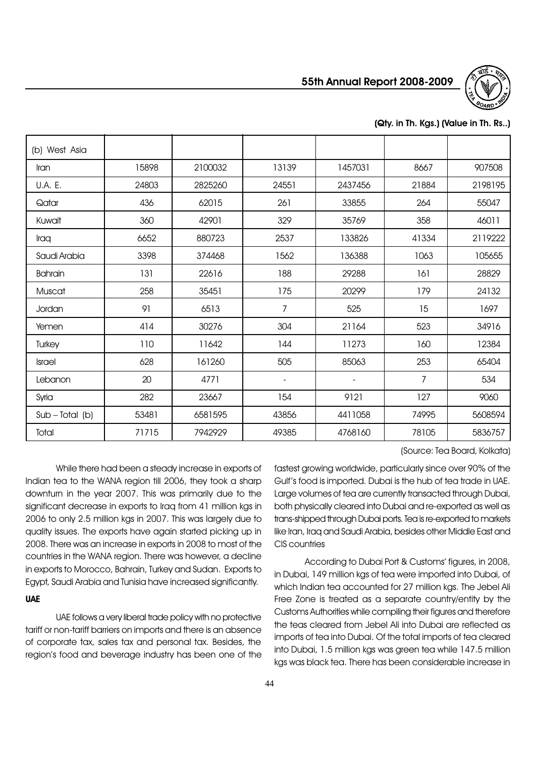(Qty. in Th. Kgs.) (Value in Th. Rs..)

| | | | | | | |
|---|---|---|---|---|---|---|
| (b) West Asia | | | | | | |
| Iran | 15898 | 2100032 | 13139 | 1457031 | 8667 | 907508 |
| U.A. E. | 24803 | 2825260 | 24551 | 2437456 | 21884 | 2198195 |
| Qatar | 436 | 62015 | 261 | 33855 | 264 | 55047 |
| Kuwait | 360 | 42901 | 329 | 35769 | 358 | 46011 |
| Iraq | 6652 | 880723 | 2537 | 133826 | 41334 | 2119222 |
| Saudi Arabia | 3398 | 374468 | 1562 | 136388 | 1063 | 105655 |
| Bahrain | 131 | 22616 | 188 | 29288 | 161 | 28829 |
| Muscat | 258 | 35451 | 175 | 20299 | 179 | 24132 |
| Jordan | 91 | 6513 | 7 | 525 | 15 | 1697 |
| Yemen | 414 | 30276 | 304 | 21164 | 523 | 34916 |
| Turkey | 110 | 11642 | 144 | 11273 | 160 | 12384 |
| Israel | 628 | 161260 | 505 | 85063 | 253 | 65404 |
| Lebanon | 20 | 4771 | - | - | 7 | 534 |
| Syria | 282 | 23667 | 154 | 9121 | 127 | 9060 |
| Sub – Total (b) | 53481 | 6581595 | 43856 | 4411058 | 74995 | 5608594 |
| Total | 71715 | 7942929 | 49385 | 4768160 | 78105 | 5836757 |

(Source: Tea Board, Kolkata)

While there had been a steady increase in exports of Indian tea to the WANA region till 2006, they took a sharp downturn in the year 2007. This was primarily due to the significant decrease in exports to Iraq from 41 million kgs in 2006 to only 2.5 million kgs in 2007. This was largely due to quality issues. The exports have again started picking up in 2008. There was an increase in exports in 2008 to most of the countries in the WANA region. There was however, a decline in exports to Morocco, Bahrain, Turkey and Sudan. Exports to Egypt, Saudi Arabia and Tunisia have increased significantly.

**UAE**

UAE follows a very liberal trade policy with no protective tariff or non-tariff barriers on imports and there is an absence of corporate tax, sales tax and personal tax. Besides, the region's food and beverage industry has been one of the fastest growing worldwide, particularly since over 90% of the Gulf's food is imported. Dubai is the hub of tea trade in UAE. Large volumes of tea are currently transacted through Dubai, both physically cleared into Dubai and re-exported as well as trans-shipped through Dubai ports. Tea is re-exported to markets like Iran, Iraq and Saudi Arabia, besides other Middle East and CIS countries

According to Dubai Port & Customs' figures, in 2008, in Dubai, 149 million kgs of tea were imported into Dubai, of which Indian tea accounted for 27 million kgs. The Jebel Ali Free Zone is treated as a separate country/entity by the Customs Authorities while compiling their figures and therefore the teas cleared from Jebel Ali into Dubai are reflected as imports of tea into Dubai. Of the total imports of tea cleared into Dubai, 1.5 million kgs was green tea while 147.5 million kgs was black tea. There has been considerable increase in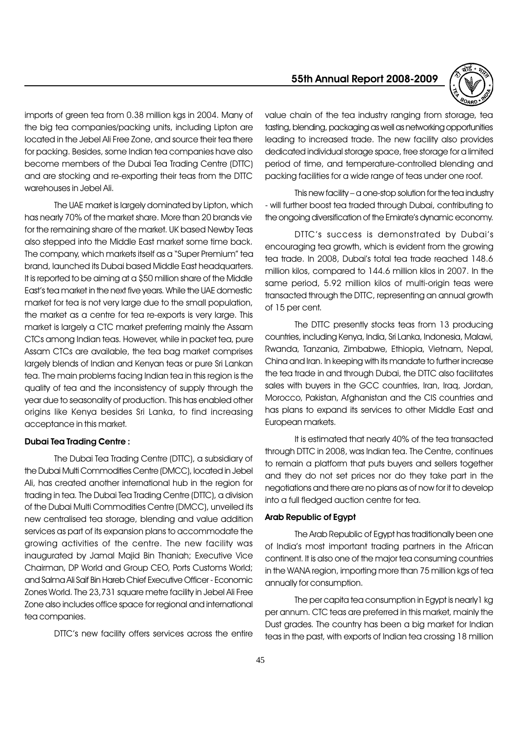imports of green tea from 0.38 million kgs in 2004. Many of the big tea companies/packing units, including Lipton are located in the Jebel Ali Free Zone, and source their tea there for packing. Besides, some Indian tea companies have also become members of the Dubai Tea Trading Centre (DTTC) and are stocking and re-exporting their teas from the DTTC warehouses in Jebel Ali.

The UAE market is largely dominated by Lipton, which has nearly 70% of the market share. More than 20 brands vie for the remaining share of the market. UK based Newby Teas also stepped into the Middle East market some time back. The company, which markets itself as a "Super Premium" tea brand, launched its Dubai based Middle East headquarters. It is reported to be aiming at a $50 million share of the Middle East's tea market in the next five years. While the UAE domestic market for tea is not very large due to the small population, the market as a centre for tea re-exports is very large. This market is largely a CTC market preferring mainly the Assam CTCs among Indian teas. However, while in packet tea, pure Assam CTCs are available, the tea bag market comprises largely blends of Indian and Kenyan teas or pure Sri Lankan tea. The main problems facing Indian tea in this region is the quality of tea and the inconsistency of supply through the year due to seasonality of production. This has enabled other origins like Kenya besides Sri Lanka, to find increasing acceptance in this market.

**Dubai Tea Trading Centre :**

The Dubai Tea Trading Centre (DTTC), a subsidiary of the Dubai Multi Commodities Centre (DMCC), located in Jebel Ali, has created another international hub in the region for trading in tea. The Dubai Tea Trading Centre (DTTC), a division of the Dubai Multi Commodities Centre (DMCC), unveiled its new centralised tea storage, blending and value addition services as part of its expansion plans to accommodate the growing activities of the centre. The new facility was inaugurated by Jamal Majid Bin Thaniah; Executive Vice Chairman, DP World and Group CEO, Ports Customs World; and Salma Ali Saif Bin Hareb Chief Executive Officer - Economic Zones World. The 23,731 square metre facility in Jebel Ali Free Zone also includes office space for regional and international tea companies.

DTTC's new facility offers services across the entire value chain of the tea industry ranging from storage, tea tasting, blending, packaging as well as networking opportunities leading to increased trade. The new facility also provides dedicated individual storage space, free storage for a limited period of time, and temperature-controlled blending and packing facilities for a wide range of teas under one roof.

This new facility – a one-stop solution for the tea industry - will further boost tea traded through Dubai, contributing to the ongoing diversification of the Emirate's dynamic economy.

DTTC's success is demonstrated by Dubai's encouraging tea growth, which is evident from the growing tea trade. In 2008, Dubai's total tea trade reached 148.6 million kilos, compared to 144.6 million kilos in 2007. In the same period, 5.92 million kilos of multi-origin teas were transacted through the DTTC, representing an annual growth of 15 per cent.

The DTTC presently stocks teas from 13 producing countries, including Kenya, India, Sri Lanka, Indonesia, Malawi, Rwanda, Tanzania, Zimbabwe, Ethiopia, Vietnam, Nepal, China and Iran. In keeping with its mandate to further increase the tea trade in and through Dubai, the DTTC also facilitates sales with buyers in the GCC countries, Iran, Iraq, Jordan, Morocco, Pakistan, Afghanistan and the CIS countries and has plans to expand its services to other Middle East and European markets.

It is estimated that nearly 40% of the tea transacted through DTTC in 2008, was Indian tea. The Centre, continues to remain a platform that puts buyers and sellers together and they do not set prices nor do they take part in the negotiations and there are no plans as of now for it to develop into a full fledged auction centre for tea.

**Arab Republic of Egypt**

The Arab Republic of Egypt has traditionally been one of India's most important trading partners in the African continent. It is also one of the major tea consuming countries in the WANA region, importing more than 75 million kgs of tea annually for consumption.

The per capita tea consumption in Egypt is nearly1 kg per annum. CTC teas are preferred in this market, mainly the Dust grades. The country has been a big market for Indian teas in the past, with exports of Indian tea crossing 18 million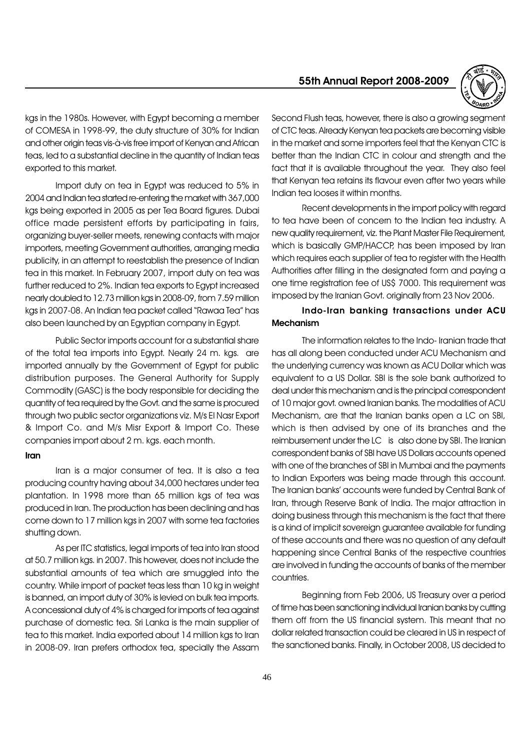kgs in the 1980s. However, with Egypt becoming a member of COMESA in 1998-99, the duty structure of 30% for Indian and other origin teas vis-à-vis free import of Kenyan and African teas, led to a substantial decline in the quantity of Indian teas exported to this market.

Import duty on tea in Egypt was reduced to 5% in 2004 and Indian tea started re-entering the market with 367,000 kgs being exported in 2005 as per Tea Board figures. Dubai office made persistent efforts by participating in fairs, organizing buyer-seller meets, renewing contacts with major importers, meeting Government authorities, arranging media publicity, in an attempt to reestablish the presence of Indian tea in this market. In February 2007, import duty on tea was further reduced to 2%. Indian tea exports to Egypt increased nearly doubled to 12.73 million kgs in 2008-09, from 7.59 million kgs in 2007-08. An Indian tea packet called "Rawaa Tea" has also been launched by an Egyptian company in Egypt.

Public Sector imports account for a substantial share of the total tea imports into Egypt. Nearly 24 m. kgs. are imported annually by the Government of Egypt for public distribution purposes. The General Authority for Supply Commodity (GASC) is the body responsible for deciding the quantity of tea required by the Govt. and the same is procured through two public sector organizations viz. M/s El Nasr Export & Import Co. and M/s Misr Export & Import Co. These companies import about 2 m. kgs. each month.

**Iran**

Iran is a major consumer of tea. It is also a tea producing country having about 34,000 hectares under tea plantation. In 1998 more than 65 million kgs of tea was produced in Iran. The production has been declining and has come down to 17 million kgs in 2007 with some tea factories shutting down.

As per ITC statistics, legal imports of tea into Iran stood at 50.7 million kgs. in 2007. This however, does not include the substantial amounts of tea which are smuggled into the country. While import of packet teas less than 10 kg in weight is banned, an import duty of 30% is levied on bulk tea imports. A concessional duty of 4% is charged for imports of tea against purchase of domestic tea. Sri Lanka is the main supplier of tea to this market. India exported about 14 million kgs to Iran in 2008-09. Iran prefers orthodox tea, specially the Assam Second Flush teas, however, there is also a growing segment of CTC teas. Already Kenyan tea packets are becoming visible in the market and some importers feel that the Kenyan CTC is better than the Indian CTC in colour and strength and the fact that it is available throughout the year. They also feel that Kenyan tea retains its flavour even after two years while Indian tea looses it within months.

Recent developments in the import policy with regard to tea have been of concern to the Indian tea industry. A new quality requirement, viz. the Plant Master File Requirement, which is basically GMP/HACCP, has been imposed by Iran which requires each supplier of tea to register with the Health Authorities after filling in the designated form and paying a one time registration fee of US$ 7000. This requirement was imposed by the Iranian Govt. originally from 23 Nov 2006.

**Indo-Iran banking transactions under ACU Mechanism**

The information relates to the Indo- Iranian trade that has all along been conducted under ACU Mechanism and the underlying currency was known as ACU Dollar which was equivalent to a US Dollar. SBI is the sole bank authorized to deal under this mechanism and is the principal correspondent of 10 major govt. owned Iranian banks. The modalities of ACU Mechanism, are that the Iranian banks open a LC on SBI, which is then advised by one of its branches and the reimbursement under the LC is also done by SBI. The Iranian correspondent banks of SBI have US Dollars accounts opened with one of the branches of SBI in Mumbai and the payments to Indian Exporters was being made through this account. The Iranian banks' accounts were funded by Central Bank of Iran, through Reserve Bank of India. The major attraction in doing business through this mechanism is the fact that there is a kind of implicit sovereign guarantee available for funding of these accounts and there was no question of any default happening since Central Banks of the respective countries are involved in funding the accounts of banks of the member countries.

Beginning from Feb 2006, US Treasury over a period of time has been sanctioning individual Iranian banks by cutting them off from the US financial system. This meant that no dollar related transaction could be cleared in US in respect of the sanctioned banks. Finally, in October 2008, US decided to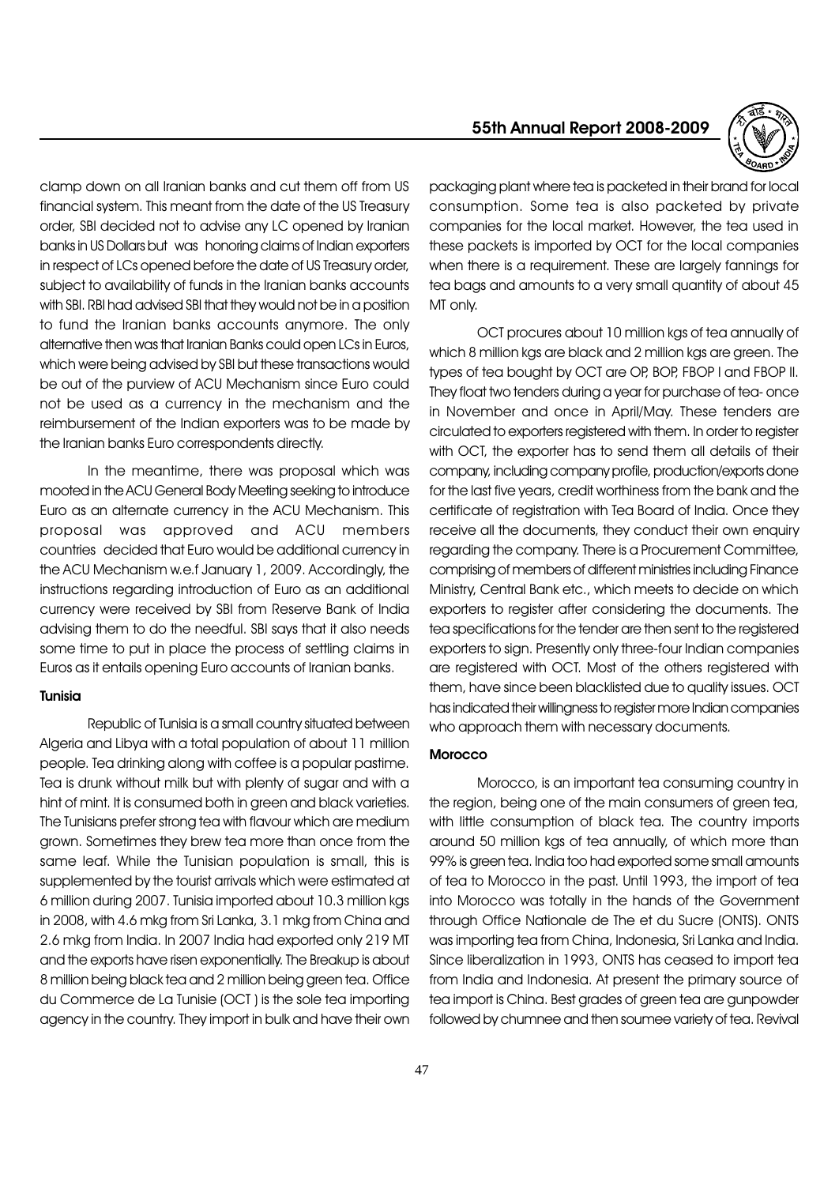clamp down on all Iranian banks and cut them off from US financial system. This meant from the date of the US Treasury order, SBI decided not to advise any LC opened by Iranian banks in US Dollars but was honoring claims of Indian exporters in respect of LCs opened before the date of US Treasury order, subject to availability of funds in the Iranian banks accounts with SBI. RBI had advised SBI that they would not be in a position to fund the Iranian banks accounts anymore. The only alternative then was that Iranian Banks could open LCs in Euros, which were being advised by SBI but these transactions would be out of the purview of ACU Mechanism since Euro could not be used as a currency in the mechanism and the reimbursement of the Indian exporters was to be made by the Iranian banks Euro correspondents directly.

In the meantime, there was proposal which was mooted in the ACU General Body Meeting seeking to introduce Euro as an alternate currency in the ACU Mechanism. This proposal was approved and ACU members countries decided that Euro would be additional currency in the ACU Mechanism w.e.f January 1, 2009. Accordingly, the instructions regarding introduction of Euro as an additional currency were received by SBI from Reserve Bank of India advising them to do the needful. SBI says that it also needs some time to put in place the process of settling claims in Euros as it entails opening Euro accounts of Iranian banks.

**Tunisia**

Republic of Tunisia is a small country situated between Algeria and Libya with a total population of about 11 million people. Tea drinking along with coffee is a popular pastime. Tea is drunk without milk but with plenty of sugar and with a hint of mint. It is consumed both in green and black varieties. The Tunisians prefer strong tea with flavour which are medium grown. Sometimes they brew tea more than once from the same leaf. While the Tunisian population is small, this is supplemented by the tourist arrivals which were estimated at 6 million during 2007. Tunisia imported about 10.3 million kgs in 2008, with 4.6 mkg from Sri Lanka, 3.1 mkg from China and 2.6 mkg from India. In 2007 India had exported only 219 MT and the exports have risen exponentially. The Breakup is about 8 million being black tea and 2 million being green tea. Office du Commerce de La Tunisie (OCT ) is the sole tea importing agency in the country. They import in bulk and have their own packaging plant where tea is packeted in their brand for local consumption. Some tea is also packeted by private companies for the local market. However, the tea used in these packets is imported by OCT for the local companies when there is a requirement. These are largely fannings for tea bags and amounts to a very small quantity of about 45 MT only.

OCT procures about 10 million kgs of tea annually of which 8 million kgs are black and 2 million kgs are green. The types of tea bought by OCT are OP, BOP, FBOP I and FBOP II. They float two tenders during a year for purchase of tea- once in November and once in April/May. These tenders are circulated to exporters registered with them. In order to register with OCT, the exporter has to send them all details of their company, including company profile, production/exports done for the last five years, credit worthiness from the bank and the certificate of registration with Tea Board of India. Once they receive all the documents, they conduct their own enquiry regarding the company. There is a Procurement Committee, comprising of members of different ministries including Finance Ministry, Central Bank etc., which meets to decide on which exporters to register after considering the documents. The tea specifications for the tender are then sent to the registered exporters to sign. Presently only three-four Indian companies are registered with OCT. Most of the others registered with them, have since been blacklisted due to quality issues. OCT has indicated their willingness to register more Indian companies who approach them with necessary documents.

**Morocco**

Morocco, is an important tea consuming country in the region, being one of the main consumers of green tea, with little consumption of black tea. The country imports around 50 million kgs of tea annually, of which more than 99% is green tea. India too had exported some small amounts of tea to Morocco in the past. Until 1993, the import of tea into Morocco was totally in the hands of the Government through Office Nationale de The et du Sucre (ONTS). ONTS was importing tea from China, Indonesia, Sri Lanka and India. Since liberalization in 1993, ONTS has ceased to import tea from India and Indonesia. At present the primary source of tea import is China. Best grades of green tea are gunpowder followed by chumnee and then soumee variety of tea. Revival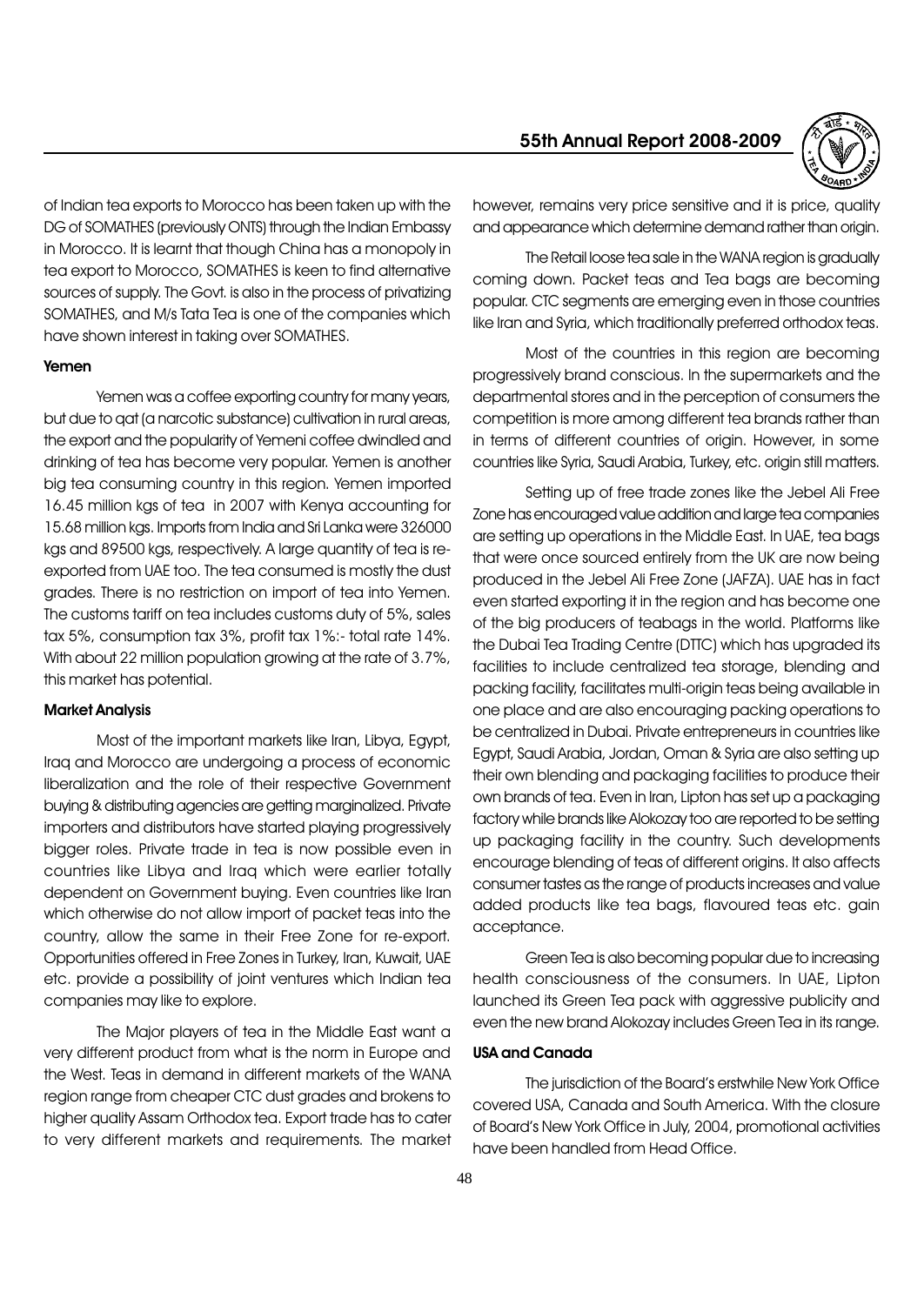of Indian tea exports to Morocco has been taken up with the DG of SOMATHES (previously ONTS) through the Indian Embassy in Morocco. It is learnt that though China has a monopoly in tea export to Morocco, SOMATHES is keen to find alternative sources of supply. The Govt. is also in the process of privatizing SOMATHES, and M/s Tata Tea is one of the companies which have shown interest in taking over SOMATHES.

**Yemen**

Yemen was a coffee exporting country for many years, but due to qat (a narcotic substance) cultivation in rural areas, the export and the popularity of Yemeni coffee dwindled and drinking of tea has become very popular. Yemen is another big tea consuming country in this region. Yemen imported 16.45 million kgs of tea in 2007 with Kenya accounting for 15.68 million kgs. Imports from India and Sri Lanka were 326000 kgs and 89500 kgs, respectively. A large quantity of tea is re-exported from UAE too. The tea consumed is mostly the dust grades. There is no restriction on import of tea into Yemen. The customs tariff on tea includes customs duty of 5%, sales tax 5%, consumption tax 3%, profit tax 1%:- total rate 14%. With about 22 million population growing at the rate of 3.7%, this market has potential.

**Market Analysis**

Most of the important markets like Iran, Libya, Egypt, Iraq and Morocco are undergoing a process of economic liberalization and the role of their respective Government buying & distributing agencies are getting marginalized. Private importers and distributors have started playing progressively bigger roles. Private trade in tea is now possible even in countries like Libya and Iraq which were earlier totally dependent on Government buying. Even countries like Iran which otherwise do not allow import of packet teas into the country, allow the same in their Free Zone for re-export. Opportunities offered in Free Zones in Turkey, Iran, Kuwait, UAE etc. provide a possibility of joint ventures which Indian tea companies may like to explore.

The Major players of tea in the Middle East want a very different product from what is the norm in Europe and the West. Teas in demand in different markets of the WANA region range from cheaper CTC dust grades and brokens to higher quality Assam Orthodox tea. Export trade has to cater to very different markets and requirements. The market however, remains very price sensitive and it is price, quality and appearance which determine demand rather than origin.

The Retail loose tea sale in the WANA region is gradually coming down. Packet teas and Tea bags are becoming popular. CTC segments are emerging even in those countries like Iran and Syria, which traditionally preferred orthodox teas.

Most of the countries in this region are becoming progressively brand conscious. In the supermarkets and the departmental stores and in the perception of consumers the competition is more among different tea brands rather than in terms of different countries of origin. However, in some countries like Syria, Saudi Arabia, Turkey, etc. origin still matters.

Setting up of free trade zones like the Jebel Ali Free Zone has encouraged value addition and large tea companies are setting up operations in the Middle East. In UAE, tea bags that were once sourced entirely from the UK are now being produced in the Jebel Ali Free Zone (JAFZA). UAE has in fact even started exporting it in the region and has become one of the big producers of teabags in the world. Platforms like the Dubai Tea Trading Centre (DTTC) which has upgraded its facilities to include centralized tea storage, blending and packing facility, facilitates multi-origin teas being available in one place and are also encouraging packing operations to be centralized in Dubai. Private entrepreneurs in countries like Egypt, Saudi Arabia, Jordan, Oman & Syria are also setting up their own blending and packaging facilities to produce their own brands of tea. Even in Iran, Lipton has set up a packaging factory while brands like Alokozay too are reported to be setting up packaging facility in the country. Such developments encourage blending of teas of different origins. It also affects consumer tastes as the range of products increases and value added products like tea bags, flavoured teas etc. gain acceptance.

Green Tea is also becoming popular due to increasing health consciousness of the consumers. In UAE, Lipton launched its Green Tea pack with aggressive publicity and even the new brand Alokozay includes Green Tea in its range.

**USA and Canada**

The jurisdiction of the Board's erstwhile New York Office covered USA, Canada and South America. With the closure of Board's New York Office in July, 2004, promotional activities have been handled from Head Office.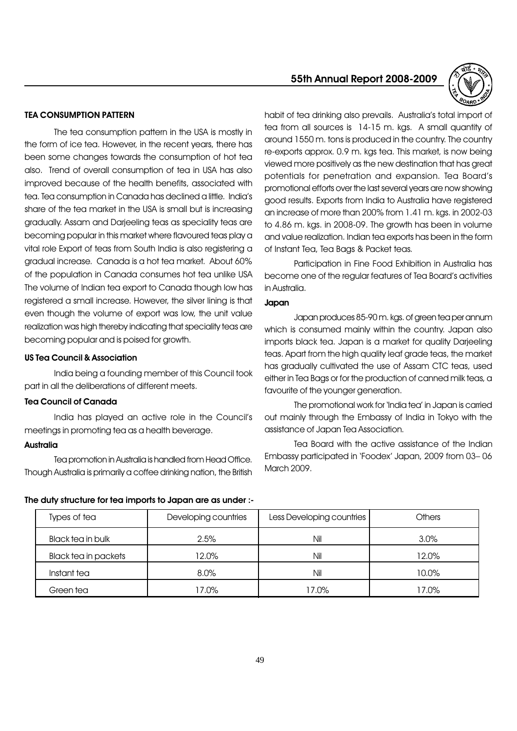**TEA CONSUMPTION PATTERN**

The tea consumption pattern in the USA is mostly in the form of ice tea. However, in the recent years, there has been some changes towards the consumption of hot tea also. Trend of overall consumption of tea in USA has also improved because of the health benefits, associated with tea. Tea consumption in Canada has declined a little. India's share of the tea market in the USA is small but is increasing gradually. Assam and Darjeeling teas as speciality teas are becoming popular in this market where flavoured teas play a vital role Export of teas from South India is also registering a gradual increase. Canada is a hot tea market. About 60% of the population in Canada consumes hot tea unlike USA The volume of Indian tea export to Canada though low has registered a small increase. However, the silver lining is that even though the volume of export was low, the unit value realization was high thereby indicating that speciality teas are becoming popular and is poised for growth.

**US Tea Council & Association**

India being a founding member of this Council took part in all the deliberations of different meets.

**Tea Council of Canada**

India has played an active role in the Council's meetings in promoting tea as a health beverage.

**Australia**

Tea promotion in Australia is handled from Head Office. Though Australia is primarily a coffee drinking nation, the British habit of tea drinking also prevails. Australia's total import of tea from all sources is 14-15 m. kgs. A small quantity of around 1550 m. tons is produced in the country. The country re-exports approx. 0.9 m. kgs tea. This market, is now being viewed more positively as the new destination that has great potentials for penetration and expansion. Tea Board's promotional efforts over the last several years are now showing good results. Exports from India to Australia have registered an increase of more than 200% from 1.41 m. kgs. in 2002-03 to 4.86 m. kgs. in 2008-09. The growth has been in volume and value realization. Indian tea exports has been in the form of Instant Tea, Tea Bags & Packet teas.

Participation in Fine Food Exhibition in Australia has become one of the regular features of Tea Board's activities in Australia.

**Japan**

Japan produces 85-90 m. kgs. of green tea per annum which is consumed mainly within the country. Japan also imports black tea. Japan is a market for quality Darjeeling teas. Apart from the high quality leaf grade teas, the market has gradually cultivated the use of Assam CTC teas, used either in Tea Bags or for the production of canned milk teas, a favourite of the younger generation.

The promotional work for 'India tea' in Japan is carried out mainly through the Embassy of India in Tokyo with the assistance of Japan Tea Association.

Tea Board with the active assistance of the Indian Embassy participated in 'Foodex' Japan, 2009 from 03– 06 March 2009.

**The duty structure for tea imports to Japan are as under :-**

| Types of tea | Developing countries | Less Developing countries | Others |
|---|---|---|---|
| Black tea in bulk | 2.5% | Nil | 3.0% |
| Black tea in packets | 12.0% | Nil | 12.0% |
| Instant tea | 8.0% | Nil | 10.0% |
| Green tea | 17.0% | 17.0% | 17.0% |